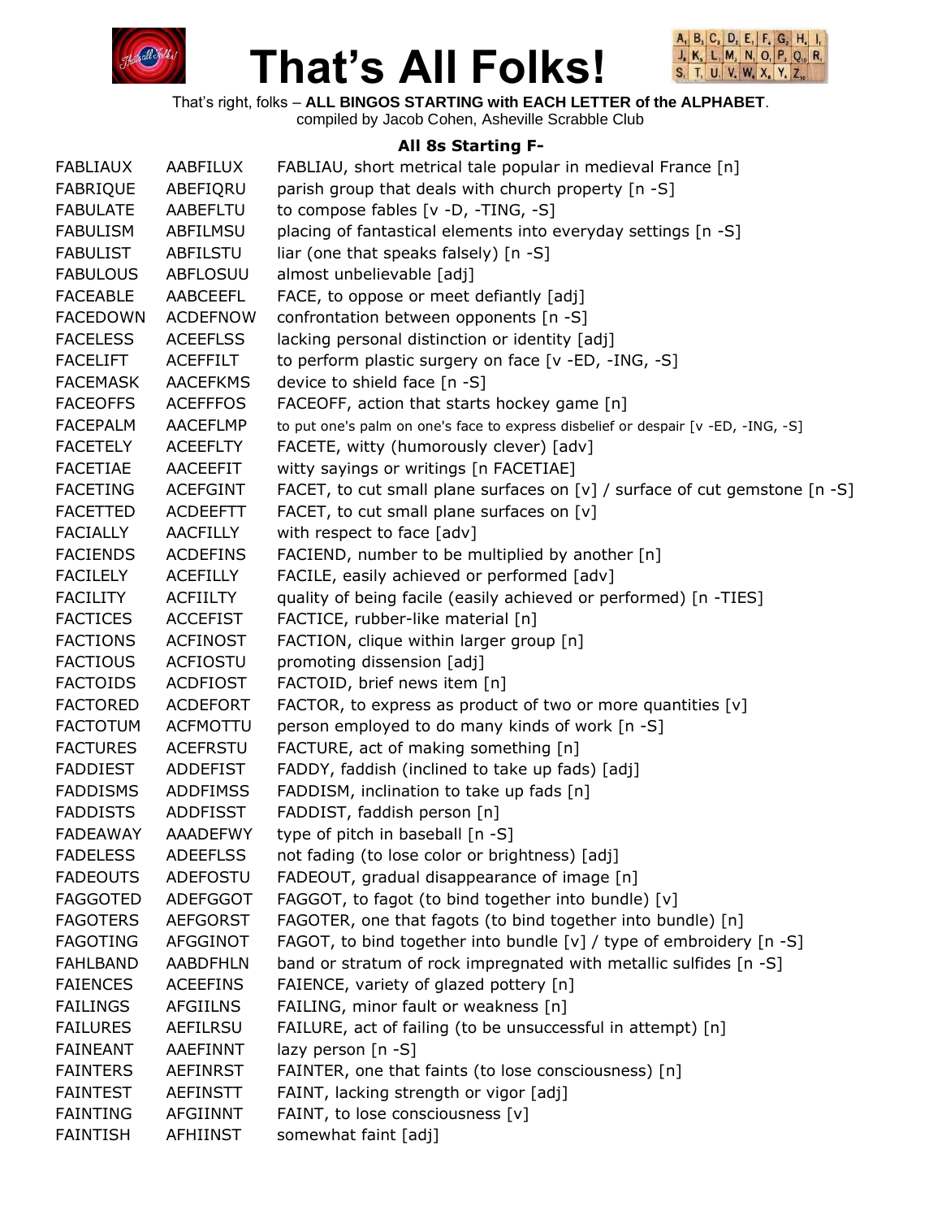# That's All Folks!

That's right, folks – **ALL BINGOS STARTING with EACH LETTER of the ALPHABET**.
compiled by Jacob Cohen, Asheville Scrabble Club

### All 8s Starting F-

| | | |
|---|---|---|
| FABLIAUX | AABFILUX | FABLIAU, short metrical tale popular in medieval France [n] |
| FABRIQUE | ABEFIQRU | parish group that deals with church property [n -S] |
| FABULATE | AABEFLTU | to compose fables [v -D, -TING, -S] |
| FABULISM | ABFILMSU | placing of fantastical elements into everyday settings [n -S] |
| FABULIST | ABFILSTU | liar (one that speaks falsely) [n -S] |
| FABULOUS | ABFLOSUU | almost unbelievable [adj] |
| FACEABLE | AABCEEFL | FACE, to oppose or meet defiantly [adj] |
| FACEDOWN | ACDEFNOW | confrontation between opponents [n -S] |
| FACELESS | ACEEFLSS | lacking personal distinction or identity [adj] |
| FACELIFT | ACEFFILT | to perform plastic surgery on face [v -ED, -ING, -S] |
| FACEMASK | AACEFKMS | device to shield face [n -S] |
| FACEOFFS | ACEFFFOS | FACEOFF, action that starts hockey game [n] |
| FACEPALM | AACEFLMP | to put one's palm on one's face to express disbelief or despair [v -ED, -ING, -S] |
| FACETELY | ACEEFLTY | FACETE, witty (humorously clever) [adv] |
| FACETIAE | AACEEFIT | witty sayings or writings [n FACETIAE] |
| FACETING | ACEFGINT | FACET, to cut small plane surfaces on [v] / surface of cut gemstone [n -S] |
| FACETTED | ACDEEFTT | FACET, to cut small plane surfaces on [v] |
| FACIALLY | AACFILLY | with respect to face [adv] |
| FACIENDS | ACDEFINS | FACIEND, number to be multiplied by another [n] |
| FACILELY | ACEFILLY | FACILE, easily achieved or performed [adv] |
| FACILITY | ACFIILTY | quality of being facile (easily achieved or performed) [n -TIES] |
| FACTICES | ACCEFIST | FACTICE, rubber-like material [n] |
| FACTIONS | ACFINOST | FACTION, clique within larger group [n] |
| FACTIOUS | ACFIOSTU | promoting dissension [adj] |
| FACTOIDS | ACDFIOST | FACTOID, brief news item [n] |
| FACTORED | ACDEFORT | FACTOR, to express as product of two or more quantities [v] |
| FACTOTUM | ACFMOTTU | person employed to do many kinds of work [n -S] |
| FACTURES | ACEFRSTU | FACTURE, act of making something [n] |
| FADDIEST | ADDEFIST | FADDY, faddish (inclined to take up fads) [adj] |
| FADDISMS | ADDFIMSS | FADDISM, inclination to take up fads [n] |
| FADDISTS | ADDFISST | FADDIST, faddish person [n] |
| FADEAWAY | AAADEFWY | type of pitch in baseball [n -S] |
| FADELESS | ADEEFLSS | not fading (to lose color or brightness) [adj] |
| FADEOUTS | ADEFOSTU | FADEOUT, gradual disappearance of image [n] |
| FAGGOTED | ADEFGGOT | FAGGOT, to fagot (to bind together into bundle) [v] |
| FAGOTERS | AEFGORST | FAGOTER, one that fagots (to bind together into bundle) [n] |
| FAGOTING | AFGGINOT | FAGOT, to bind together into bundle [v] / type of embroidery [n -S] |
| FAHLBAND | AABDFHLN | band or stratum of rock impregnated with metallic sulfides [n -S] |
| FAIENCES | ACEEFINS | FAIENCE, variety of glazed pottery [n] |
| FAILINGS | AFGIILNS | FAILING, minor fault or weakness [n] |
| FAILURES | AEFILRSU | FAILURE, act of failing (to be unsuccessful in attempt) [n] |
| FAINEANT | AAEFINNT | lazy person [n -S] |
| FAINTERS | AEFINRST | FAINTER, one that faints (to lose consciousness) [n] |
| FAINTEST | AEFINSTT | FAINT, lacking strength or vigor [adj] |
| FAINTING | AFGIINNT | FAINT, to lose consciousness [v] |
| FAINTISH | AFHIINST | somewhat faint [adj] |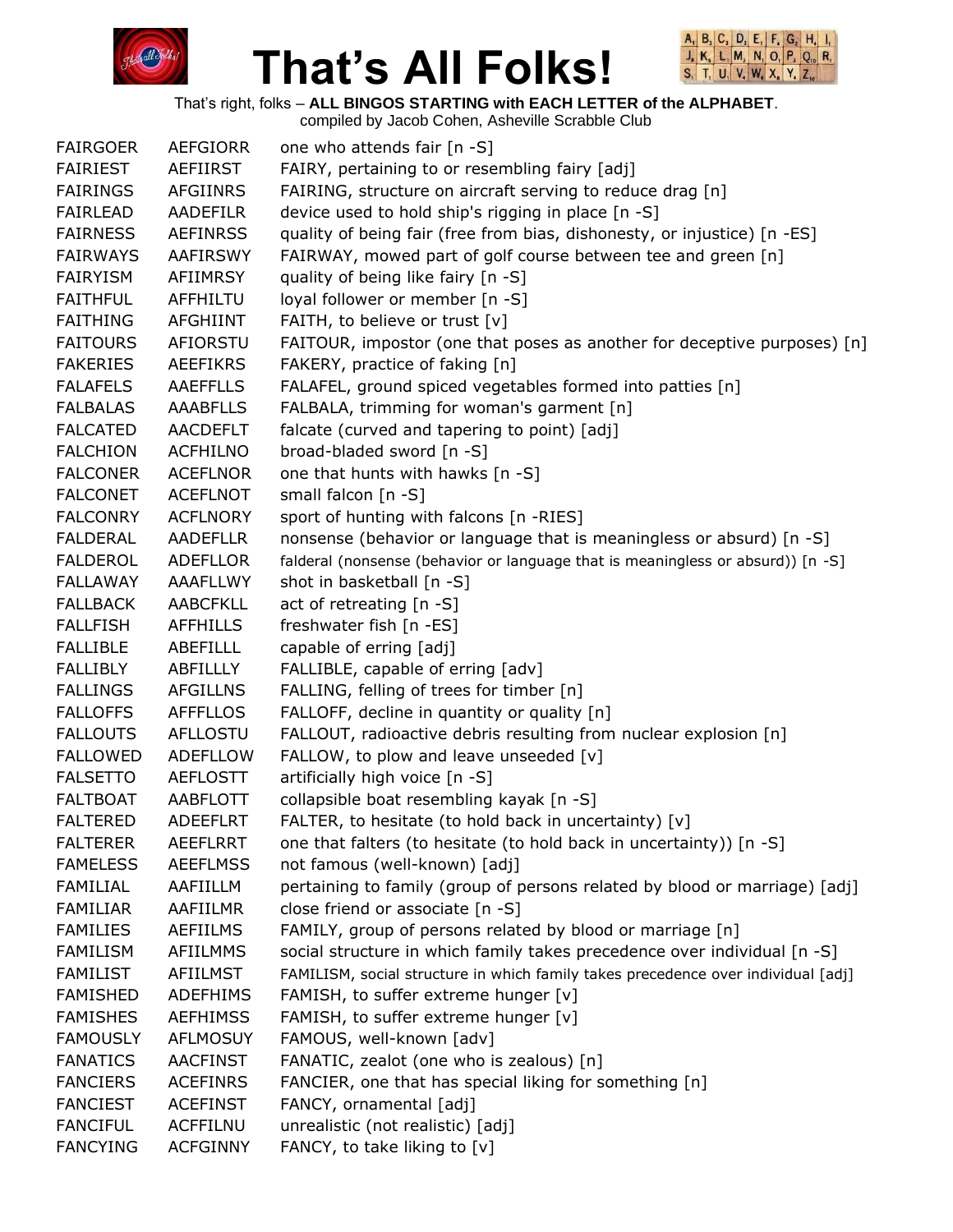# That's All Folks!

That's right, folks – **ALL BINGOS STARTING with EACH LETTER of the ALPHABET**.
compiled by Jacob Cohen, Asheville Scrabble Club

| | | |
|---|---|---|
| FAIRGOER | AEFGIORR | one who attends fair [n -S] |
| FAIRIEST | AEFIIRST | FAIRY, pertaining to or resembling fairy [adj] |
| FAIRINGS | AFGIINRS | FAIRING, structure on aircraft serving to reduce drag [n] |
| FAIRLEAD | AADEFILR | device used to hold ship's rigging in place [n -S] |
| FAIRNESS | AEFINRSS | quality of being fair (free from bias, dishonesty, or injustice) [n -ES] |
| FAIRWAYS | AAFIRSWY | FAIRWAY, mowed part of golf course between tee and green [n] |
| FAIRYISM | AFIIMRSY | quality of being like fairy [n -S] |
| FAITHFUL | AFFHILTU | loyal follower or member [n -S] |
| FAITHING | AFGHIINT | FAITH, to believe or trust [v] |
| FAITOURS | AFIORSTU | FAITOUR, impostor (one that poses as another for deceptive purposes) [n] |
| FAKERIES | AEEFIKRS | FAKERY, practice of faking [n] |
| FALAFELS | AAEFFLLS | FALAFEL, ground spiced vegetables formed into patties [n] |
| FALBALAS | AAABFLLS | FALBALA, trimming for woman's garment [n] |
| FALCATED | AACDEFLT | falcate (curved and tapering to point) [adj] |
| FALCHION | ACFHILNO | broad-bladed sword [n -S] |
| FALCONER | ACEFLNOR | one that hunts with hawks [n -S] |
| FALCONET | ACEFLNOT | small falcon [n -S] |
| FALCONRY | ACFLNORY | sport of hunting with falcons [n -RIES] |
| FALDERAL | AADEFLLR | nonsense (behavior or language that is meaningless or absurd) [n -S] |
| FALDEROL | ADEFLLOR | falderal (nonsense (behavior or language that is meaningless or absurd)) [n -S] |
| FALLAWAY | AAAFLLWY | shot in basketball [n -S] |
| FALLBACK | AABCFKLL | act of retreating [n -S] |
| FALLFISH | AFFHILLS | freshwater fish [n -ES] |
| FALLIBLE | ABEFILLL | capable of erring [adj] |
| FALLIBLY | ABFILLLY | FALLIBLE, capable of erring [adv] |
| FALLINGS | AFGILLNS | FALLING, felling of trees for timber [n] |
| FALLOFFS | AFFFLLOS | FALLOFF, decline in quantity or quality [n] |
| FALLOUTS | AFLLOSTU | FALLOUT, radioactive debris resulting from nuclear explosion [n] |
| FALLOWED | ADEFLLOW | FALLOW, to plow and leave unseeded [v] |
| FALSETTO | AEFLOSTT | artificially high voice [n -S] |
| FALTBOAT | AABFLOTT | collapsible boat resembling kayak [n -S] |
| FALTERED | ADEEFLRT | FALTER, to hesitate (to hold back in uncertainty) [v] |
| FALTERER | AEEFLRRT | one that falters (to hesitate (to hold back in uncertainty)) [n -S] |
| FAMELESS | AEEFLMSS | not famous (well-known) [adj] |
| FAMILIAL | AAFIILLM | pertaining to family (group of persons related by blood or marriage) [adj] |
| FAMILIAR | AAFIILMR | close friend or associate [n -S] |
| FAMILIES | AEFIILMS | FAMILY, group of persons related by blood or marriage [n] |
| FAMILISM | AFIILMMS | social structure in which family takes precedence over individual [n -S] |
| FAMILIST | AFIILMST | FAMILISM, social structure in which family takes precedence over individual [adj] |
| FAMISHED | ADEFHIMS | FAMISH, to suffer extreme hunger [v] |
| FAMISHES | AEFHIMSS | FAMISH, to suffer extreme hunger [v] |
| FAMOUSLY | AFLMOSUY | FAMOUS, well-known [adv] |
| FANATICS | AACFINST | FANATIC, zealot (one who is zealous) [n] |
| FANCIERS | ACEFINRS | FANCIER, one that has special liking for something [n] |
| FANCIEST | ACEFINST | FANCY, ornamental [adj] |
| FANCIFUL | ACFFILNU | unrealistic (not realistic) [adj] |
| FANCYING | ACFGINNY | FANCY, to take liking to [v] |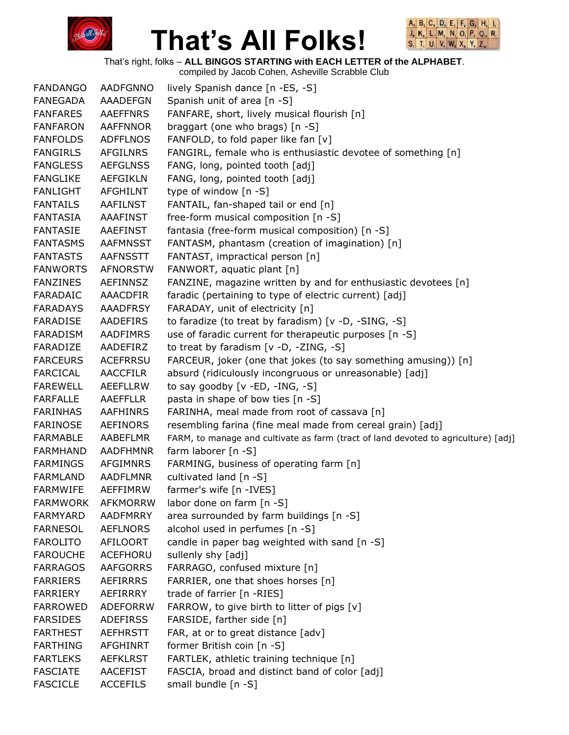# That's All Folks!

That's right, folks – **ALL BINGOS STARTING with EACH LETTER of the ALPHABET**.
compiled by Jacob Cohen, Asheville Scrabble Club

| | | |
|---|---|---|
| FANDANGO | AADFGNNO | lively Spanish dance [n -ES, -S] |
| FANEGADA | AAADEFGN | Spanish unit of area [n -S] |
| FANFARES | AAEFFNRS | FANFARE, short, lively musical flourish [n] |
| FANFARON | AAFFNNOR | braggart (one who brags) [n -S] |
| FANFOLDS | ADFFLNOS | FANFOLD, to fold paper like fan [v] |
| FANGIRLS | AFGILNRS | FANGIRL, female who is enthusiastic devotee of something [n] |
| FANGLESS | AEFGLNSS | FANG, long, pointed tooth [adj] |
| FANGLIKE | AEFGIKLN | FANG, long, pointed tooth [adj] |
| FANLIGHT | AFGHILNT | type of window [n -S] |
| FANTAILS | AAFILNST | FANTAIL, fan-shaped tail or end [n] |
| FANTASIA | AAAFINST | free-form musical composition [n -S] |
| FANTASIE | AAEFINST | fantasia (free-form musical composition) [n -S] |
| FANTASMS | AAFMNSST | FANTASM, phantasm (creation of imagination) [n] |
| FANTASTS | AAFNSSTT | FANTAST, impractical person [n] |
| FANWORTS | AFNORSTW | FANWORT, aquatic plant [n] |
| FANZINES | AEFINNSZ | FANZINE, magazine written by and for enthusiastic devotees [n] |
| FARADAIC | AAACDFIR | faradic (pertaining to type of electric current) [adj] |
| FARADAYS | AAADFRSY | FARADAY, unit of electricity [n] |
| FARADISE | AADEFIRS | to faradize (to treat by faradism) [v -D, -SING, -S] |
| FARADISM | AADFIMRS | use of faradic current for therapeutic purposes [n -S] |
| FARADIZE | AADEFIRZ | to treat by faradism [v -D, -ZING, -S] |
| FARCEURS | ACEFRRSU | FARCEUR, joker (one that jokes (to say something amusing)) [n] |
| FARCICAL | AACCFILR | absurd (ridiculously incongruous or unreasonable) [adj] |
| FAREWELL | AEEFLLRW | to say goodby [v -ED, -ING, -S] |
| FARFALLE | AAEFFLLR | pasta in shape of bow ties [n -S] |
| FARINHAS | AAFHINRS | FARINHA, meal made from root of cassava [n] |
| FARINOSE | AEFINORS | resembling farina (fine meal made from cereal grain) [adj] |
| FARMABLE | AABEFLMR | FARM, to manage and cultivate as farm (tract of land devoted to agriculture) [adj] |
| FARMHAND | AADFHMNR | farm laborer [n -S] |
| FARMINGS | AFGIMNRS | FARMING, business of operating farm [n] |
| FARMLAND | AADFLMNR | cultivated land [n -S] |
| FARMWIFE | AEFFIMRW | farmer's wife [n -IVES] |
| FARMWORK | AFKMORRW | labor done on farm [n -S] |
| FARMYARD | AADFMRRY | area surrounded by farm buildings [n -S] |
| FARNESOL | AEFLNORS | alcohol used in perfumes [n -S] |
| FAROLITO | AFILOORT | candle in paper bag weighted with sand [n -S] |
| FAROUCHE | ACEFHORU | sullenly shy [adj] |
| FARRAGOS | AAFGORRS | FARRAGO, confused mixture [n] |
| FARRIERS | AEFIRRRS | FARRIER, one that shoes horses [n] |
| FARRIERY | AEFIRRRY | trade of farrier [n -RIES] |
| FARROWED | ADEFORRW | FARROW, to give birth to litter of pigs [v] |
| FARSIDES | ADEFIRSS | FARSIDE, farther side [n] |
| FARTHEST | AEFHRSTT | FAR, at or to great distance [adv] |
| FARTHING | AFGHINRT | former British coin [n -S] |
| FARTLEKS | AEFKLRST | FARTLEK, athletic training technique [n] |
| FASCIATE | AACEFIST | FASCIA, broad and distinct band of color [adj] |
| FASCICLE | ACCEFILS | small bundle [n -S] |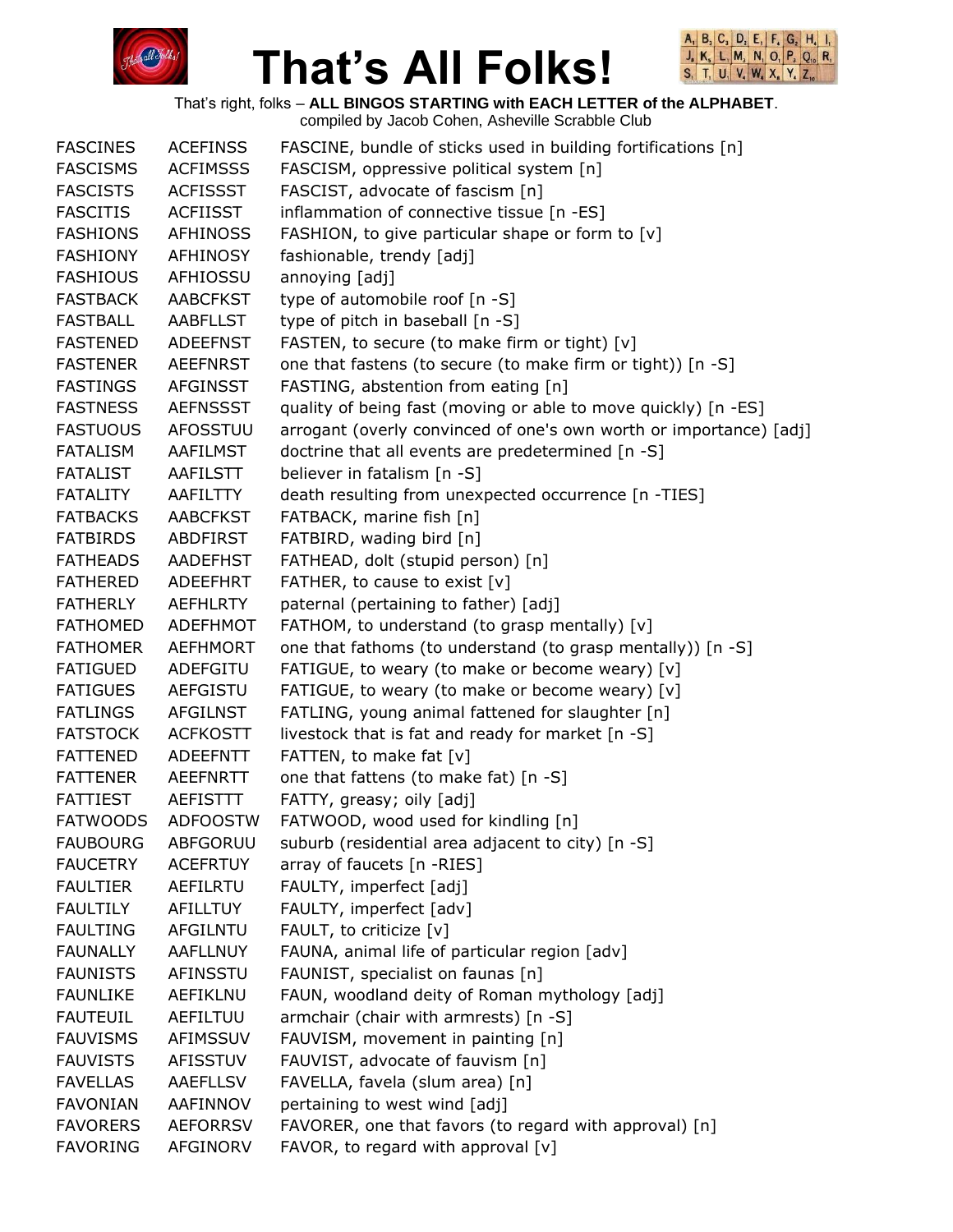# That's All Folks!

That's right, folks – **ALL BINGOS STARTING with EACH LETTER of the ALPHABET**.
compiled by Jacob Cohen, Asheville Scrabble Club

| | | |
|---|---|---|
| FASCINES | ACEFINSS | FASCINE, bundle of sticks used in building fortifications [n] |
| FASCISMS | ACFIMSSS | FASCISM, oppressive political system [n] |
| FASCISTS | ACFISSST | FASCIST, advocate of fascism [n] |
| FASCITIS | ACFIISST | inflammation of connective tissue [n -ES] |
| FASHIONS | AFHINOSS | FASHION, to give particular shape or form to [v] |
| FASHIONY | AFHINOSY | fashionable, trendy [adj] |
| FASHIOUS | AFHIOSSU | annoying [adj] |
| FASTBACK | AABCFKST | type of automobile roof [n -S] |
| FASTBALL | AABFLLST | type of pitch in baseball [n -S] |
| FASTENED | ADEEFNST | FASTEN, to secure (to make firm or tight) [v] |
| FASTENER | AEEFNRST | one that fastens (to secure (to make firm or tight)) [n -S] |
| FASTINGS | AFGINSST | FASTING, abstention from eating [n] |
| FASTNESS | AEFNSSST | quality of being fast (moving or able to move quickly) [n -ES] |
| FASTUOUS | AFOSSTUU | arrogant (overly convinced of one's own worth or importance) [adj] |
| FATALISM | AAFILMST | doctrine that all events are predetermined [n -S] |
| FATALIST | AAFILSTT | believer in fatalism [n -S] |
| FATALITY | AAFILTTY | death resulting from unexpected occurrence [n -TIES] |
| FATBACKS | AABCFKST | FATBACK, marine fish [n] |
| FATBIRDS | ABDFIRST | FATBIRD, wading bird [n] |
| FATHEADS | AADEFHST | FATHEAD, dolt (stupid person) [n] |
| FATHERED | ADEEFHRT | FATHER, to cause to exist [v] |
| FATHERLY | AEFHLRTY | paternal (pertaining to father) [adj] |
| FATHOMED | ADEFHMOT | FATHOM, to understand (to grasp mentally) [v] |
| FATHOMER | AEFHMORT | one that fathoms (to understand (to grasp mentally)) [n -S] |
| FATIGUED | ADEFGITU | FATIGUE, to weary (to make or become weary) [v] |
| FATIGUES | AEFGISTU | FATIGUE, to weary (to make or become weary) [v] |
| FATLINGS | AFGILNST | FATLING, young animal fattened for slaughter [n] |
| FATSTOCK | ACFKOSTT | livestock that is fat and ready for market [n -S] |
| FATTENED | ADEEFNTT | FATTEN, to make fat [v] |
| FATTENER | AEEFNRTT | one that fattens (to make fat) [n -S] |
| FATTIEST | AEFISTTT | FATTY, greasy; oily [adj] |
| FATWOODS | ADFOOSTW | FATWOOD, wood used for kindling [n] |
| FAUBOURG | ABFGORUU | suburb (residential area adjacent to city) [n -S] |
| FAUCETRY | ACEFRTUY | array of faucets [n -RIES] |
| FAULTIER | AEFILRTU | FAULTY, imperfect [adj] |
| FAULTILY | AFILLTUY | FAULTY, imperfect [adv] |
| FAULTING | AFGILNTU | FAULT, to criticize [v] |
| FAUNALLY | AAFLLNUY | FAUNA, animal life of particular region [adv] |
| FAUNISTS | AFINSSTU | FAUNIST, specialist on faunas [n] |
| FAUNLIKE | AEFIKLNU | FAUN, woodland deity of Roman mythology [adj] |
| FAUTEUIL | AEFILTUU | armchair (chair with armrests) [n -S] |
| FAUVISMS | AFIMSSUV | FAUVISM, movement in painting [n] |
| FAUVISTS | AFISSTUV | FAUVIST, advocate of fauvism [n] |
| FAVELLAS | AAEFLLSV | FAVELLA, favela (slum area) [n] |
| FAVONIAN | AAFINNOV | pertaining to west wind [adj] |
| FAVORERS | AEFORRSV | FAVORER, one that favors (to regard with approval) [n] |
| FAVORING | AFGINORV | FAVOR, to regard with approval [v] |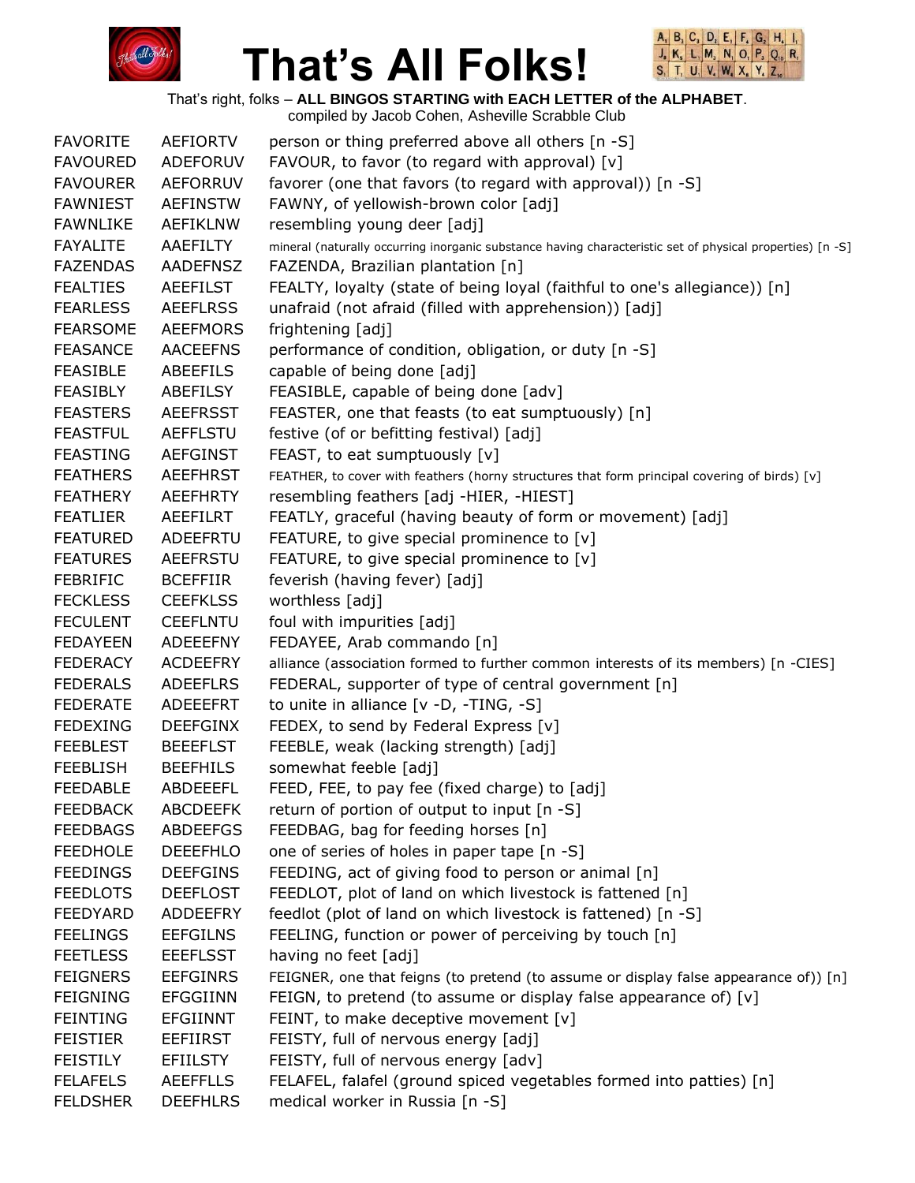# That's All Folks!

That's right, folks – **ALL BINGOS STARTING with EACH LETTER of the ALPHABET**.
compiled by Jacob Cohen, Asheville Scrabble Club

| | | |
|---|---|---|
| FAVORITE | AEFIORTV | person or thing preferred above all others [n -S] |
| FAVOURED | ADEFORUV | FAVOUR, to favor (to regard with approval) [v] |
| FAVOURER | AEFORRUV | favorer (one that favors (to regard with approval)) [n -S] |
| FAWNIEST | AEFINSTW | FAWNY, of yellowish-brown color [adj] |
| FAWNLIKE | AEFIKLNW | resembling young deer [adj] |
| FAYALITE | AAEFILTY | mineral (naturally occurring inorganic substance having characteristic set of physical properties) [n -S] |
| FAZENDAS | AADEFNSZ | FAZENDA, Brazilian plantation [n] |
| FEALTIES | AEEFILST | FEALTY, loyalty (state of being loyal (faithful to one's allegiance)) [n] |
| FEARLESS | AEEFLRSS | unafraid (not afraid (filled with apprehension)) [adj] |
| FEARSOME | AEEFMORS | frightening [adj] |
| FEASANCE | AACEEFNS | performance of condition, obligation, or duty [n -S] |
| FEASIBLE | ABEEFILS | capable of being done [adj] |
| FEASIBLY | ABEFILSY | FEASIBLE, capable of being done [adv] |
| FEASTERS | AEEFRSST | FEASTER, one that feasts (to eat sumptuously) [n] |
| FEASTFUL | AEFFLSTU | festive (of or befitting festival) [adj] |
| FEASTING | AEFGINST | FEAST, to eat sumptuously [v] |
| FEATHERS | AEEFHRST | FEATHER, to cover with feathers (horny structures that form principal covering of birds) [v] |
| FEATHERY | AEEFHRTY | resembling feathers [adj -HIER, -HIEST] |
| FEATLIER | AEEFILRT | FEATLY, graceful (having beauty of form or movement) [adj] |
| FEATURED | ADEEFRTU | FEATURE, to give special prominence to [v] |
| FEATURES | AEEFRSTU | FEATURE, to give special prominence to [v] |
| FEBRIFIC | BCEFFIIR | feverish (having fever) [adj] |
| FECKLESS | CEEFKLSS | worthless [adj] |
| FECULENT | CEEFLNTU | foul with impurities [adj] |
| FEDAYEEN | ADEEEFNY | FEDAYEE, Arab commando [n] |
| FEDERACY | ACDEEFRY | alliance (association formed to further common interests of its members) [n -CIES] |
| FEDERALS | ADEEFLRS | FEDERAL, supporter of type of central government [n] |
| FEDERATE | ADEEEFRT | to unite in alliance [v -D, -TING, -S] |
| FEDEXING | DEEFGINX | FEDEX, to send by Federal Express [v] |
| FEEBLEST | BEEEFLST | FEEBLE, weak (lacking strength) [adj] |
| FEEBLISH | BEEFHILS | somewhat feeble [adj] |
| FEEDABLE | ABDEEEFL | FEED, FEE, to pay fee (fixed charge) to [adj] |
| FEEDBACK | ABCDEEFK | return of portion of output to input [n -S] |
| FEEDBAGS | ABDEEFGS | FEEDBAG, bag for feeding horses [n] |
| FEEDHOLE | DEEEFHLO | one of series of holes in paper tape [n -S] |
| FEEDINGS | DEEFGINS | FEEDING, act of giving food to person or animal [n] |
| FEEDLOTS | DEEFLOST | FEEDLOT, plot of land on which livestock is fattened [n] |
| FEEDYARD | ADDEEFRY | feedlot (plot of land on which livestock is fattened) [n -S] |
| FEELINGS | EEFGILNS | FEELING, function or power of perceiving by touch [n] |
| FEETLESS | EEEFLSST | having no feet [adj] |
| FEIGNERS | EEFGINRS | FEIGNER, one that feigns (to pretend (to assume or display false appearance of)) [n] |
| FEIGNING | EFGGIINN | FEIGN, to pretend (to assume or display false appearance of) [v] |
| FEINTING | EFGIINNT | FEINT, to make deceptive movement [v] |
| FEISTIER | EEFIIRST | FEISTY, full of nervous energy [adj] |
| FEISTILY | EFIILSTY | FEISTY, full of nervous energy [adv] |
| FELAFELS | AEEFFLLS | FELAFEL, falafel (ground spiced vegetables formed into patties) [n] |
| FELDSHER | DEEFHLRS | medical worker in Russia [n -S] |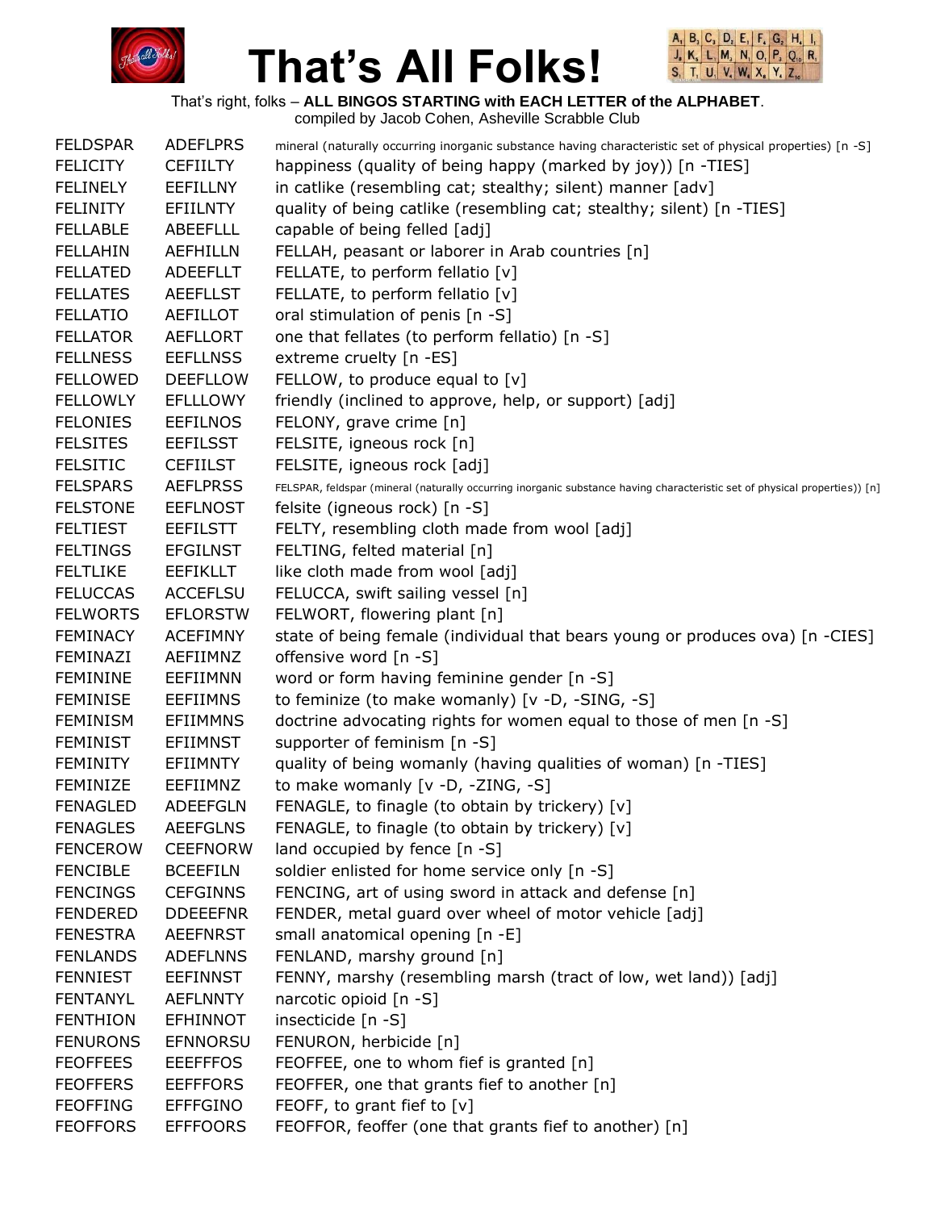# That's All Folks!

That's right, folks – **ALL BINGOS STARTING with EACH LETTER of the ALPHABET**.
compiled by Jacob Cohen, Asheville Scrabble Club

| | | |
|---|---|---|
| FELDSPAR | ADEFLPRS | mineral (naturally occurring inorganic substance having characteristic set of physical properties) [n -S] |
| FELICITY | CEFIILTY | happiness (quality of being happy (marked by joy)) [n -TIES] |
| FELINELY | EEFILLNY | in catlike (resembling cat; stealthy; silent) manner [adv] |
| FELINITY | EFIILNTY | quality of being catlike (resembling cat; stealthy; silent) [n -TIES] |
| FELLABLE | ABEEFLLL | capable of being felled [adj] |
| FELLAHIN | AEFHILLN | FELLAH, peasant or laborer in Arab countries [n] |
| FELLATED | ADEEFLLT | FELLATE, to perform fellatio [v] |
| FELLATES | AEEFLLST | FELLATE, to perform fellatio [v] |
| FELLATIO | AEFILLOT | oral stimulation of penis [n -S] |
| FELLATOR | AEFLLORT | one that fellates (to perform fellatio) [n -S] |
| FELLNESS | EEFLLNSS | extreme cruelty [n -ES] |
| FELLOWED | DEEFLLOW | FELLOW, to produce equal to [v] |
| FELLOWLY | EFLLLOWY | friendly (inclined to approve, help, or support) [adj] |
| FELONIES | EEFILNOS | FELONY, grave crime [n] |
| FELSITES | EEFILSST | FELSITE, igneous rock [n] |
| FELSITIC | CEFIILST | FELSITE, igneous rock [adj] |
| FELSPARS | AEFLPRSS | FELSPAR, feldspar (mineral (naturally occurring inorganic substance having characteristic set of physical properties)) [n] |
| FELSTONE | EEFLNOST | felsite (igneous rock) [n -S] |
| FELTIEST | EEFILSTT | FELTY, resembling cloth made from wool [adj] |
| FELTINGS | EFGILNST | FELTING, felted material [n] |
| FELTLIKE | EEFIKLLT | like cloth made from wool [adj] |
| FELUCCAS | ACCEFLSU | FELUCCA, swift sailing vessel [n] |
| FELWORTS | EFLORSTW | FELWORT, flowering plant [n] |
| FEMINACY | ACEFIMNY | state of being female (individual that bears young or produces ova) [n -CIES] |
| FEMINAZI | AEFIIMNZ | offensive word [n -S] |
| FEMININE | EEFIIMNN | word or form having feminine gender [n -S] |
| FEMINISE | EEFIIMNS | to feminize (to make womanly) [v -D, -SING, -S] |
| FEMINISM | EFIIMMNS | doctrine advocating rights for women equal to those of men [n -S] |
| FEMINIST | EFIIMNST | supporter of feminism [n -S] |
| FEMINITY | EFIIMNTY | quality of being womanly (having qualities of woman) [n -TIES] |
| FEMINIZE | EEFIIMNZ | to make womanly [v -D, -ZING, -S] |
| FENAGLED | ADEEFGLN | FENAGLE, to finagle (to obtain by trickery) [v] |
| FENAGLES | AEEFGLNS | FENAGLE, to finagle (to obtain by trickery) [v] |
| FENCEROW | CEEFNORW | land occupied by fence [n -S] |
| FENCIBLE | BCEEFILN | soldier enlisted for home service only [n -S] |
| FENCINGS | CEFGINNS | FENCING, art of using sword in attack and defense [n] |
| FENDERED | DDEEEFNR | FENDER, metal guard over wheel of motor vehicle [adj] |
| FENESTRA | AEEFNRST | small anatomical opening [n -E] |
| FENLANDS | ADEFLNNS | FENLAND, marshy ground [n] |
| FENNIEST | EEFINNST | FENNY, marshy (resembling marsh (tract of low, wet land)) [adj] |
| FENTANYL | AEFLNNTY | narcotic opioid [n -S] |
| FENTHION | EFHINNOT | insecticide [n -S] |
| FENURONS | EFNNORSU | FENURON, herbicide [n] |
| FEOFFEES | EEEFFFOS | FEOFFEE, one to whom fief is granted [n] |
| FEOFFERS | EEFFFORS | FEOFFER, one that grants fief to another [n] |
| FEOFFING | EFFFGINO | FEOFF, to grant fief to [v] |
| FEOFFORS | EFFFOORS | FEOFFOR, feoffer (one that grants fief to another) [n] |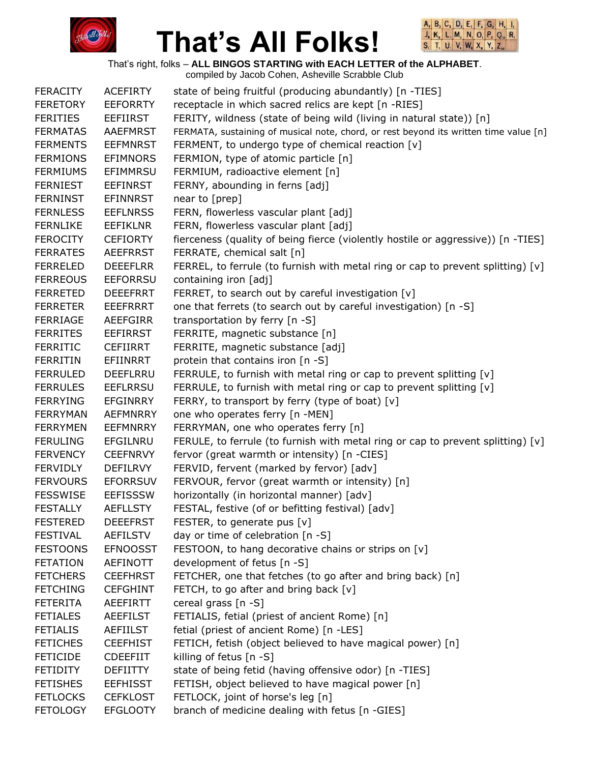# That's All Folks!

That's right, folks – **ALL BINGOS STARTING with EACH LETTER of the ALPHABET**.
compiled by Jacob Cohen, Asheville Scrabble Club

| | | |
|---|---|---|
| FERACITY | ACEFIRTY | state of being fruitful (producing abundantly) [n -TIES] |
| FERETORY | EEFORRTY | receptacle in which sacred relics are kept [n -RIES] |
| FERITIES | EEFIIRST | FERITY, wildness (state of being wild (living in natural state)) [n] |
| FERMATAS | AAEFMRST | FERMATA, sustaining of musical note, chord, or rest beyond its written time value [n] |
| FERMENTS | EEFMNRST | FERMENT, to undergo type of chemical reaction [v] |
| FERMIONS | EFIMNORS | FERMION, type of atomic particle [n] |
| FERMIUMS | EFIMMRSU | FERMIUM, radioactive element [n] |
| FERNIEST | EEFINRST | FERNY, abounding in ferns [adj] |
| FERNINST | EFINNRST | near to [prep] |
| FERNLESS | EEFLNRSS | FERN, flowerless vascular plant [adj] |
| FERNLIKE | EEFIKLNR | FERN, flowerless vascular plant [adj] |
| FEROCITY | CEFIORTY | fierceness (quality of being fierce (violently hostile or aggressive)) [n -TIES] |
| FERRATES | AEEFRRST | FERRATE, chemical salt [n] |
| FERRELED | DEEEFLRR | FERREL, to ferrule (to furnish with metal ring or cap to prevent splitting) [v] |
| FERREOUS | EEFORRSU | containing iron [adj] |
| FERRETED | DEEEFRRT | FERRET, to search out by careful investigation [v] |
| FERRETER | EEEFRRRT | one that ferrets (to search out by careful investigation) [n -S] |
| FERRIAGE | AEEFGIRR | transportation by ferry [n -S] |
| FERRITES | EEFIRRST | FERRITE, magnetic substance [n] |
| FERRITIC | CEFIIRRT | FERRITE, magnetic substance [adj] |
| FERRITIN | EFIINRRT | protein that contains iron [n -S] |
| FERRULED | DEEFLRRU | FERRULE, to furnish with metal ring or cap to prevent splitting [v] |
| FERRULES | EEFLRRSU | FERRULE, to furnish with metal ring or cap to prevent splitting [v] |
| FERRYING | EFGINRRY | FERRY, to transport by ferry (type of boat) [v] |
| FERRYMAN | AEFMNRRY | one who operates ferry [n -MEN] |
| FERRYMEN | EEFMNRRY | FERRYMAN, one who operates ferry [n] |
| FERULING | EFGILNRU | FERULE, to ferrule (to furnish with metal ring or cap to prevent splitting) [v] |
| FERVENCY | CEEFNRVY | fervor (great warmth or intensity) [n -CIES] |
| FERVIDLY | DEFILRVY | FERVID, fervent (marked by fervor) [adv] |
| FERVOURS | EFORRSUV | FERVOUR, fervor (great warmth or intensity) [n] |
| FESSWISE | EEFISSSW | horizontally (in horizontal manner) [adv] |
| FESTALLY | AEFLLSTY | FESTAL, festive (of or befitting festival) [adv] |
| FESTERED | DEEEFRST | FESTER, to generate pus [v] |
| FESTIVAL | AEFILSTV | day or time of celebration [n -S] |
| FESTOONS | EFNOOSST | FESTOON, to hang decorative chains or strips on [v] |
| FETATION | AEFINOTT | development of fetus [n -S] |
| FETCHERS | CEEFHRST | FETCHER, one that fetches (to go after and bring back) [n] |
| FETCHING | CEFGHINT | FETCH, to go after and bring back [v] |
| FETERITA | AEEFIRTT | cereal grass [n -S] |
| FETIALES | AEEFILST | FETIALIS, fetial (priest of ancient Rome) [n] |
| FETIALIS | AEFIILST | fetial (priest of ancient Rome) [n -LES] |
| FETICHES | CEEFHIST | FETICH, fetish (object believed to have magical power) [n] |
| FETICIDE | CDEEFIIT | killing of fetus [n -S] |
| FETIDITY | DEFIITTY | state of being fetid (having offensive odor) [n -TIES] |
| FETISHES | EEFHISST | FETISH, object believed to have magical power [n] |
| FETLOCKS | CEFKLOST | FETLOCK, joint of horse's leg [n] |
| FETOLOGY | EFGLOOTY | branch of medicine dealing with fetus [n -GIES] |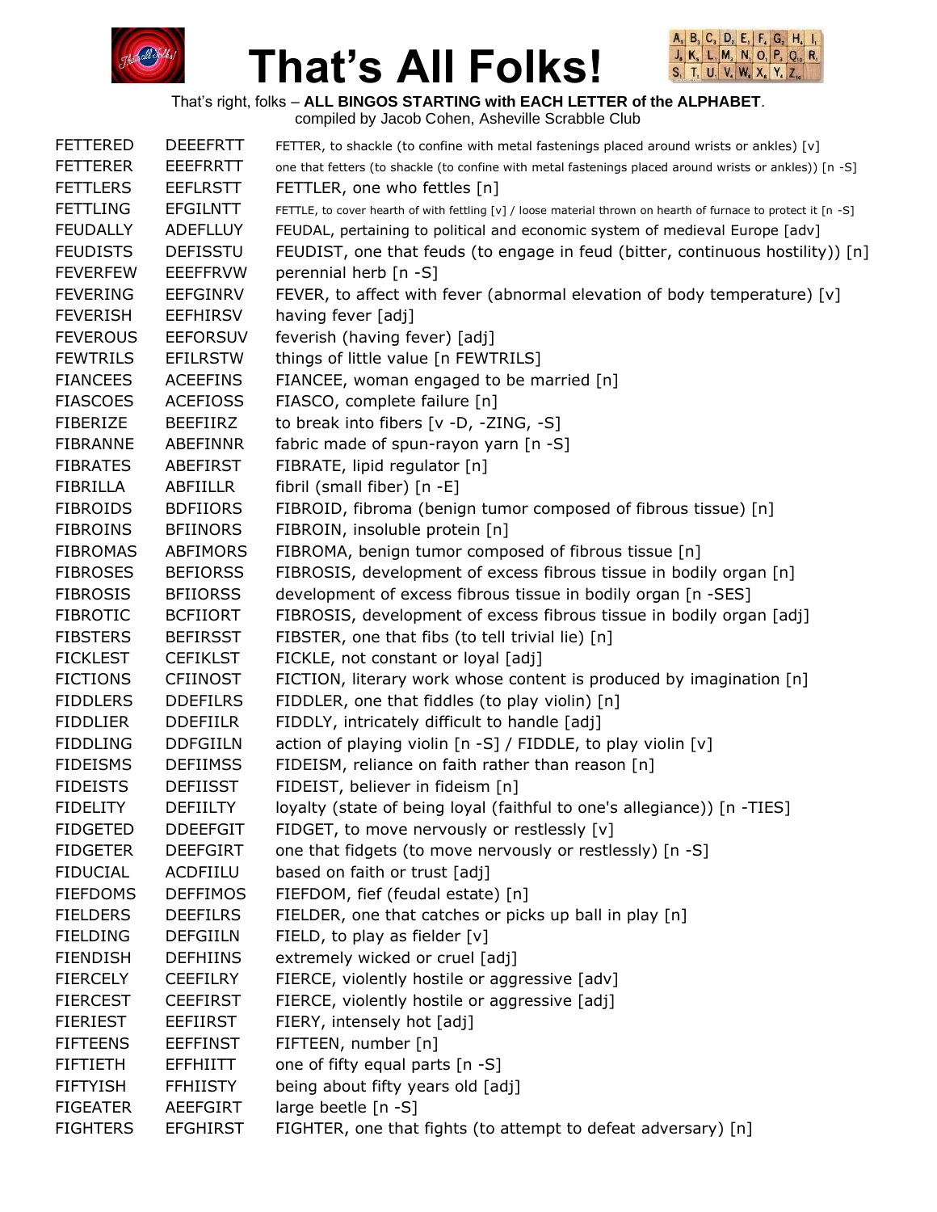# That's All Folks!

That's right, folks – **ALL BINGOS STARTING with EACH LETTER of the ALPHABET**.
compiled by Jacob Cohen, Asheville Scrabble Club

| | | |
|---|---|---|
| FETTERED | DEEEFRTT | FETTER, to shackle (to confine with metal fastenings placed around wrists or ankles) [v] |
| FETTERER | EEEFRRTT | one that fetters (to shackle (to confine with metal fastenings placed around wrists or ankles)) [n -S] |
| FETTLERS | EEFLRSTT | FETTLER, one who fettles [n] |
| FETTLING | EFGILNTT | FETTLE, to cover hearth of with fettling [v] / loose material thrown on hearth of furnace to protect it [n -S] |
| FEUDALLY | ADEFLLUY | FEUDAL, pertaining to political and economic system of medieval Europe [adv] |
| FEUDISTS | DEFISSTU | FEUDIST, one that feuds (to engage in feud (bitter, continuous hostility)) [n] |
| FEVERFEW | EEEFFRVW | perennial herb [n -S] |
| FEVERING | EEFGINRV | FEVER, to affect with fever (abnormal elevation of body temperature) [v] |
| FEVERISH | EEFHIRSV | having fever [adj] |
| FEVEROUS | EEFORSUV | feverish (having fever) [adj] |
| FEWTRILS | EFILRSTW | things of little value [n FEWTRILS] |
| FIANCEES | ACEEFINS | FIANCEE, woman engaged to be married [n] |
| FIASCOES | ACEFIOSS | FIASCO, complete failure [n] |
| FIBERIZE | BEEFIIRZ | to break into fibers [v -D, -ZING, -S] |
| FIBRANNE | ABEFINNR | fabric made of spun-rayon yarn [n -S] |
| FIBRATES | ABEFIRST | FIBRATE, lipid regulator [n] |
| FIBRILLA | ABFIILLR | fibril (small fiber) [n -E] |
| FIBROIDS | BDFIIORS | FIBROID, fibroma (benign tumor composed of fibrous tissue) [n] |
| FIBROINS | BFIINORS | FIBROIN, insoluble protein [n] |
| FIBROMAS | ABFIMORS | FIBROMA, benign tumor composed of fibrous tissue [n] |
| FIBROSES | BEFIORSS | FIBROSIS, development of excess fibrous tissue in bodily organ [n] |
| FIBROSIS | BFIIORSS | development of excess fibrous tissue in bodily organ [n -SES] |
| FIBROTIC | BCFIIORT | FIBROSIS, development of excess fibrous tissue in bodily organ [adj] |
| FIBSTERS | BEFIRSST | FIBSTER, one that fibs (to tell trivial lie) [n] |
| FICKLEST | CEFIKLST | FICKLE, not constant or loyal [adj] |
| FICTIONS | CFIINOST | FICTION, literary work whose content is produced by imagination [n] |
| FIDDLERS | DDEFILRS | FIDDLER, one that fiddles (to play violin) [n] |
| FIDDLIER | DDEFIILR | FIDDLY, intricately difficult to handle [adj] |
| FIDDLING | DDFGIILN | action of playing violin [n -S] / FIDDLE, to play violin [v] |
| FIDEISMS | DEFIIMSS | FIDEISM, reliance on faith rather than reason [n] |
| FIDEISTS | DEFIISST | FIDEIST, believer in fideism [n] |
| FIDELITY | DEFIILTY | loyalty (state of being loyal (faithful to one's allegiance)) [n -TIES] |
| FIDGETED | DDEEFGIT | FIDGET, to move nervously or restlessly [v] |
| FIDGETER | DEEFGIRT | one that fidgets (to move nervously or restlessly) [n -S] |
| FIDUCIAL | ACDFIILU | based on faith or trust [adj] |
| FIEFDOMS | DEFFIMOS | FIEFDOM, fief (feudal estate) [n] |
| FIELDERS | DEEFILRS | FIELDER, one that catches or picks up ball in play [n] |
| FIELDING | DEFGIILN | FIELD, to play as fielder [v] |
| FIENDISH | DEFHIINS | extremely wicked or cruel [adj] |
| FIERCELY | CEEFILRY | FIERCE, violently hostile or aggressive [adv] |
| FIERCEST | CEEFIRST | FIERCE, violently hostile or aggressive [adj] |
| FIERIEST | EEFIIRST | FIERY, intensely hot [adj] |
| FIFTEENS | EEFFINST | FIFTEEN, number [n] |
| FIFTIETH | EFFHIITT | one of fifty equal parts [n -S] |
| FIFTYISH | FFHIISTY | being about fifty years old [adj] |
| FIGEATER | AEEFGIRT | large beetle [n -S] |
| FIGHTERS | EFGHIRST | FIGHTER, one that fights (to attempt to defeat adversary) [n] |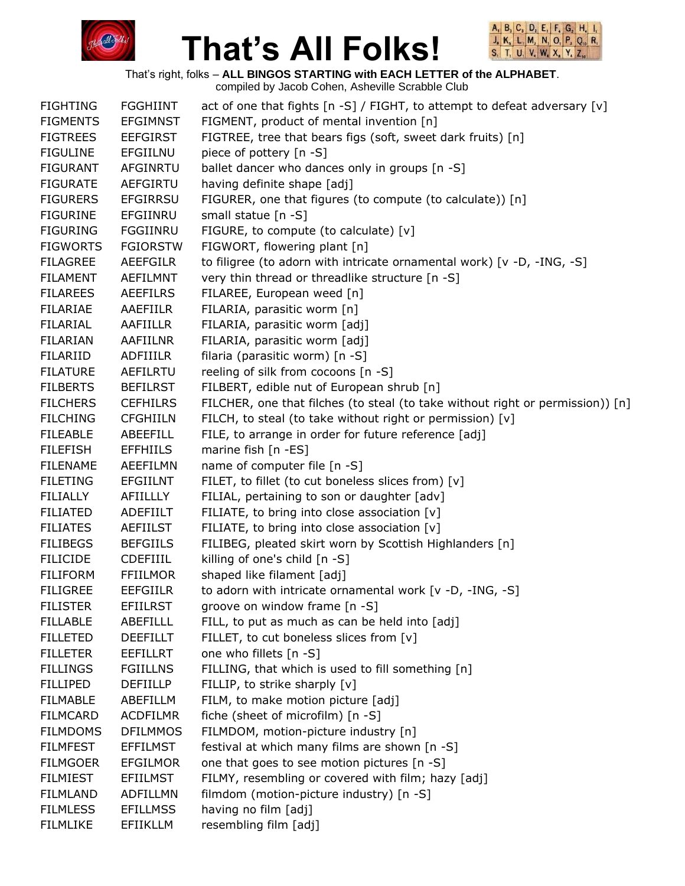# That's All Folks!

That's right, folks – **ALL BINGOS STARTING with EACH LETTER of the ALPHABET**.
compiled by Jacob Cohen, Asheville Scrabble Club

| | | |
|---|---|---|
| FIGHTING | FGGHIINT | act of one that fights [n -S] / FIGHT, to attempt to defeat adversary [v] |
| FIGMENTS | EFGIMNST | FIGMENT, product of mental invention [n] |
| FIGTREES | EEFGIRST | FIGTREE, tree that bears figs (soft, sweet dark fruits) [n] |
| FIGULINE | EFGIILNU | piece of pottery [n -S] |
| FIGURANT | AFGINRTU | ballet dancer who dances only in groups [n -S] |
| FIGURATE | AEFGIRTU | having definite shape [adj] |
| FIGURERS | EFGIRRSU | FIGURER, one that figures (to compute (to calculate)) [n] |
| FIGURINE | EFGIINRU | small statue [n -S] |
| FIGURING | FGGIINRU | FIGURE, to compute (to calculate) [v] |
| FIGWORTS | FGIORSTW | FIGWORT, flowering plant [n] |
| FILAGREE | AEEFGILR | to filigree (to adorn with intricate ornamental work) [v -D, -ING, -S] |
| FILAMENT | AEFILMNT | very thin thread or threadlike structure [n -S] |
| FILAREES | AEEFILRS | FILAREE, European weed [n] |
| FILARIAE | AAEFIILR | FILARIA, parasitic worm [n] |
| FILARIAL | AAFIILLR | FILARIA, parasitic worm [adj] |
| FILARIAN | AAFIILNR | FILARIA, parasitic worm [adj] |
| FILARIID | ADFIIILR | filaria (parasitic worm) [n -S] |
| FILATURE | AEFILRTU | reeling of silk from cocoons [n -S] |
| FILBERTS | BEFILRST | FILBERT, edible nut of European shrub [n] |
| FILCHERS | CEFHILRS | FILCHER, one that filches (to steal (to take without right or permission)) [n] |
| FILCHING | CFGHIILN | FILCH, to steal (to take without right or permission) [v] |
| FILEABLE | ABEEFILL | FILE, to arrange in order for future reference [adj] |
| FILEFISH | EFFHIILS | marine fish [n -ES] |
| FILENAME | AEEFILMN | name of computer file [n -S] |
| FILETING | EFGIILNT | FILET, to fillet (to cut boneless slices from) [v] |
| FILIALLY | AFIILLLY | FILIAL, pertaining to son or daughter [adv] |
| FILIATED | ADEFIILT | FILIATE, to bring into close association [v] |
| FILIATES | AEFIILST | FILIATE, to bring into close association [v] |
| FILIBEGS | BEFGIILS | FILIBEG, pleated skirt worn by Scottish Highlanders [n] |
| FILICIDE | CDEFIIIL | killing of one's child [n -S] |
| FILIFORM | FFIILMOR | shaped like filament [adj] |
| FILIGREE | EEFGIILR | to adorn with intricate ornamental work [v -D, -ING, -S] |
| FILISTER | EFIILRST | groove on window frame [n -S] |
| FILLABLE | ABEFILLL | FILL, to put as much as can be held into [adj] |
| FILLETED | DEEFILLT | FILLET, to cut boneless slices from [v] |
| FILLETER | EEFILLRT | one who fillets [n -S] |
| FILLINGS | FGIILLNS | FILLING, that which is used to fill something [n] |
| FILLIPED | DEFIILLP | FILLIP, to strike sharply [v] |
| FILMABLE | ABEFILLM | FILM, to make motion picture [adj] |
| FILMCARD | ACDFILMR | fiche (sheet of microfilm) [n -S] |
| FILMDOMS | DFILMMOS | FILMDOM, motion-picture industry [n] |
| FILMFEST | EFFILMST | festival at which many films are shown [n -S] |
| FILMGOER | EFGILMOR | one that goes to see motion pictures [n -S] |
| FILMIEST | EFIILMST | FILMY, resembling or covered with film; hazy [adj] |
| FILMLAND | ADFILLMN | filmdom (motion-picture industry) [n -S] |
| FILMLESS | EFILLMSS | having no film [adj] |
| FILMLIKE | EFIIKLLM | resembling film [adj] |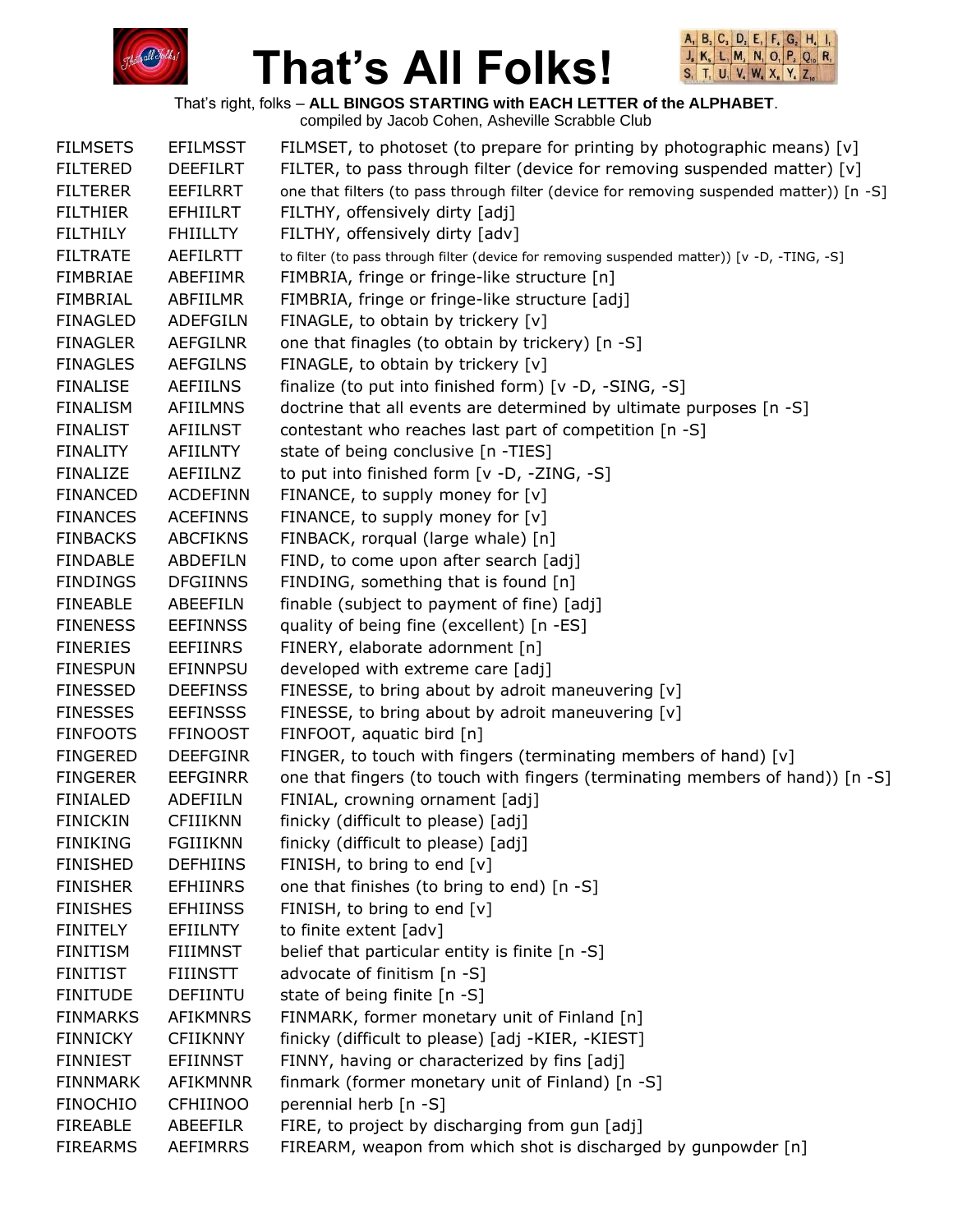# That's All Folks!

That's right, folks – **ALL BINGOS STARTING with EACH LETTER of the ALPHABET**.
compiled by Jacob Cohen, Asheville Scrabble Club

| | | |
|---|---|---|
| FILMSETS | EFILMSST | FILMSET, to photoset (to prepare for printing by photographic means) [v] |
| FILTERED | DEEFILRT | FILTER, to pass through filter (device for removing suspended matter) [v] |
| FILTERER | EEFILRRT | one that filters (to pass through filter (device for removing suspended matter)) [n -S] |
| FILTHIER | EFHIILRT | FILTHY, offensively dirty [adj] |
| FILTHILY | FHIILLTY | FILTHY, offensively dirty [adv] |
| FILTRATE | AEFILRTT | to filter (to pass through filter (device for removing suspended matter)) [v -D, -TING, -S] |
| FIMBRIAE | ABEFIIMR | FIMBRIA, fringe or fringe-like structure [n] |
| FIMBRIAL | ABFIILMR | FIMBRIA, fringe or fringe-like structure [adj] |
| FINAGLED | ADEFGILN | FINAGLE, to obtain by trickery [v] |
| FINAGLER | AEFGILNR | one that finagles (to obtain by trickery) [n -S] |
| FINAGLES | AEFGILNS | FINAGLE, to obtain by trickery [v] |
| FINALISE | AEFIILNS | finalize (to put into finished form) [v -D, -SING, -S] |
| FINALISM | AFIILMNS | doctrine that all events are determined by ultimate purposes [n -S] |
| FINALIST | AFIILNST | contestant who reaches last part of competition [n -S] |
| FINALITY | AFIILNTY | state of being conclusive [n -TIES] |
| FINALIZE | AEFIILNZ | to put into finished form [v -D, -ZING, -S] |
| FINANCED | ACDEFINN | FINANCE, to supply money for [v] |
| FINANCES | ACEFINNS | FINANCE, to supply money for [v] |
| FINBACKS | ABCFIKNS | FINBACK, rorqual (large whale) [n] |
| FINDABLE | ABDEFILN | FIND, to come upon after search [adj] |
| FINDINGS | DFGIINNS | FINDING, something that is found [n] |
| FINEABLE | ABEEFILN | finable (subject to payment of fine) [adj] |
| FINENESS | EEFINNSS | quality of being fine (excellent) [n -ES] |
| FINERIES | EEFIINRS | FINERY, elaborate adornment [n] |
| FINESPUN | EFINNPSU | developed with extreme care [adj] |
| FINESSED | DEEFINSS | FINESSE, to bring about by adroit maneuvering [v] |
| FINESSES | EEFINSSS | FINESSE, to bring about by adroit maneuvering [v] |
| FINFOOTS | FFINOOST | FINFOOT, aquatic bird [n] |
| FINGERED | DEEFGINR | FINGER, to touch with fingers (terminating members of hand) [v] |
| FINGERER | EEFGINRR | one that fingers (to touch with fingers (terminating members of hand)) [n -S] |
| FINIALED | ADEFIILN | FINIAL, crowning ornament [adj] |
| FINICKIN | CFIIIKNN | finicky (difficult to please) [adj] |
| FINIKING | FGIIIKNN | finicky (difficult to please) [adj] |
| FINISHED | DEFHIINS | FINISH, to bring to end [v] |
| FINISHER | EFHIINRS | one that finishes (to bring to end) [n -S] |
| FINISHES | EFHIINSS | FINISH, to bring to end [v] |
| FINITELY | EFIILNTY | to finite extent [adv] |
| FINITISM | FIIIMNST | belief that particular entity is finite [n -S] |
| FINITIST | FIIINSTT | advocate of finitism [n -S] |
| FINITUDE | DEFIINTU | state of being finite [n -S] |
| FINMARKS | AFIKMNRS | FINMARK, former monetary unit of Finland [n] |
| FINNICKY | CFIIKNNY | finicky (difficult to please) [adj -KIER, -KIEST] |
| FINNIEST | EFIINNST | FINNY, having or characterized by fins [adj] |
| FINNMARK | AFIKMNNR | finmark (former monetary unit of Finland) [n -S] |
| FINOCHIO | CFHIINOO | perennial herb [n -S] |
| FIREABLE | ABEEFILR | FIRE, to project by discharging from gun [adj] |
| FIREARMS | AEFIMRRS | FIREARM, weapon from which shot is discharged by gunpowder [n] |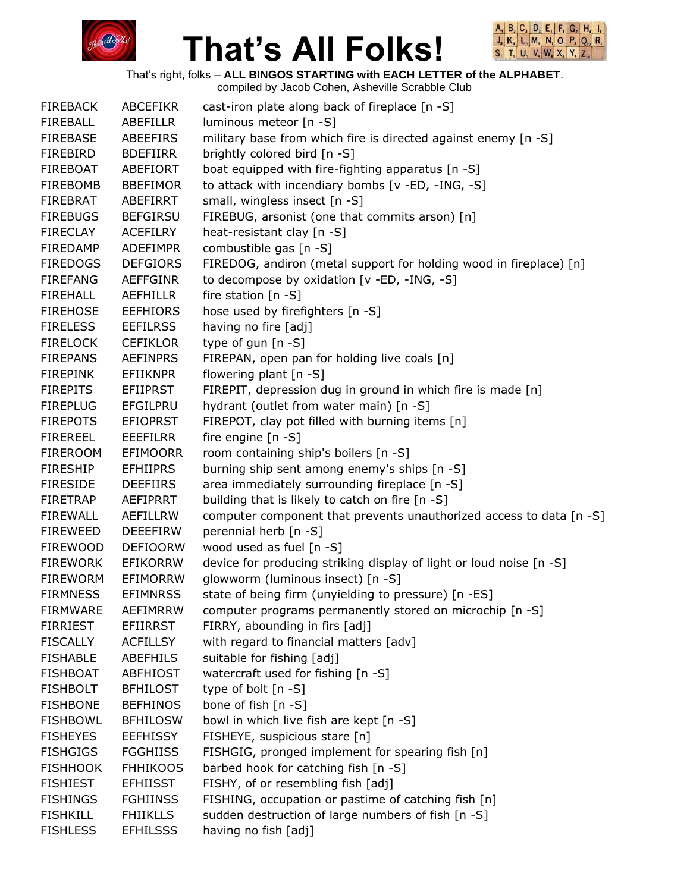# That's All Folks!

That's right, folks – **ALL BINGOS STARTING with EACH LETTER of the ALPHABET**.
compiled by Jacob Cohen, Asheville Scrabble Club

| | | |
|---|---|---|
| FIREBACK | ABCEFIKR | cast-iron plate along back of fireplace [n -S] |
| FIREBALL | ABEFILLR | luminous meteor [n -S] |
| FIREBASE | ABEEFIRS | military base from which fire is directed against enemy [n -S] |
| FIREBIRD | BDEFIIRR | brightly colored bird [n -S] |
| FIREBOAT | ABEFIORT | boat equipped with fire-fighting apparatus [n -S] |
| FIREBOMB | BBEFIMOR | to attack with incendiary bombs [v -ED, -ING, -S] |
| FIREBRAT | ABEFIRRT | small, wingless insect [n -S] |
| FIREBUGS | BEFGIRSU | FIREBUG, arsonist (one that commits arson) [n] |
| FIRECLAY | ACEFILRY | heat-resistant clay [n -S] |
| FIREDAMP | ADEFIMPR | combustible gas [n -S] |
| FIREDOGS | DEFGIORS | FIREDOG, andiron (metal support for holding wood in fireplace) [n] |
| FIREFANG | AEFFGINR | to decompose by oxidation [v -ED, -ING, -S] |
| FIREHALL | AEFHILLR | fire station [n -S] |
| FIREHOSE | EEFHIORS | hose used by firefighters [n -S] |
| FIRELESS | EEFILRSS | having no fire [adj] |
| FIRELOCK | CEFIKLOR | type of gun [n -S] |
| FIREPANS | AEFINPRS | FIREPAN, open pan for holding live coals [n] |
| FIREPINK | EFIIKNPR | flowering plant [n -S] |
| FIREPITS | EFIIPRST | FIREPIT, depression dug in ground in which fire is made [n] |
| FIREPLUG | EFGILPRU | hydrant (outlet from water main) [n -S] |
| FIREPOTS | EFIOPRST | FIREPOT, clay pot filled with burning items [n] |
| FIREREEL | EEEFILRR | fire engine [n -S] |
| FIREROOM | EFIMOORR | room containing ship's boilers [n -S] |
| FIRESHIP | EFHIIPRS | burning ship sent among enemy's ships [n -S] |
| FIRESIDE | DEEFIIRS | area immediately surrounding fireplace [n -S] |
| FIRETRAP | AEFIPRRT | building that is likely to catch on fire [n -S] |
| FIREWALL | AEFILLRW | computer component that prevents unauthorized access to data [n -S] |
| FIREWEED | DEEEFIRW | perennial herb [n -S] |
| FIREWOOD | DEFIOORW | wood used as fuel [n -S] |
| FIREWORK | EFIKORRW | device for producing striking display of light or loud noise [n -S] |
| FIREWORM | EFIMORRW | glowworm (luminous insect) [n -S] |
| FIRMNESS | EFIMNRSS | state of being firm (unyielding to pressure) [n -ES] |
| FIRMWARE | AEFIMRRW | computer programs permanently stored on microchip [n -S] |
| FIRRIEST | EFIIRRST | FIRRY, abounding in firs [adj] |
| FISCALLY | ACFILLSY | with regard to financial matters [adv] |
| FISHABLE | ABEFHILS | suitable for fishing [adj] |
| FISHBOAT | ABFHIOST | watercraft used for fishing [n -S] |
| FISHBOLT | BFHILOST | type of bolt [n -S] |
| FISHBONE | BEFHINOS | bone of fish [n -S] |
| FISHBOWL | BFHILOSW | bowl in which live fish are kept [n -S] |
| FISHEYES | EEFHISSY | FISHEYE, suspicious stare [n] |
| FISHGIGS | FGGHIISS | FISHGIG, pronged implement for spearing fish [n] |
| FISHHOOK | FHHIKOOS | barbed hook for catching fish [n -S] |
| FISHIEST | EFHIISST | FISHY, of or resembling fish [adj] |
| FISHINGS | FGHIINSS | FISHING, occupation or pastime of catching fish [n] |
| FISHKILL | FHIIKLLS | sudden destruction of large numbers of fish [n -S] |
| FISHLESS | EFHILSSS | having no fish [adj] |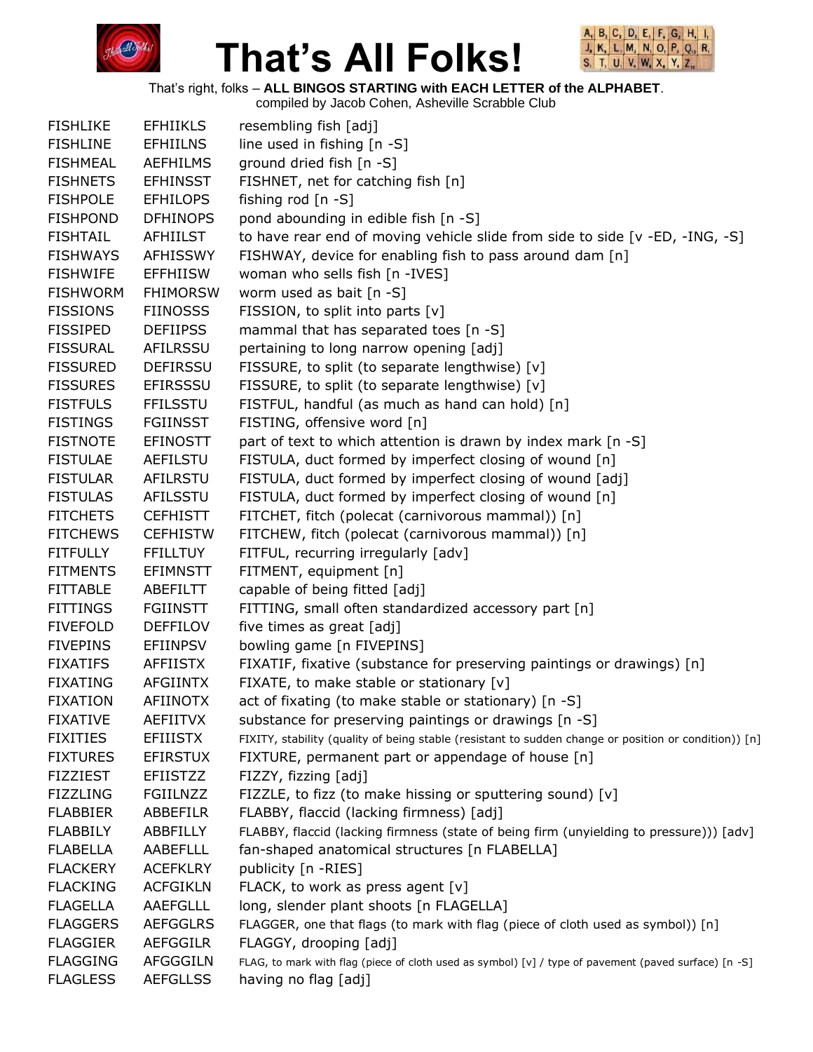# That's All Folks!

That's right, folks – **ALL BINGOS STARTING with EACH LETTER of the ALPHABET**.
compiled by Jacob Cohen, Asheville Scrabble Club

| | | |
|---|---|---|
| FISHLIKE | EFHIIKLS | resembling fish [adj] |
| FISHLINE | EFHIILNS | line used in fishing [n -S] |
| FISHMEAL | AEFHILMS | ground dried fish [n -S] |
| FISHNETS | EFHINSST | FISHNET, net for catching fish [n] |
| FISHPOLE | EFHILOPS | fishing rod [n -S] |
| FISHPOND | DFHINOPS | pond abounding in edible fish [n -S] |
| FISHTAIL | AFHIILST | to have rear end of moving vehicle slide from side to side [v -ED, -ING, -S] |
| FISHWAYS | AFHISSWY | FISHWAY, device for enabling fish to pass around dam [n] |
| FISHWIFE | EFFHIISW | woman who sells fish [n -IVES] |
| FISHWORM | FHIMORSW | worm used as bait [n -S] |
| FISSIONS | FIINOSSS | FISSION, to split into parts [v] |
| FISSIPED | DEFIIPSS | mammal that has separated toes [n -S] |
| FISSURAL | AFILRSSU | pertaining to long narrow opening [adj] |
| FISSURED | DEFIRSSU | FISSURE, to split (to separate lengthwise) [v] |
| FISSURES | EFIRSSSU | FISSURE, to split (to separate lengthwise) [v] |
| FISTFULS | FFILSSTU | FISTFUL, handful (as much as hand can hold) [n] |
| FISTINGS | FGIINSST | FISTING, offensive word [n] |
| FISTNOTE | EFINOSTT | part of text to which attention is drawn by index mark [n -S] |
| FISTULAE | AEFILSTU | FISTULA, duct formed by imperfect closing of wound [n] |
| FISTULAR | AFILRSTU | FISTULA, duct formed by imperfect closing of wound [adj] |
| FISTULAS | AFILSSTU | FISTULA, duct formed by imperfect closing of wound [n] |
| FITCHETS | CEFHISTT | FITCHET, fitch (polecat (carnivorous mammal)) [n] |
| FITCHEWS | CEFHISTW | FITCHEW, fitch (polecat (carnivorous mammal)) [n] |
| FITFULLY | FFILLTUY | FITFUL, recurring irregularly [adv] |
| FITMENTS | EFIMNSTT | FITMENT, equipment [n] |
| FITTABLE | ABEFILTT | capable of being fitted [adj] |
| FITTINGS | FGIINSTT | FITTING, small often standardized accessory part [n] |
| FIVEFOLD | DEFFILOV | five times as great [adj] |
| FIVEPINS | EFIINPSV | bowling game [n FIVEPINS] |
| FIXATIFS | AFFIISTX | FIXATIF, fixative (substance for preserving paintings or drawings) [n] |
| FIXATING | AFGIINTX | FIXATE, to make stable or stationary [v] |
| FIXATION | AFIINOTX | act of fixating (to make stable or stationary) [n -S] |
| FIXATIVE | AEFIITVX | substance for preserving paintings or drawings [n -S] |
| FIXITIES | EFIIISTX | FIXITY, stability (quality of being stable (resistant to sudden change or position or condition)) [n] |
| FIXTURES | EFIRSTUX | FIXTURE, permanent part or appendage of house [n] |
| FIZZIEST | EFIISTZZ | FIZZY, fizzing [adj] |
| FIZZLING | FGIILNZZ | FIZZLE, to fizz (to make hissing or sputtering sound) [v] |
| FLABBIER | ABBEFILR | FLABBY, flaccid (lacking firmness) [adj] |
| FLABBILY | ABBFILLY | FLABBY, flaccid (lacking firmness (state of being firm (unyielding to pressure))) [adv] |
| FLABELLA | AABEFLLL | fan-shaped anatomical structures [n FLABELLA] |
| FLACKERY | ACEFKLRY | publicity [n -RIES] |
| FLACKING | ACFGIKLN | FLACK, to work as press agent [v] |
| FLAGELLA | AAEFGLLL | long, slender plant shoots [n FLAGELLA] |
| FLAGGERS | AEFGGLRS | FLAGGER, one that flags (to mark with flag (piece of cloth used as symbol)) [n] |
| FLAGGIER | AEFGGILR | FLAGGY, drooping [adj] |
| FLAGGING | AFGGGILN | FLAG, to mark with flag (piece of cloth used as symbol) [v] / type of pavement (paved surface) [n -S] |
| FLAGLESS | AEFGLLSS | having no flag [adj] |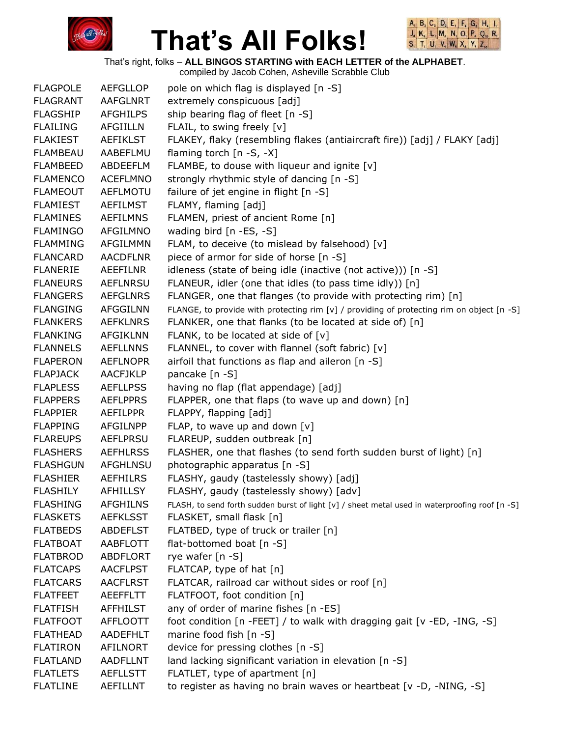# That's All Folks!

That's right, folks – **ALL BINGOS STARTING with EACH LETTER of the ALPHABET**.
compiled by Jacob Cohen, Asheville Scrabble Club

| | | |
|---|---|---|
| FLAGPOLE | AEFGLLOP | pole on which flag is displayed [n -S] |
| FLAGRANT | AAFGLNRT | extremely conspicuous [adj] |
| FLAGSHIP | AFGHILPS | ship bearing flag of fleet [n -S] |
| FLAILING | AFGIILLN | FLAIL, to swing freely [v] |
| FLAKIEST | AEFIKLST | FLAKEY, flaky (resembling flakes (antiaircraft fire)) [adj] / FLAKY [adj] |
| FLAMBEAU | AABEFLMU | flaming torch [n -S, -X] |
| FLAMBEED | ABDEEFLM | FLAMBE, to douse with liqueur and ignite [v] |
| FLAMENCO | ACEFLMNO | strongly rhythmic style of dancing [n -S] |
| FLAMEOUT | AEFLMOTU | failure of jet engine in flight [n -S] |
| FLAMIEST | AEFILMST | FLAMY, flaming [adj] |
| FLAMINES | AEFILMNS | FLAMEN, priest of ancient Rome [n] |
| FLAMINGO | AFGILMNO | wading bird [n -ES, -S] |
| FLAMMING | AFGILMMN | FLAM, to deceive (to mislead by falsehood) [v] |
| FLANCARD | AACDFLNR | piece of armor for side of horse [n -S] |
| FLANERIE | AEEFILNR | idleness (state of being idle (inactive (not active))) [n -S] |
| FLANEURS | AEFLNRSU | FLANEUR, idler (one that idles (to pass time idly)) [n] |
| FLANGERS | AEFGLNRS | FLANGER, one that flanges (to provide with protecting rim) [n] |
| FLANGING | AFGGILNN | FLANGE, to provide with protecting rim [v] / providing of protecting rim on object [n -S] |
| FLANKERS | AEFKLNRS | FLANKER, one that flanks (to be located at side of) [n] |
| FLANKING | AFGIKLNN | FLANK, to be located at side of [v] |
| FLANNELS | AEFLLNNS | FLANNEL, to cover with flannel (soft fabric) [v] |
| FLAPERON | AEFLNOPR | airfoil that functions as flap and aileron [n -S] |
| FLAPJACK | AACFJKLP | pancake [n -S] |
| FLAPLESS | AEFLLPSS | having no flap (flat appendage) [adj] |
| FLAPPERS | AEFLPPRS | FLAPPER, one that flaps (to wave up and down) [n] |
| FLAPPIER | AEFILPPR | FLAPPY, flapping [adj] |
| FLAPPING | AFGILNPP | FLAP, to wave up and down [v] |
| FLAREUPS | AEFLPRSU | FLAREUP, sudden outbreak [n] |
| FLASHERS | AEFHLRSS | FLASHER, one that flashes (to send forth sudden burst of light) [n] |
| FLASHGUN | AFGHLNSU | photographic apparatus [n -S] |
| FLASHIER | AEFHILRS | FLASHY, gaudy (tastelessly showy) [adj] |
| FLASHILY | AFHILLSY | FLASHY, gaudy (tastelessly showy) [adv] |
| FLASHING | AFGHILNS | FLASH, to send forth sudden burst of light [v] / sheet metal used in waterproofing roof [n -S] |
| FLASKETS | AEFKLSST | FLASKET, small flask [n] |
| FLATBEDS | ABDEFLST | FLATBED, type of truck or trailer [n] |
| FLATBOAT | AABFLOTT | flat-bottomed boat [n -S] |
| FLATBROD | ABDFLORT | rye wafer [n -S] |
| FLATCAPS | AACFLPST | FLATCAP, type of hat [n] |
| FLATCARS | AACFLRST | FLATCAR, railroad car without sides or roof [n] |
| FLATFEET | AEEFFLTT | FLATFOOT, foot condition [n] |
| FLATFISH | AFFHILST | any of order of marine fishes [n -ES] |
| FLATFOOT | AFFLOOTT | foot condition [n -FEET] / to walk with dragging gait [v -ED, -ING, -S] |
| FLATHEAD | AADEFHLT | marine food fish [n -S] |
| FLATIRON | AFILNORT | device for pressing clothes [n -S] |
| FLATLAND | AADFLLNT | land lacking significant variation in elevation [n -S] |
| FLATLETS | AEFLLSTT | FLATLET, type of apartment [n] |
| FLATLINE | AEFILLNT | to register as having no brain waves or heartbeat [v -D, -NING, -S] |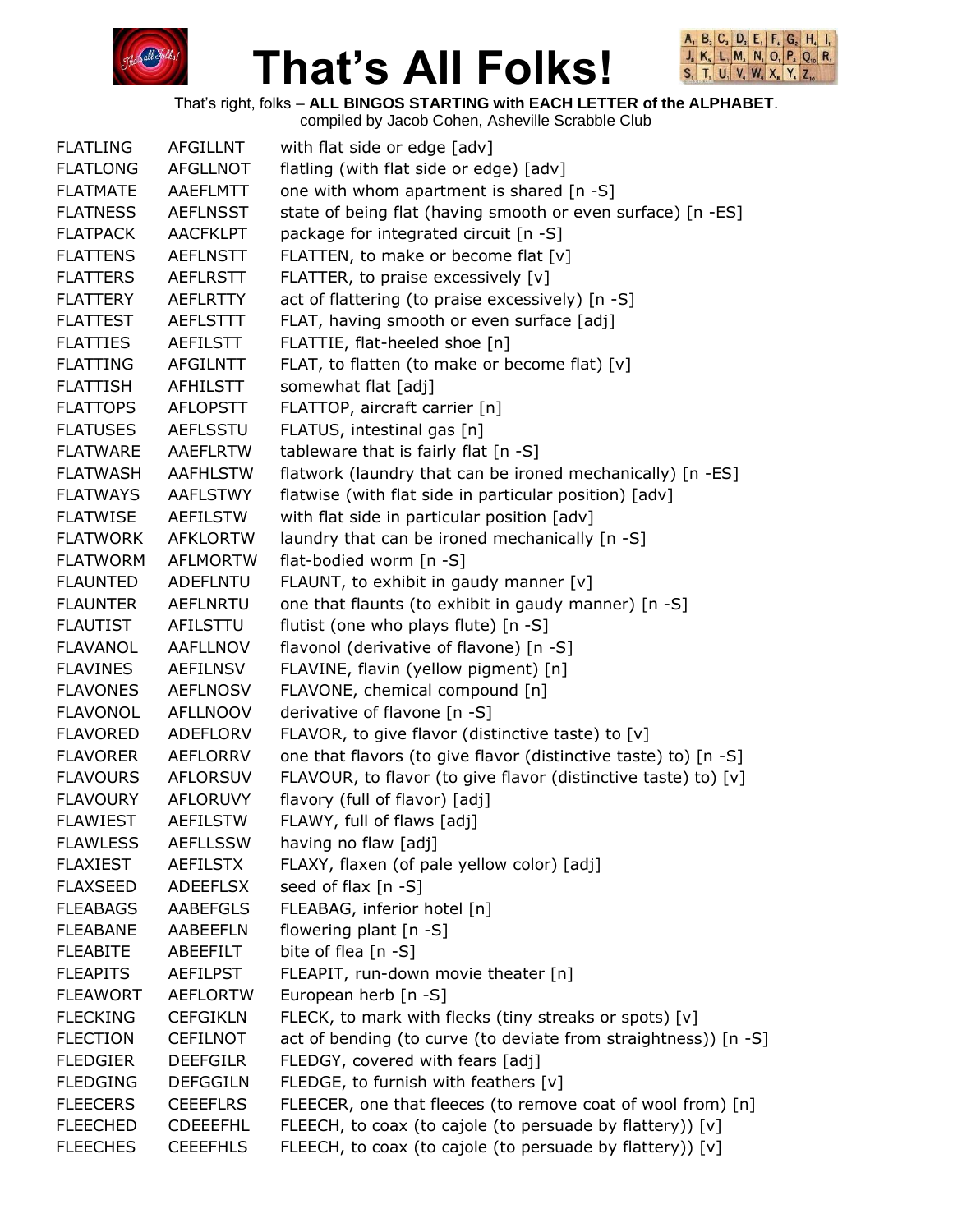# That's All Folks!

That's right, folks – **ALL BINGOS STARTING with EACH LETTER of the ALPHABET**.
compiled by Jacob Cohen, Asheville Scrabble Club

| | | |
|---|---|---|
| FLATLING | AFGILLNT | with flat side or edge [adv] |
| FLATLONG | AFGLLNOT | flatling (with flat side or edge) [adv] |
| FLATMATE | AAEFLMTT | one with whom apartment is shared [n -S] |
| FLATNESS | AEFLNSST | state of being flat (having smooth or even surface) [n -ES] |
| FLATPACK | AACFKLPT | package for integrated circuit [n -S] |
| FLATTENS | AEFLNSTT | FLATTEN, to make or become flat [v] |
| FLATTERS | AEFLRSTT | FLATTER, to praise excessively [v] |
| FLATTERY | AEFLRTTY | act of flattering (to praise excessively) [n -S] |
| FLATTEST | AEFLSTTT | FLAT, having smooth or even surface [adj] |
| FLATTIES | AEFILSTT | FLATTIE, flat-heeled shoe [n] |
| FLATTING | AFGILNTT | FLAT, to flatten (to make or become flat) [v] |
| FLATTISH | AFHILSTT | somewhat flat [adj] |
| FLATTOPS | AFLOPSTT | FLATTOP, aircraft carrier [n] |
| FLATUSES | AEFLSSTU | FLATUS, intestinal gas [n] |
| FLATWARE | AAEFLRTW | tableware that is fairly flat [n -S] |
| FLATWASH | AAFHLSTW | flatwork (laundry that can be ironed mechanically) [n -ES] |
| FLATWAYS | AAFLSTWY | flatwise (with flat side in particular position) [adv] |
| FLATWISE | AEFILSTW | with flat side in particular position [adv] |
| FLATWORK | AFKLORTW | laundry that can be ironed mechanically [n -S] |
| FLATWORM | AFLMORTW | flat-bodied worm [n -S] |
| FLAUNTED | ADEFLNTU | FLAUNT, to exhibit in gaudy manner [v] |
| FLAUNTER | AEFLNRTU | one that flaunts (to exhibit in gaudy manner) [n -S] |
| FLAUTIST | AFILSTTU | flutist (one who plays flute) [n -S] |
| FLAVANOL | AAFLLNOV | flavonol (derivative of flavone) [n -S] |
| FLAVINES | AEFILNSV | FLAVINE, flavin (yellow pigment) [n] |
| FLAVONES | AEFLNOSV | FLAVONE, chemical compound [n] |
| FLAVONOL | AFLLNOOV | derivative of flavone [n -S] |
| FLAVORED | ADEFLORV | FLAVOR, to give flavor (distinctive taste) to [v] |
| FLAVORER | AEFLORRV | one that flavors (to give flavor (distinctive taste) to) [n -S] |
| FLAVOURS | AFLORSUV | FLAVOUR, to flavor (to give flavor (distinctive taste) to) [v] |
| FLAVOURY | AFLORUVY | flavory (full of flavor) [adj] |
| FLAWIEST | AEFILSTW | FLAWY, full of flaws [adj] |
| FLAWLESS | AEFLLSSW | having no flaw [adj] |
| FLAXIEST | AEFILSTX | FLAXY, flaxen (of pale yellow color) [adj] |
| FLAXSEED | ADEEFLSX | seed of flax [n -S] |
| FLEABAGS | AABEFGLS | FLEABAG, inferior hotel [n] |
| FLEABANE | AABEEFLN | flowering plant [n -S] |
| FLEABITE | ABEEFILT | bite of flea [n -S] |
| FLEAPITS | AEFILPST | FLEAPIT, run-down movie theater [n] |
| FLEAWORT | AEFLORTW | European herb [n -S] |
| FLECKING | CEFGIKLN | FLECK, to mark with flecks (tiny streaks or spots) [v] |
| FLECTION | CEFILNOT | act of bending (to curve (to deviate from straightness)) [n -S] |
| FLEDGIER | DEEFGILR | FLEDGY, covered with fears [adj] |
| FLEDGING | DEFGGILN | FLEDGE, to furnish with feathers [v] |
| FLEECERS | CEEEFLRS | FLEECER, one that fleeces (to remove coat of wool from) [n] |
| FLEECHED | CDEEEFHL | FLEECH, to coax (to cajole (to persuade by flattery)) [v] |
| FLEECHES | CEEEFHLS | FLEECH, to coax (to cajole (to persuade by flattery)) [v] |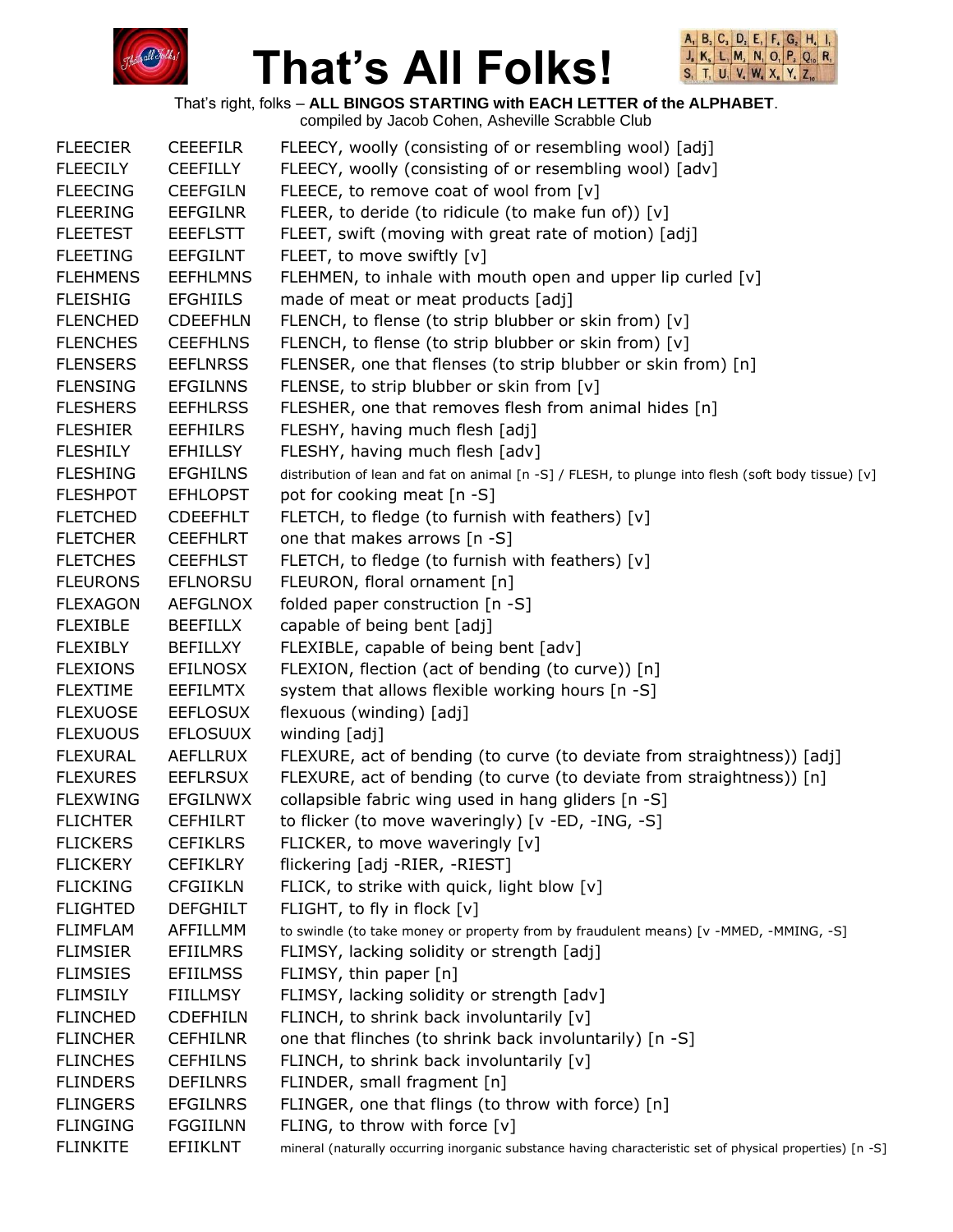# That's All Folks!

That's right, folks – **ALL BINGOS STARTING with EACH LETTER of the ALPHABET**.
compiled by Jacob Cohen, Asheville Scrabble Club

| | | |
|---|---|---|
| FLEECIER | CEEEFILR | FLEECY, woolly (consisting of or resembling wool) [adj] |
| FLEECILY | CEEFILLY | FLEECY, woolly (consisting of or resembling wool) [adv] |
| FLEECING | CEEFGILN | FLEECE, to remove coat of wool from [v] |
| FLEERING | EEFGILNR | FLEER, to deride (to ridicule (to make fun of)) [v] |
| FLEETEST | EEEFLSTT | FLEET, swift (moving with great rate of motion) [adj] |
| FLEETING | EEFGILNT | FLEET, to move swiftly [v] |
| FLEHMENS | EEFHLMNS | FLEHMEN, to inhale with mouth open and upper lip curled [v] |
| FLEISHIG | EFGHIILS | made of meat or meat products [adj] |
| FLENCHED | CDEEFHLN | FLENCH, to flense (to strip blubber or skin from) [v] |
| FLENCHES | CEEFHLNS | FLENCH, to flense (to strip blubber or skin from) [v] |
| FLENSERS | EEFLNRSS | FLENSER, one that flenses (to strip blubber or skin from) [n] |
| FLENSING | EFGILNNS | FLENSE, to strip blubber or skin from [v] |
| FLESHERS | EEFHLRSS | FLESHER, one that removes flesh from animal hides [n] |
| FLESHIER | EEFHILRS | FLESHY, having much flesh [adj] |
| FLESHILY | EFHILLSY | FLESHY, having much flesh [adv] |
| FLESHING | EFGHILNS | distribution of lean and fat on animal [n -S] / FLESH, to plunge into flesh (soft body tissue) [v] |
| FLESHPOT | EFHLOPST | pot for cooking meat [n -S] |
| FLETCHED | CDEEFHLT | FLETCH, to fledge (to furnish with feathers) [v] |
| FLETCHER | CEEFHLRT | one that makes arrows [n -S] |
| FLETCHES | CEEFHLST | FLETCH, to fledge (to furnish with feathers) [v] |
| FLEURONS | EFLNORSU | FLEURON, floral ornament [n] |
| FLEXAGON | AEFGLNOX | folded paper construction [n -S] |
| FLEXIBLE | BEEFILLX | capable of being bent [adj] |
| FLEXIBLY | BEFILLXY | FLEXIBLE, capable of being bent [adv] |
| FLEXIONS | EFILNOSX | FLEXION, flection (act of bending (to curve)) [n] |
| FLEXTIME | EEFILMTX | system that allows flexible working hours [n -S] |
| FLEXUOSE | EEFLOSUX | flexuous (winding) [adj] |
| FLEXUOUS | EFLOSUUX | winding [adj] |
| FLEXURAL | AEFLLRUX | FLEXURE, act of bending (to curve (to deviate from straightness)) [adj] |
| FLEXURES | EEFLRSUX | FLEXURE, act of bending (to curve (to deviate from straightness)) [n] |
| FLEXWING | EFGILNWX | collapsible fabric wing used in hang gliders [n -S] |
| FLICHTER | CEFHILRT | to flicker (to move waveringly) [v -ED, -ING, -S] |
| FLICKERS | CEFIKLRS | FLICKER, to move waveringly [v] |
| FLICKERY | CEFIKLRY | flickering [adj -RIER, -RIEST] |
| FLICKING | CFGIIKLN | FLICK, to strike with quick, light blow [v] |
| FLIGHTED | DEFGHILT | FLIGHT, to fly in flock [v] |
| FLIMFLAM | AFFILLMM | to swindle (to take money or property from by fraudulent means) [v -MMED, -MMING, -S] |
| FLIMSIER | EFIILMRS | FLIMSY, lacking solidity or strength [adj] |
| FLIMSIES | EFIILMSS | FLIMSY, thin paper [n] |
| FLIMSILY | FIILLMSY | FLIMSY, lacking solidity or strength [adv] |
| FLINCHED | CDEFHILN | FLINCH, to shrink back involuntarily [v] |
| FLINCHER | CEFHILNR | one that flinches (to shrink back involuntarily) [n -S] |
| FLINCHES | CEFHILNS | FLINCH, to shrink back involuntarily [v] |
| FLINDERS | DEFILNRS | FLINDER, small fragment [n] |
| FLINGERS | EFGILNRS | FLINGER, one that flings (to throw with force) [n] |
| FLINGING | FGGIILNN | FLING, to throw with force [v] |
| FLINKITE | EFIIKLNT | mineral (naturally occurring inorganic substance having characteristic set of physical properties) [n -S] |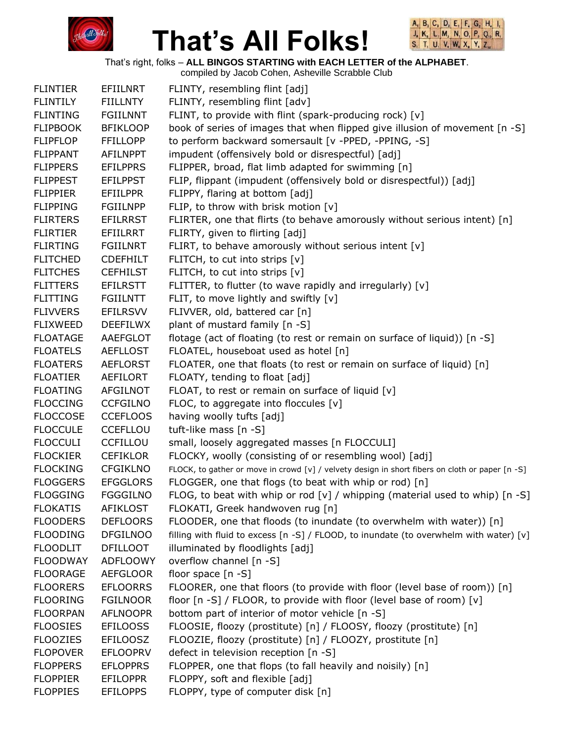# That's All Folks!

That's right, folks – **ALL BINGOS STARTING with EACH LETTER of the ALPHABET**.
compiled by Jacob Cohen, Asheville Scrabble Club

| | | |
|---|---|---|
| FLINTIER | EFIILNRT | FLINTY, resembling flint [adj] |
| FLINTILY | FIILLNTY | FLINTY, resembling flint [adv] |
| FLINTING | FGIILNNT | FLINT, to provide with flint (spark-producing rock) [v] |
| FLIPBOOK | BFIKLOOP | book of series of images that when flipped give illusion of movement [n -S] |
| FLIPFLOP | FFILLOPP | to perform backward somersault [v -PPED, -PPING, -S] |
| FLIPPANT | AFILNPPT | impudent (offensively bold or disrespectful) [adj] |
| FLIPPERS | EFILPPRS | FLIPPER, broad, flat limb adapted for swimming [n] |
| FLIPPEST | EFILPPST | FLIP, flippant (impudent (offensively bold or disrespectful)) [adj] |
| FLIPPIER | EFIILPPR | FLIPPY, flaring at bottom [adj] |
| FLIPPING | FGIILNPP | FLIP, to throw with brisk motion [v] |
| FLIRTERS | EFILRRST | FLIRTER, one that flirts (to behave amorously without serious intent) [n] |
| FLIRTIER | EFIILRRT | FLIRTY, given to flirting [adj] |
| FLIRTING | FGIILNRT | FLIRT, to behave amorously without serious intent [v] |
| FLITCHED | CDEFHILT | FLITCH, to cut into strips [v] |
| FLITCHES | CEFHILST | FLITCH, to cut into strips [v] |
| FLITTERS | EFILRSTT | FLITTER, to flutter (to wave rapidly and irregularly) [v] |
| FLITTING | FGIILNTT | FLIT, to move lightly and swiftly [v] |
| FLIVVERS | EFILRSVV | FLIVVER, old, battered car [n] |
| FLIXWEED | DEEFILWX | plant of mustard family [n -S] |
| FLOATAGE | AAEFGLOT | flotage (act of floating (to rest or remain on surface of liquid)) [n -S] |
| FLOATELS | AEFLLOST | FLOATEL, houseboat used as hotel [n] |
| FLOATERS | AEFLORST | FLOATER, one that floats (to rest or remain on surface of liquid) [n] |
| FLOATIER | AEFILORT | FLOATY, tending to float [adj] |
| FLOATING | AFGILNOT | FLOAT, to rest or remain on surface of liquid [v] |
| FLOCCING | CCFGILNO | FLOC, to aggregate into floccules [v] |
| FLOCCOSE | CCEFLOOS | having woolly tufts [adj] |
| FLOCCULE | CCEFLLOU | tuft-like mass [n -S] |
| FLOCCULI | CCFILLOU | small, loosely aggregated masses [n FLOCCULI] |
| FLOCKIER | CEFIKLOR | FLOCKY, woolly (consisting of or resembling wool) [adj] |
| FLOCKING | CFGIKLNO | FLOCK, to gather or move in crowd [v] / velvety design in short fibers on cloth or paper [n -S] |
| FLOGGERS | EFGGLORS | FLOGGER, one that flogs (to beat with whip or rod) [n] |
| FLOGGING | FGGGILNO | FLOG, to beat with whip or rod [v] / whipping (material used to whip) [n -S] |
| FLOKATIS | AFIKLOST | FLOKATI, Greek handwoven rug [n] |
| FLOODERS | DEFLOORS | FLOODER, one that floods (to inundate (to overwhelm with water)) [n] |
| FLOODING | DFGILNOO | filling with fluid to excess [n -S] / FLOOD, to inundate (to overwhelm with water) [v] |
| FLOODLIT | DFILLOOT | illuminated by floodlights [adj] |
| FLOODWAY | ADFLOOWY | overflow channel [n -S] |
| FLOORAGE | AEFGLOOR | floor space [n -S] |
| FLOORERS | EFLOORRS | FLOORER, one that floors (to provide with floor (level base of room)) [n] |
| FLOORING | FGILNOOR | floor [n -S] / FLOOR, to provide with floor (level base of room) [v] |
| FLOORPAN | AFLNOOPR | bottom part of interior of motor vehicle [n -S] |
| FLOOSIES | EFILOOSS | FLOOSIE, floozy (prostitute) [n] / FLOOSY, floozy (prostitute) [n] |
| FLOOZIES | EFILOOSZ | FLOOZIE, floozy (prostitute) [n] / FLOOZY, prostitute [n] |
| FLOPOVER | EFLOOPRV | defect in television reception [n -S] |
| FLOPPERS | EFLOPPRS | FLOPPER, one that flops (to fall heavily and noisily) [n] |
| FLOPPIER | EFILOPPR | FLOPPY, soft and flexible [adj] |
| FLOPPIES | EFILOPPS | FLOPPY, type of computer disk [n] |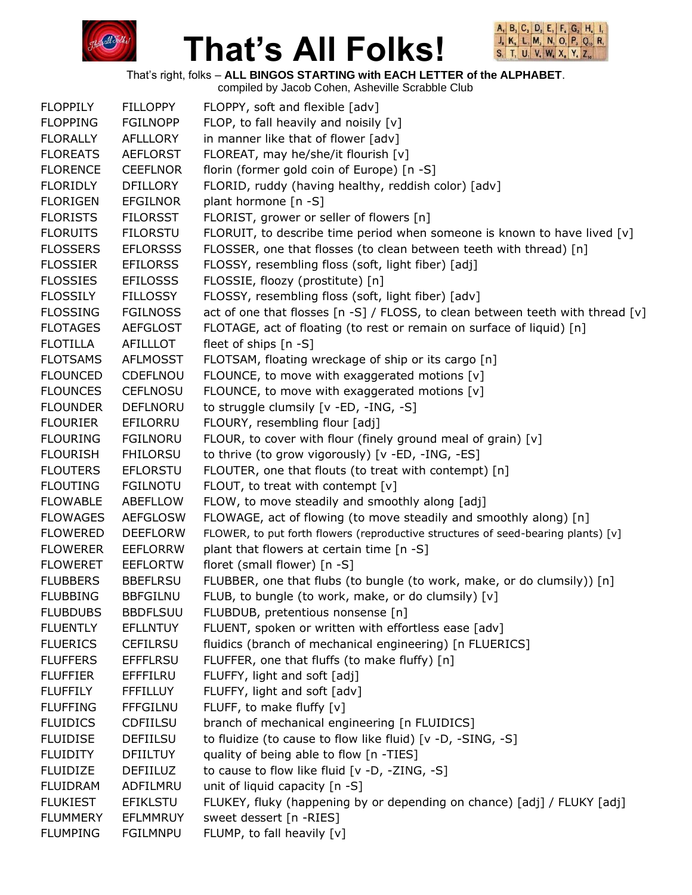# That's All Folks!

That's right, folks – **ALL BINGOS STARTING with EACH LETTER of the ALPHABET**.
compiled by Jacob Cohen, Asheville Scrabble Club

| | | |
|---|---|---|
| FLOPPILY | FILLOPPY | FLOPPY, soft and flexible [adv] |
| FLOPPING | FGILNOPP | FLOP, to fall heavily and noisily [v] |
| FLORALLY | AFLLLORY | in manner like that of flower [adv] |
| FLOREATS | AEFLORST | FLOREAT, may he/she/it flourish [v] |
| FLORENCE | CEEFLNOR | florin (former gold coin of Europe) [n -S] |
| FLORIDLY | DFILLORY | FLORID, ruddy (having healthy, reddish color) [adv] |
| FLORIGEN | EFGILNOR | plant hormone [n -S] |
| FLORISTS | FILORSST | FLORIST, grower or seller of flowers [n] |
| FLORUITS | FILORSTU | FLORUIT, to describe time period when someone is known to have lived [v] |
| FLOSSERS | EFLORSSS | FLOSSER, one that flosses (to clean between teeth with thread) [n] |
| FLOSSIER | EFILORSS | FLOSSY, resembling floss (soft, light fiber) [adj] |
| FLOSSIES | EFILOSSS | FLOSSIE, floozy (prostitute) [n] |
| FLOSSILY | FILLOSSY | FLOSSY, resembling floss (soft, light fiber) [adv] |
| FLOSSING | FGILNOSS | act of one that flosses [n -S] / FLOSS, to clean between teeth with thread [v] |
| FLOTAGES | AEFGLOST | FLOTAGE, act of floating (to rest or remain on surface of liquid) [n] |
| FLOTILLA | AFILLLOT | fleet of ships [n -S] |
| FLOTSAMS | AFLMOSST | FLOTSAM, floating wreckage of ship or its cargo [n] |
| FLOUNCED | CDEFLNOU | FLOUNCE, to move with exaggerated motions [v] |
| FLOUNCES | CEFLNOSU | FLOUNCE, to move with exaggerated motions [v] |
| FLOUNDER | DEFLNORU | to struggle clumsily [v -ED, -ING, -S] |
| FLOURIER | EFILORRU | FLOURY, resembling flour [adj] |
| FLOURING | FGILNORU | FLOUR, to cover with flour (finely ground meal of grain) [v] |
| FLOURISH | FHILORSU | to thrive (to grow vigorously) [v -ED, -ING, -ES] |
| FLOUTERS | EFLORSTU | FLOUTER, one that flouts (to treat with contempt) [n] |
| FLOUTING | FGILNOTU | FLOUT, to treat with contempt [v] |
| FLOWABLE | ABEFLLOW | FLOW, to move steadily and smoothly along [adj] |
| FLOWAGES | AEFGLOSW | FLOWAGE, act of flowing (to move steadily and smoothly along) [n] |
| FLOWERED | DEEFLORW | FLOWER, to put forth flowers (reproductive structures of seed-bearing plants) [v] |
| FLOWERER | EEFLORRW | plant that flowers at certain time [n -S] |
| FLOWERET | EEFLORTW | floret (small flower) [n -S] |
| FLUBBERS | BBEFLRSU | FLUBBER, one that flubs (to bungle (to work, make, or do clumsily)) [n] |
| FLUBBING | BBFGILNU | FLUB, to bungle (to work, make, or do clumsily) [v] |
| FLUBDUBS | BBDFLSUU | FLUBDUB, pretentious nonsense [n] |
| FLUENTLY | EFLLNTUY | FLUENT, spoken or written with effortless ease [adv] |
| FLUERICS | CEFILRSU | fluidics (branch of mechanical engineering) [n FLUERICS] |
| FLUFFERS | EFFFLRSU | FLUFFER, one that fluffs (to make fluffy) [n] |
| FLUFFIER | EFFFILRU | FLUFFY, light and soft [adj] |
| FLUFFILY | FFFILLUY | FLUFFY, light and soft [adv] |
| FLUFFING | FFFGILNU | FLUFF, to make fluffy [v] |
| FLUIDICS | CDFIILSU | branch of mechanical engineering [n FLUIDICS] |
| FLUIDISE | DEFIILSU | to fluidize (to cause to flow like fluid) [v -D, -SING, -S] |
| FLUIDITY | DFIILTUY | quality of being able to flow [n -TIES] |
| FLUIDIZE | DEFIILUZ | to cause to flow like fluid [v -D, -ZING, -S] |
| FLUIDRAM | ADFILMRU | unit of liquid capacity [n -S] |
| FLUKIEST | EFIKLSTU | FLUKEY, fluky (happening by or depending on chance) [adj] / FLUKY [adj] |
| FLUMMERY | EFLMMRUY | sweet dessert [n -RIES] |
| FLUMPING | FGILMNPU | FLUMP, to fall heavily [v] |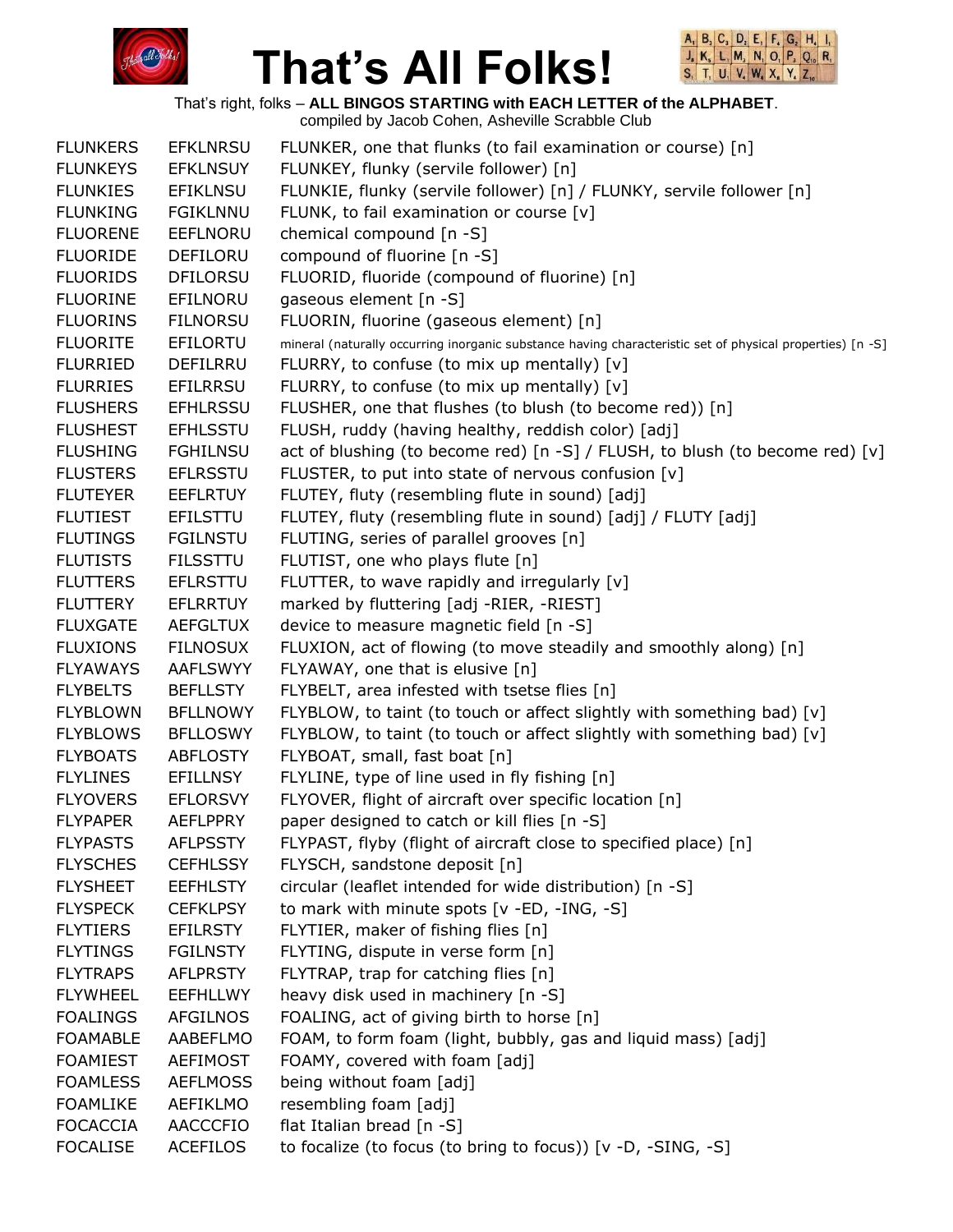# That's All Folks!

That's right, folks – **ALL BINGOS STARTING with EACH LETTER of the ALPHABET**.
compiled by Jacob Cohen, Asheville Scrabble Club

| | | |
|---|---|---|
| FLUNKERS | EFKLNRSU | FLUNKER, one that flunks (to fail examination or course) [n] |
| FLUNKEYS | EFKLNSUY | FLUNKEY, flunky (servile follower) [n] |
| FLUNKIES | EFIKLNSU | FLUNKIE, flunky (servile follower) [n] / FLUNKY, servile follower [n] |
| FLUNKING | FGIKLNNU | FLUNK, to fail examination or course [v] |
| FLUORENE | EEFLNORU | chemical compound [n -S] |
| FLUORIDE | DEFILORU | compound of fluorine [n -S] |
| FLUORIDS | DFILORSU | FLUORID, fluoride (compound of fluorine) [n] |
| FLUORINE | EFILNORU | gaseous element [n -S] |
| FLUORINS | FILNORSU | FLUORIN, fluorine (gaseous element) [n] |
| FLUORITE | EFILORTU | mineral (naturally occurring inorganic substance having characteristic set of physical properties) [n -S] |
| FLURRIED | DEFILRRU | FLURRY, to confuse (to mix up mentally) [v] |
| FLURRIES | EFILRRSU | FLURRY, to confuse (to mix up mentally) [v] |
| FLUSHERS | EFHLRSSU | FLUSHER, one that flushes (to blush (to become red)) [n] |
| FLUSHEST | EFHLSSTU | FLUSH, ruddy (having healthy, reddish color) [adj] |
| FLUSHING | FGHILNSU | act of blushing (to become red) [n -S] / FLUSH, to blush (to become red) [v] |
| FLUSTERS | EFLRSSTU | FLUSTER, to put into state of nervous confusion [v] |
| FLUTEYER | EEFLRTUY | FLUTEY, fluty (resembling flute in sound) [adj] |
| FLUTIEST | EFILSTTU | FLUTEY, fluty (resembling flute in sound) [adj] / FLUTY [adj] |
| FLUTINGS | FGILNSTU | FLUTING, series of parallel grooves [n] |
| FLUTISTS | FILSSTTU | FLUTIST, one who plays flute [n] |
| FLUTTERS | EFLRSTTU | FLUTTER, to wave rapidly and irregularly [v] |
| FLUTTERY | EFLRRTUY | marked by fluttering [adj -RIER, -RIEST] |
| FLUXGATE | AEFGLTUX | device to measure magnetic field [n -S] |
| FLUXIONS | FILNOSUX | FLUXION, act of flowing (to move steadily and smoothly along) [n] |
| FLYAWAYS | AAFLSWYY | FLYAWAY, one that is elusive [n] |
| FLYBELTS | BEFLLSTY | FLYBELT, area infested with tsetse flies [n] |
| FLYBLOWN | BFLLNOWY | FLYBLOW, to taint (to touch or affect slightly with something bad) [v] |
| FLYBLOWS | BFLLOSWY | FLYBLOW, to taint (to touch or affect slightly with something bad) [v] |
| FLYBOATS | ABFLOSTY | FLYBOAT, small, fast boat [n] |
| FLYLINES | EFILLNSY | FLYLINE, type of line used in fly fishing [n] |
| FLYOVERS | EFLORSVY | FLYOVER, flight of aircraft over specific location [n] |
| FLYPAPER | AEFLPPRY | paper designed to catch or kill flies [n -S] |
| FLYPASTS | AFLPSSTY | FLYPAST, flyby (flight of aircraft close to specified place) [n] |
| FLYSCHES | CEFHLSSY | FLYSCH, sandstone deposit [n] |
| FLYSHEET | EEFHLSTY | circular (leaflet intended for wide distribution) [n -S] |
| FLYSPECK | CEFKLPSY | to mark with minute spots [v -ED, -ING, -S] |
| FLYTIERS | EFILRSTY | FLYTIER, maker of fishing flies [n] |
| FLYTINGS | FGILNSTY | FLYTING, dispute in verse form [n] |
| FLYTRAPS | AFLPRSTY | FLYTRAP, trap for catching flies [n] |
| FLYWHEEL | EEFHLLWY | heavy disk used in machinery [n -S] |
| FOALINGS | AFGILNOS | FOALING, act of giving birth to horse [n] |
| FOAMABLE | AABEFLMO | FOAM, to form foam (light, bubbly, gas and liquid mass) [adj] |
| FOAMIEST | AEFIMOST | FOAMY, covered with foam [adj] |
| FOAMLESS | AEFLMOSS | being without foam [adj] |
| FOAMLIKE | AEFIKLMO | resembling foam [adj] |
| FOCACCIA | AACCCFIO | flat Italian bread [n -S] |
| FOCALISE | ACEFILOS | to focalize (to focus (to bring to focus)) [v -D, -SING, -S] |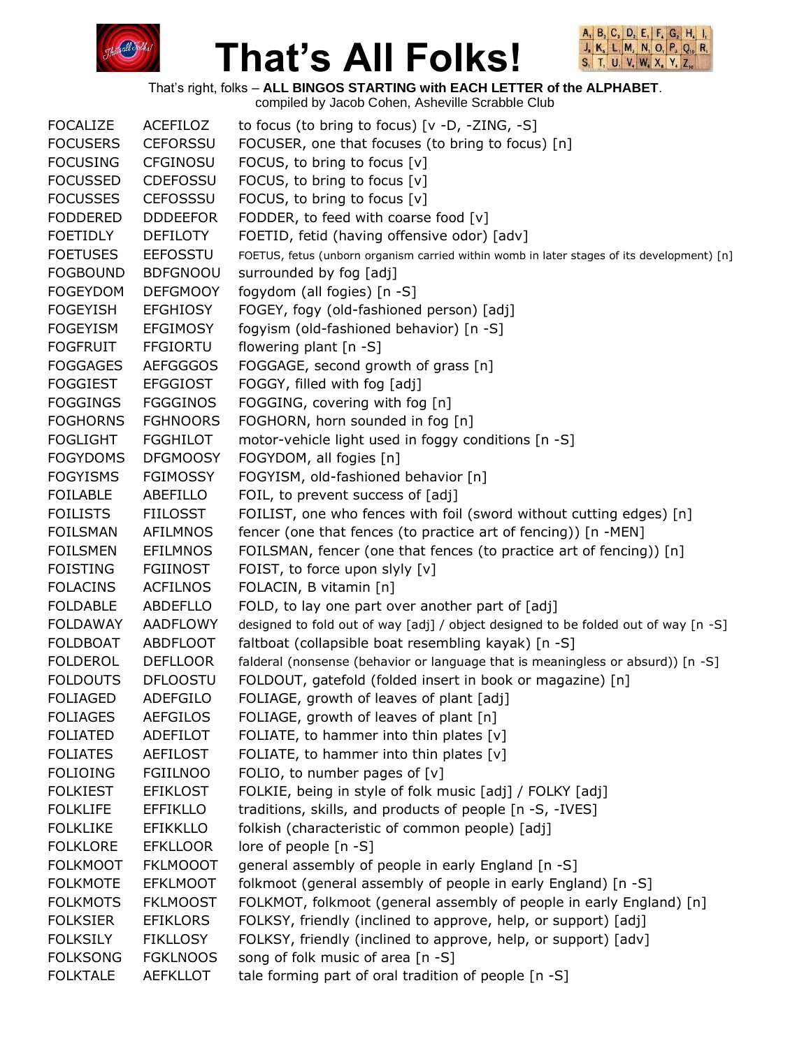# That's All Folks!

That's right, folks – **ALL BINGOS STARTING with EACH LETTER of the ALPHABET**.
compiled by Jacob Cohen, Asheville Scrabble Club

| | | |
|---|---|---|
| FOCALIZE | ACEFILOZ | to focus (to bring to focus) [v -D, -ZING, -S] |
| FOCUSERS | CEFORSSU | FOCUSER, one that focuses (to bring to focus) [n] |
| FOCUSING | CFGINOSU | FOCUS, to bring to focus [v] |
| FOCUSSED | CDEFOSSU | FOCUS, to bring to focus [v] |
| FOCUSSES | CEFOSSSU | FOCUS, to bring to focus [v] |
| FODDERED | DDDEEFOR | FODDER, to feed with coarse food [v] |
| FOETIDLY | DEFILOTY | FOETID, fetid (having offensive odor) [adv] |
| FOETUSES | EEFOSSTU | FOETUS, fetus (unborn organism carried within womb in later stages of its development) [n] |
| FOGBOUND | BDFGNOOU | surrounded by fog [adj] |
| FOGEYDOM | DEFGMOOY | fogydom (all fogies) [n -S] |
| FOGEYISH | EFGHIOSY | FOGEY, fogy (old-fashioned person) [adj] |
| FOGEYISM | EFGIMOSY | fogyism (old-fashioned behavior) [n -S] |
| FOGFRUIT | FFGIORTU | flowering plant [n -S] |
| FOGGAGES | AEFGGGOS | FOGGAGE, second growth of grass [n] |
| FOGGIEST | EFGGIOST | FOGGY, filled with fog [adj] |
| FOGGINGS | FGGGINOS | FOGGING, covering with fog [n] |
| FOGHORNS | FGHNOORS | FOGHORN, horn sounded in fog [n] |
| FOGLIGHT | FGGHILOT | motor-vehicle light used in foggy conditions [n -S] |
| FOGYDOMS | DFGMOOSY | FOGYDOM, all fogies [n] |
| FOGYISMS | FGIMOSSY | FOGYISM, old-fashioned behavior [n] |
| FOILABLE | ABEFILLO | FOIL, to prevent success of [adj] |
| FOILISTS | FIILOSST | FOILIST, one who fences with foil (sword without cutting edges) [n] |
| FOILSMAN | AFILMNOS | fencer (one that fences (to practice art of fencing)) [n -MEN] |
| FOILSMEN | EFILMNOS | FOILSMAN, fencer (one that fences (to practice art of fencing)) [n] |
| FOISTING | FGIINOST | FOIST, to force upon slyly [v] |
| FOLACINS | ACFILNOS | FOLACIN, B vitamin [n] |
| FOLDABLE | ABDEFLLO | FOLD, to lay one part over another part of [adj] |
| FOLDAWAY | AADFLOWY | designed to fold out of way [adj] / object designed to be folded out of way [n -S] |
| FOLDBOAT | ABDFLOOT | faltboat (collapsible boat resembling kayak) [n -S] |
| FOLDEROL | DEFLLOOR | falderal (nonsense (behavior or language that is meaningless or absurd)) [n -S] |
| FOLDOUTS | DFLOOSTU | FOLDOUT, gatefold (folded insert in book or magazine) [n] |
| FOLIAGED | ADEFGILO | FOLIAGE, growth of leaves of plant [adj] |
| FOLIAGES | AEFGILOS | FOLIAGE, growth of leaves of plant [n] |
| FOLIATED | ADEFILOT | FOLIATE, to hammer into thin plates [v] |
| FOLIATES | AEFILOST | FOLIATE, to hammer into thin plates [v] |
| FOLIOING | FGIILNOO | FOLIO, to number pages of [v] |
| FOLKIEST | EFIKLOST | FOLKIE, being in style of folk music [adj] / FOLKY [adj] |
| FOLKLIFE | EFFIKLLO | traditions, skills, and products of people [n -S, -IVES] |
| FOLKLIKE | EFIKKLLO | folkish (characteristic of common people) [adj] |
| FOLKLORE | EFKLLOOR | lore of people [n -S] |
| FOLKMOOT | FKLMOOOT | general assembly of people in early England [n -S] |
| FOLKMOTE | EFKLMOOT | folkmoot (general assembly of people in early England) [n -S] |
| FOLKMOTS | FKLMOOST | FOLKMOT, folkmoot (general assembly of people in early England) [n] |
| FOLKSIER | EFIKLORS | FOLKSY, friendly (inclined to approve, help, or support) [adj] |
| FOLKSILY | FIKLLOSY | FOLKSY, friendly (inclined to approve, help, or support) [adv] |
| FOLKSONG | FGKLNOOS | song of folk music of area [n -S] |
| FOLKTALE | AEFKLLOT | tale forming part of oral tradition of people [n -S] |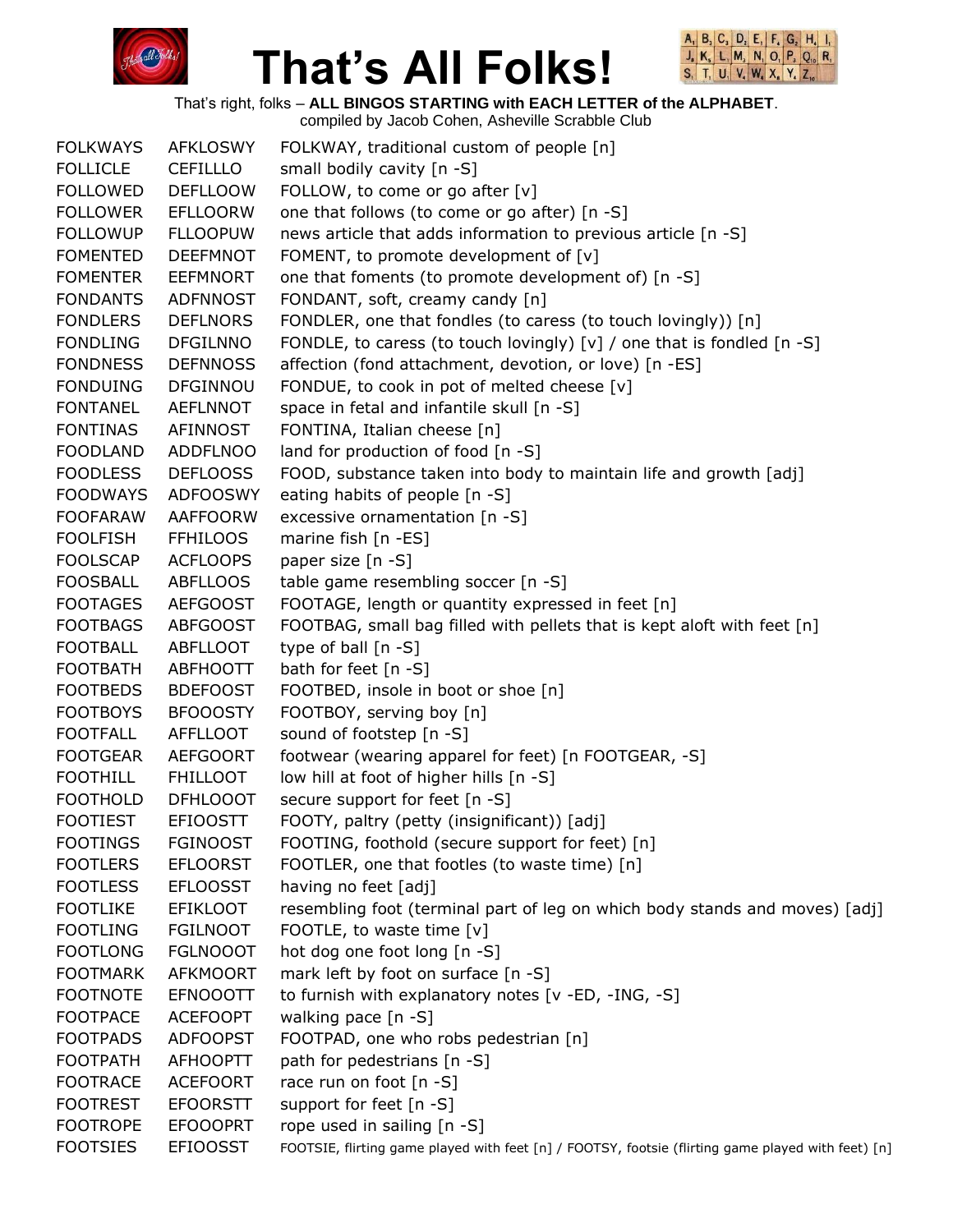# That's All Folks!

That's right, folks – **ALL BINGOS STARTING with EACH LETTER of the ALPHABET**.
compiled by Jacob Cohen, Asheville Scrabble Club

| | | |
|---|---|---|
| FOLKWAYS | AFKLOSWY | FOLKWAY, traditional custom of people [n] |
| FOLLICLE | CEFILLLO | small bodily cavity [n -S] |
| FOLLOWED | DEFLLOOW | FOLLOW, to come or go after [v] |
| FOLLOWER | EFLLOORW | one that follows (to come or go after) [n -S] |
| FOLLOWUP | FLLOOPUW | news article that adds information to previous article [n -S] |
| FOMENTED | DEEFMNOT | FOMENT, to promote development of [v] |
| FOMENTER | EEFMNORT | one that foments (to promote development of) [n -S] |
| FONDANTS | ADFNNOST | FONDANT, soft, creamy candy [n] |
| FONDLERS | DEFLNORS | FONDLER, one that fondles (to caress (to touch lovingly)) [n] |
| FONDLING | DFGILNNO | FONDLE, to caress (to touch lovingly) [v] / one that is fondled [n -S] |
| FONDNESS | DEFNNOSS | affection (fond attachment, devotion, or love) [n -ES] |
| FONDUING | DFGINNOU | FONDUE, to cook in pot of melted cheese [v] |
| FONTANEL | AEFLNNOT | space in fetal and infantile skull [n -S] |
| FONTINAS | AFINNOST | FONTINA, Italian cheese [n] |
| FOODLAND | ADDFLNOO | land for production of food [n -S] |
| FOODLESS | DEFLOOSS | FOOD, substance taken into body to maintain life and growth [adj] |
| FOODWAYS | ADFOOSWY | eating habits of people [n -S] |
| FOOFARAW | AAFFOORW | excessive ornamentation [n -S] |
| FOOLFISH | FFHILOOS | marine fish [n -ES] |
| FOOLSCAP | ACFLOOPS | paper size [n -S] |
| FOOSBALL | ABFLLOOS | table game resembling soccer [n -S] |
| FOOTAGES | AEFGOOST | FOOTAGE, length or quantity expressed in feet [n] |
| FOOTBAGS | ABFGOOST | FOOTBAG, small bag filled with pellets that is kept aloft with feet [n] |
| FOOTBALL | ABFLLOOT | type of ball [n -S] |
| FOOTBATH | ABFHOOTT | bath for feet [n -S] |
| FOOTBEDS | BDEFOOST | FOOTBED, insole in boot or shoe [n] |
| FOOTBOYS | BFOOOSTY | FOOTBOY, serving boy [n] |
| FOOTFALL | AFFLLOOT | sound of footstep [n -S] |
| FOOTGEAR | AEFGOORT | footwear (wearing apparel for feet) [n FOOTGEAR, -S] |
| FOOTHILL | FHILLOOT | low hill at foot of higher hills [n -S] |
| FOOTHOLD | DFHLOOOT | secure support for feet [n -S] |
| FOOTIEST | EFIOOSTT | FOOTY, paltry (petty (insignificant)) [adj] |
| FOOTINGS | FGINOOST | FOOTING, foothold (secure support for feet) [n] |
| FOOTLERS | EFLOORST | FOOTLER, one that footles (to waste time) [n] |
| FOOTLESS | EFLOOSST | having no feet [adj] |
| FOOTLIKE | EFIKLOOT | resembling foot (terminal part of leg on which body stands and moves) [adj] |
| FOOTLING | FGILNOOT | FOOTLE, to waste time [v] |
| FOOTLONG | FGLNOOOT | hot dog one foot long [n -S] |
| FOOTMARK | AFKMOORT | mark left by foot on surface [n -S] |
| FOOTNOTE | EFNOOOTT | to furnish with explanatory notes [v -ED, -ING, -S] |
| FOOTPACE | ACEFOOPT | walking pace [n -S] |
| FOOTPADS | ADFOOPST | FOOTPAD, one who robs pedestrian [n] |
| FOOTPATH | AFHOOPTT | path for pedestrians [n -S] |
| FOOTRACE | ACEFOORT | race run on foot [n -S] |
| FOOTREST | EFOORSTT | support for feet [n -S] |
| FOOTROPE | EFOOOPRT | rope used in sailing [n -S] |
| FOOTSIES | EFIOOSST | FOOTSIE, flirting game played with feet [n] / FOOTSY, footsie (flirting game played with feet) [n] |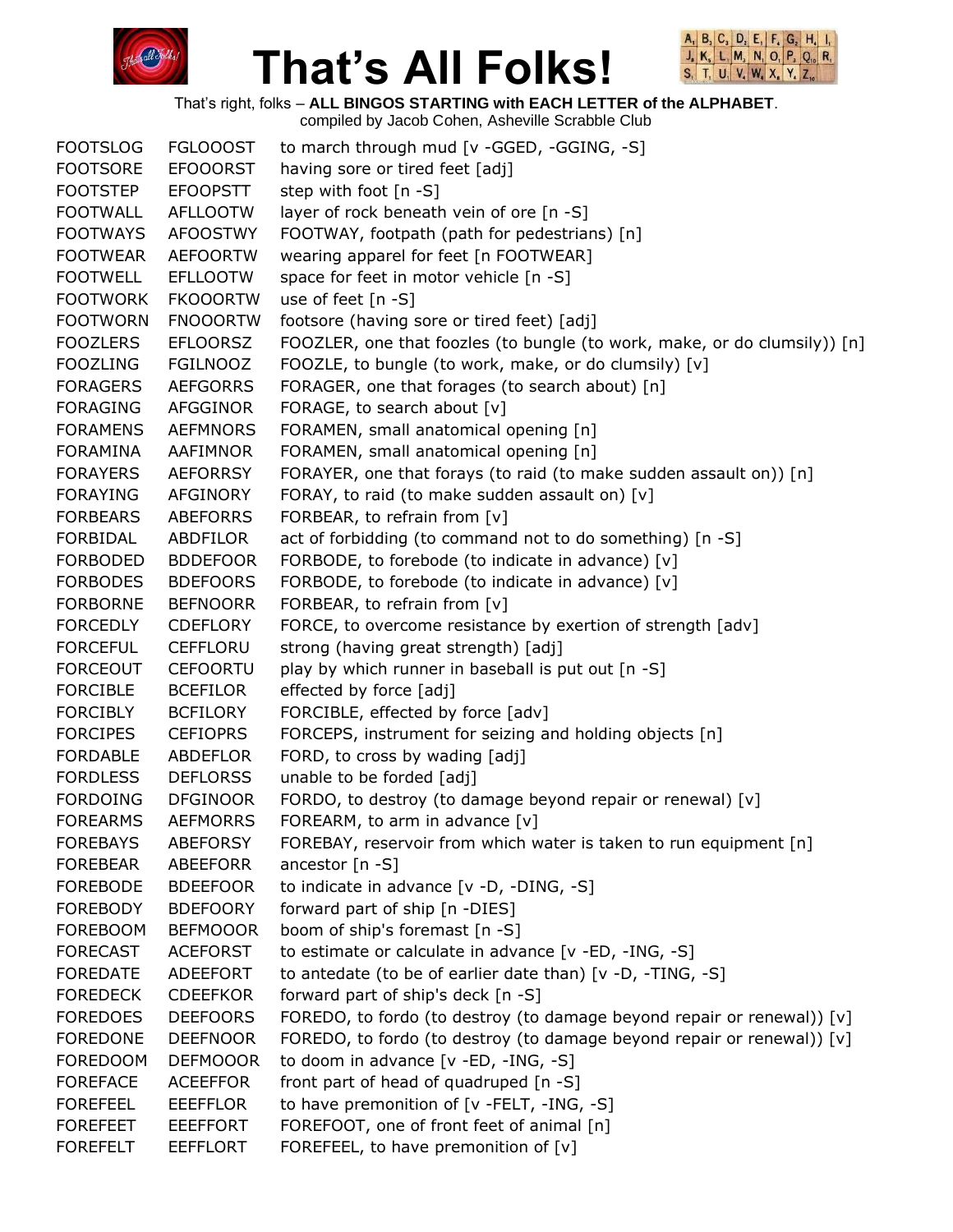# That's All Folks!

That's right, folks – **ALL BINGOS STARTING with EACH LETTER of the ALPHABET**.
compiled by Jacob Cohen, Asheville Scrabble Club

| | | |
|---|---|---|
| FOOTSLOG | FGLOOOST | to march through mud [v -GGED, -GGING, -S] |
| FOOTSORE | EFOOORST | having sore or tired feet [adj] |
| FOOTSTEP | EFOOPSTT | step with foot [n -S] |
| FOOTWALL | AFLLOOTW | layer of rock beneath vein of ore [n -S] |
| FOOTWAYS | AFOOSTWY | FOOTWAY, footpath (path for pedestrians) [n] |
| FOOTWEAR | AEFOORTW | wearing apparel for feet [n FOOTWEAR] |
| FOOTWELL | EFLLOOTW | space for feet in motor vehicle [n -S] |
| FOOTWORK | FKOOORTW | use of feet [n -S] |
| FOOTWORN | FNOOORTW | footsore (having sore or tired feet) [adj] |
| FOOZLERS | EFLOORSZ | FOOZLER, one that foozles (to bungle (to work, make, or do clumsily)) [n] |
| FOOZLING | FGILNOOZ | FOOZLE, to bungle (to work, make, or do clumsily) [v] |
| FORAGERS | AEFGORRS | FORAGER, one that forages (to search about) [n] |
| FORAGING | AFGGINOR | FORAGE, to search about [v] |
| FORAMENS | AEFMNORS | FORAMEN, small anatomical opening [n] |
| FORAMINA | AAFIMNOR | FORAMEN, small anatomical opening [n] |
| FORAYERS | AEFORRSY | FORAYER, one that forays (to raid (to make sudden assault on)) [n] |
| FORAYING | AFGINORY | FORAY, to raid (to make sudden assault on) [v] |
| FORBEARS | ABEFORRS | FORBEAR, to refrain from [v] |
| FORBIDAL | ABDFILOR | act of forbidding (to command not to do something) [n -S] |
| FORBODED | BDDEFOOR | FORBODE, to forebode (to indicate in advance) [v] |
| FORBODES | BDEFOORS | FORBODE, to forebode (to indicate in advance) [v] |
| FORBORNE | BEFNOORR | FORBEAR, to refrain from [v] |
| FORCEDLY | CDEFLORY | FORCE, to overcome resistance by exertion of strength [adv] |
| FORCEFUL | CEFFLORU | strong (having great strength) [adj] |
| FORCEOUT | CEFOORTU | play by which runner in baseball is put out [n -S] |
| FORCIBLE | BCEFILOR | effected by force [adj] |
| FORCIBLY | BCFILORY | FORCIBLE, effected by force [adv] |
| FORCIPES | CEFIOPRS | FORCEPS, instrument for seizing and holding objects [n] |
| FORDABLE | ABDEFLOR | FORD, to cross by wading [adj] |
| FORDLESS | DEFLORSS | unable to be forded [adj] |
| FORDOING | DFGINOOR | FORDO, to destroy (to damage beyond repair or renewal) [v] |
| FOREARMS | AEFMORRS | FOREARM, to arm in advance [v] |
| FOREBAYS | ABEFORSY | FOREBAY, reservoir from which water is taken to run equipment [n] |
| FOREBEAR | ABEEFORR | ancestor [n -S] |
| FOREBODE | BDEEFOOR | to indicate in advance [v -D, -DING, -S] |
| FOREBODY | BDEFOORY | forward part of ship [n -DIES] |
| FOREBOOM | BEFMOOOR | boom of ship's foremast [n -S] |
| FORECAST | ACEFORST | to estimate or calculate in advance [v -ED, -ING, -S] |
| FOREDATE | ADEEFORT | to antedate (to be of earlier date than) [v -D, -TING, -S] |
| FOREDECK | CDEEFKOR | forward part of ship's deck [n -S] |
| FOREDOES | DEEFOORS | FOREDO, to fordo (to destroy (to damage beyond repair or renewal)) [v] |
| FOREDONE | DEEFNOOR | FOREDO, to fordo (to destroy (to damage beyond repair or renewal)) [v] |
| FOREDOOM | DEFMOOOR | to doom in advance [v -ED, -ING, -S] |
| FOREFACE | ACEEFFOR | front part of head of quadruped [n -S] |
| FOREFEEL | EEEFFLOR | to have premonition of [v -FELT, -ING, -S] |
| FOREFEET | EEEFFORT | FOREFOOT, one of front feet of animal [n] |
| FOREFELT | EEFFLORT | FOREFEEL, to have premonition of [v] |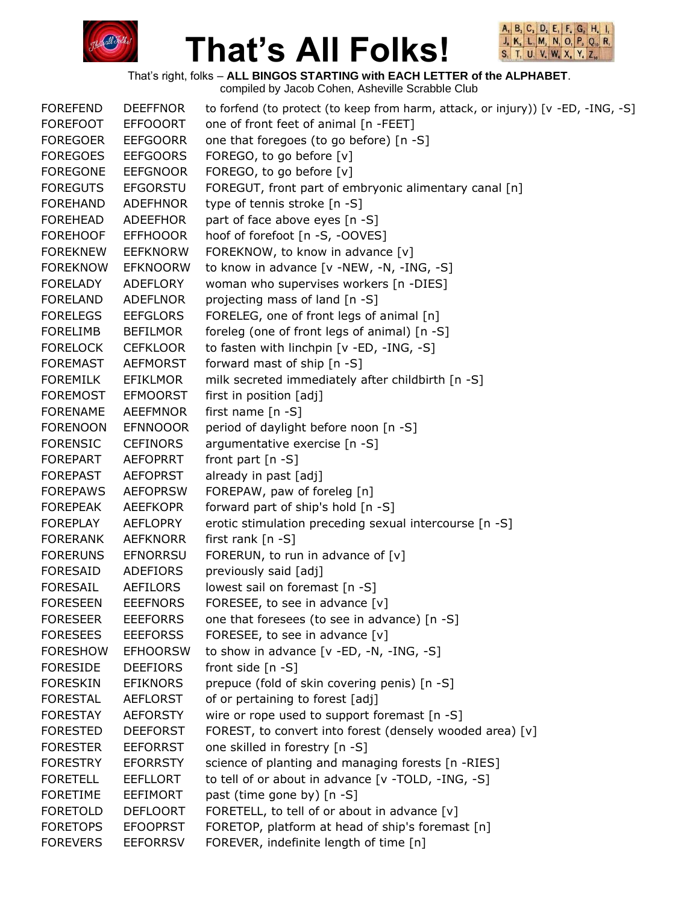# That's All Folks!

That's right, folks – **ALL BINGOS STARTING with EACH LETTER of the ALPHABET**.
compiled by Jacob Cohen, Asheville Scrabble Club

| | | |
|---|---|---|
| FOREFEND | DEEFFNOR | to forfend (to protect (to keep from harm, attack, or injury)) [v -ED, -ING, -S] |
| FOREFOOT | EFFOOORT | one of front feet of animal [n -FEET] |
| FOREGOER | EEFGOORR | one that foregoes (to go before) [n -S] |
| FOREGOES | EEFGOORS | FOREGO, to go before [v] |
| FOREGONE | EEFGNOOR | FOREGO, to go before [v] |
| FOREGUTS | EFGORSTU | FOREGUT, front part of embryonic alimentary canal [n] |
| FOREHAND | ADEFHNOR | type of tennis stroke [n -S] |
| FOREHEAD | ADEEFHOR | part of face above eyes [n -S] |
| FOREHOOF | EFFHOOOR | hoof of forefoot [n -S, -OOVES] |
| FOREKNEW | EEFKNORW | FOREKNOW, to know in advance [v] |
| FOREKNOW | EFKNOORW | to know in advance [v -NEW, -N, -ING, -S] |
| FORELADY | ADEFLORY | woman who supervises workers [n -DIES] |
| FORELAND | ADEFLNOR | projecting mass of land [n -S] |
| FORELEGS | EEFGLORS | FORELEG, one of front legs of animal [n] |
| FORELIMB | BEFILMOR | foreleg (one of front legs of animal) [n -S] |
| FORELOCK | CEFKLOOR | to fasten with linchpin [v -ED, -ING, -S] |
| FOREMAST | AEFMORST | forward mast of ship [n -S] |
| FOREMILK | EFIKLMOR | milk secreted immediately after childbirth [n -S] |
| FOREMOST | EFMOORST | first in position [adj] |
| FORENAME | AEEFMNOR | first name [n -S] |
| FORENOON | EFNNOOOR | period of daylight before noon [n -S] |
| FORENSIC | CEFINORS | argumentative exercise [n -S] |
| FOREPART | AEFOPRRT | front part [n -S] |
| FOREPAST | AEFOPRST | already in past [adj] |
| FOREPAWS | AEFOPRSW | FOREPAW, paw of foreleg [n] |
| FOREPEAK | AEEFKOPR | forward part of ship's hold [n -S] |
| FOREPLAY | AEFLOPRY | erotic stimulation preceding sexual intercourse [n -S] |
| FORERANK | AEFKNORR | first rank [n -S] |
| FORERUNS | EFNORRSU | FORERUN, to run in advance of [v] |
| FORESAID | ADEFIORS | previously said [adj] |
| FORESAIL | AEFILORS | lowest sail on foremast [n -S] |
| FORESEEN | EEEFNORS | FORESEE, to see in advance [v] |
| FORESEER | EEEFORRS | one that foresees (to see in advance) [n -S] |
| FORESEES | EEEFORSS | FORESEE, to see in advance [v] |
| FORESHOW | EFHOORSW | to show in advance [v -ED, -N, -ING, -S] |
| FORESIDE | DEEFIORS | front side [n -S] |
| FORESKIN | EFIKNORS | prepuce (fold of skin covering penis) [n -S] |
| FORESTAL | AEFLORST | of or pertaining to forest [adj] |
| FORESTAY | AEFORSTY | wire or rope used to support foremast [n -S] |
| FORESTED | DEEFORST | FOREST, to convert into forest (densely wooded area) [v] |
| FORESTER | EEFORRST | one skilled in forestry [n -S] |
| FORESTRY | EFORRSTY | science of planting and managing forests [n -RIES] |
| FORETELL | EEFLLORT | to tell of or about in advance [v -TOLD, -ING, -S] |
| FORETIME | EEFIMORT | past (time gone by) [n -S] |
| FORETOLD | DEFLOORT | FORETELL, to tell of or about in advance [v] |
| FORETOPS | EFOOPRST | FORETOP, platform at head of ship's foremast [n] |
| FOREVERS | EEFORRSV | FOREVER, indefinite length of time [n] |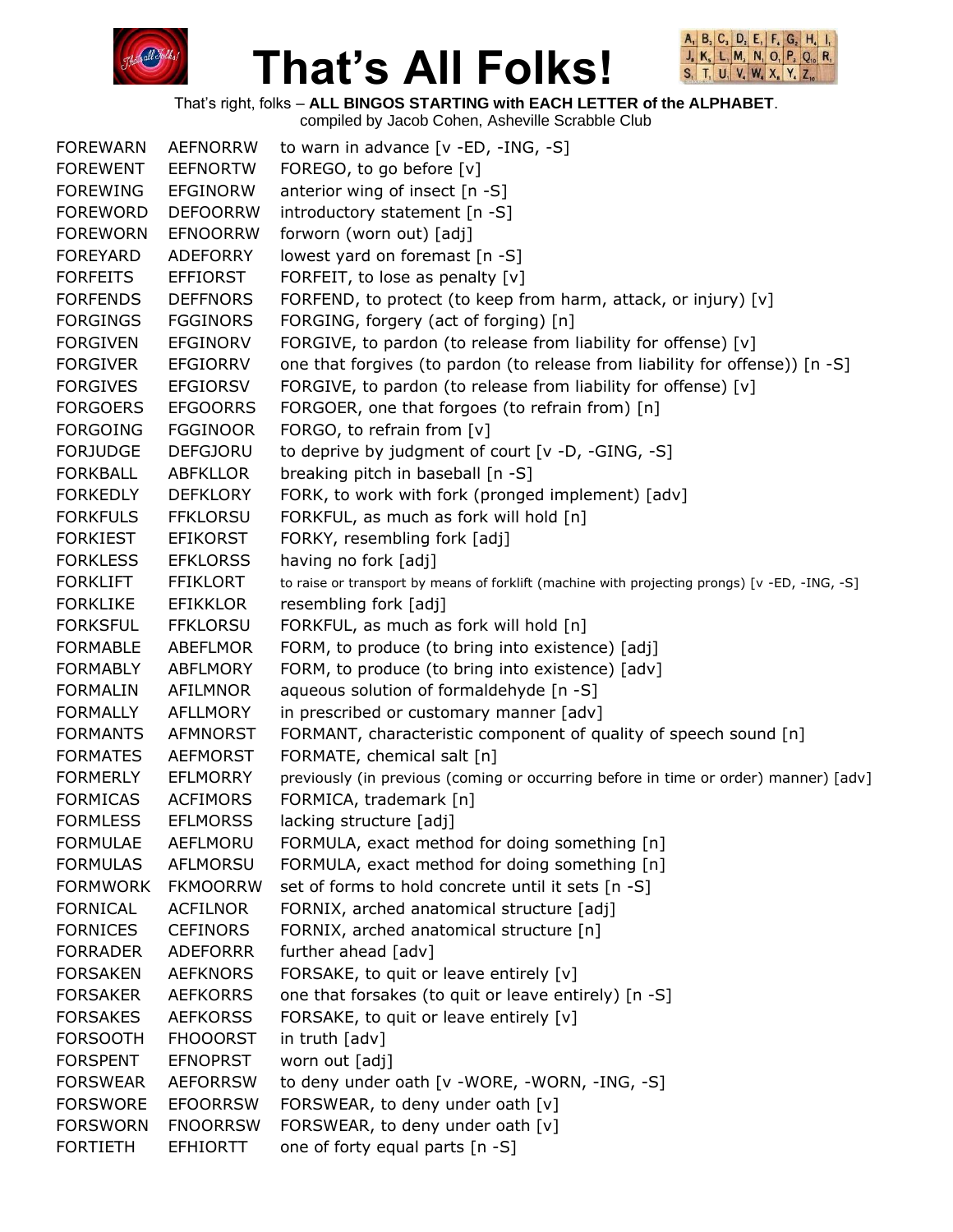# That's All Folks!

That's right, folks – **ALL BINGOS STARTING with EACH LETTER of the ALPHABET**.
compiled by Jacob Cohen, Asheville Scrabble Club

| | | |
|---|---|---|
| FOREWARN | AEFNORRW | to warn in advance [v -ED, -ING, -S] |
| FOREWENT | EEFNORTW | FOREGO, to go before [v] |
| FOREWING | EFGINORW | anterior wing of insect [n -S] |
| FOREWORD | DEFOORRW | introductory statement [n -S] |
| FOREWORN | EFNOORRW | forworn (worn out) [adj] |
| FOREYARD | ADEFORRY | lowest yard on foremast [n -S] |
| FORFEITS | EFFIORST | FORFEIT, to lose as penalty [v] |
| FORFENDS | DEFFNORS | FORFEND, to protect (to keep from harm, attack, or injury) [v] |
| FORGINGS | FGGINORS | FORGING, forgery (act of forging) [n] |
| FORGIVEN | EFGINORV | FORGIVE, to pardon (to release from liability for offense) [v] |
| FORGIVER | EFGIORRV | one that forgives (to pardon (to release from liability for offense)) [n -S] |
| FORGIVES | EFGIORSV | FORGIVE, to pardon (to release from liability for offense) [v] |
| FORGOERS | EFGOORRS | FORGOER, one that forgoes (to refrain from) [n] |
| FORGOING | FGGINOOR | FORGO, to refrain from [v] |
| FORJUDGE | DEFGJORU | to deprive by judgment of court [v -D, -GING, -S] |
| FORKBALL | ABFKLLOR | breaking pitch in baseball [n -S] |
| FORKEDLY | DEFKLORY | FORK, to work with fork (pronged implement) [adv] |
| FORKFULS | FFKLORSU | FORKFUL, as much as fork will hold [n] |
| FORKIEST | EFIKORST | FORKY, resembling fork [adj] |
| FORKLESS | EFKLORSS | having no fork [adj] |
| FORKLIFT | FFIKLORT | to raise or transport by means of forklift (machine with projecting prongs) [v -ED, -ING, -S] |
| FORKLIKE | EFIKKLOR | resembling fork [adj] |
| FORKSFUL | FFKLORSU | FORKFUL, as much as fork will hold [n] |
| FORMABLE | ABEFLMOR | FORM, to produce (to bring into existence) [adj] |
| FORMABLY | ABFLMORY | FORM, to produce (to bring into existence) [adv] |
| FORMALIN | AFILMNOR | aqueous solution of formaldehyde [n -S] |
| FORMALLY | AFLLMORY | in prescribed or customary manner [adv] |
| FORMANTS | AFMNORST | FORMANT, characteristic component of quality of speech sound [n] |
| FORMATES | AEFMORST | FORMATE, chemical salt [n] |
| FORMERLY | EFLMORRY | previously (in previous (coming or occurring before in time or order) manner) [adv] |
| FORMICAS | ACFIMORS | FORMICA, trademark [n] |
| FORMLESS | EFLMORSS | lacking structure [adj] |
| FORMULAE | AEFLMORU | FORMULA, exact method for doing something [n] |
| FORMULAS | AFLMORSU | FORMULA, exact method for doing something [n] |
| FORMWORK | FKMOORRW | set of forms to hold concrete until it sets [n -S] |
| FORNICAL | ACFILNOR | FORNIX, arched anatomical structure [adj] |
| FORNICES | CEFINORS | FORNIX, arched anatomical structure [n] |
| FORRADER | ADEFORRR | further ahead [adv] |
| FORSAKEN | AEFKNORS | FORSAKE, to quit or leave entirely [v] |
| FORSAKER | AEFKORRS | one that forsakes (to quit or leave entirely) [n -S] |
| FORSAKES | AEFKORSS | FORSAKE, to quit or leave entirely [v] |
| FORSOOTH | FHOOORST | in truth [adv] |
| FORSPENT | EFNOPRST | worn out [adj] |
| FORSWEAR | AEFORRSW | to deny under oath [v -WORE, -WORN, -ING, -S] |
| FORSWORE | EFOORRSW | FORSWEAR, to deny under oath [v] |
| FORSWORN | FNOORRSW | FORSWEAR, to deny under oath [v] |
| FORTIETH | EFHIORTT | one of forty equal parts [n -S] |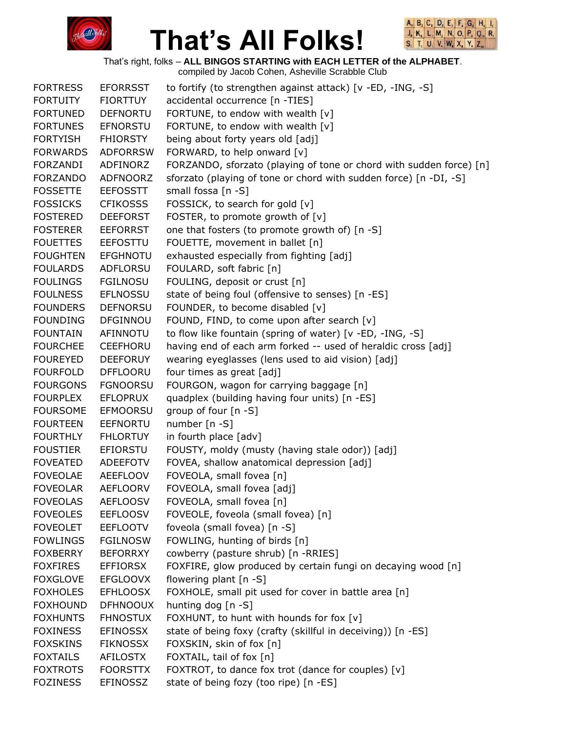# That's All Folks!

That's right, folks – **ALL BINGOS STARTING with EACH LETTER of the ALPHABET**.
compiled by Jacob Cohen, Asheville Scrabble Club

| | | |
|---|---|---|
| FORTRESS | EFORRSST | to fortify (to strengthen against attack) [v -ED, -ING, -S] |
| FORTUITY | FIORTTUY | accidental occurrence [n -TIES] |
| FORTUNED | DEFNORTU | FORTUNE, to endow with wealth [v] |
| FORTUNES | EFNORSTU | FORTUNE, to endow with wealth [v] |
| FORTYISH | FHIORSTY | being about forty years old [adj] |
| FORWARDS | ADFORRSW | FORWARD, to help onward [v] |
| FORZANDI | ADFINORZ | FORZANDO, sforzato (playing of tone or chord with sudden force) [n] |
| FORZANDO | ADFNOORZ | sforzato (playing of tone or chord with sudden force) [n -DI, -S] |
| FOSSETTE | EEFOSSTT | small fossa [n -S] |
| FOSSICKS | CFIKOSSS | FOSSICK, to search for gold [v] |
| FOSTERED | DEEFORST | FOSTER, to promote growth of [v] |
| FOSTERER | EEFORRST | one that fosters (to promote growth of) [n -S] |
| FOUETTES | EEFOSTTU | FOUETTE, movement in ballet [n] |
| FOUGHTEN | EFGHNOTU | exhausted especially from fighting [adj] |
| FOULARDS | ADFLORSU | FOULARD, soft fabric [n] |
| FOULINGS | FGILNOSU | FOULING, deposit or crust [n] |
| FOULNESS | EFLNOSSU | state of being foul (offensive to senses) [n -ES] |
| FOUNDERS | DEFNORSU | FOUNDER, to become disabled [v] |
| FOUNDING | DFGINNOU | FOUND, FIND, to come upon after search [v] |
| FOUNTAIN | AFINNOTU | to flow like fountain (spring of water) [v -ED, -ING, -S] |
| FOURCHEE | CEEFHORU | having end of each arm forked -- used of heraldic cross [adj] |
| FOUREYED | DEEFORUY | wearing eyeglasses (lens used to aid vision) [adj] |
| FOURFOLD | DFFLOORU | four times as great [adj] |
| FOURGONS | FGNOORSU | FOURGON, wagon for carrying baggage [n] |
| FOURPLEX | EFLOPRUX | quadplex (building having four units) [n -ES] |
| FOURSOME | EFMOORSU | group of four [n -S] |
| FOURTEEN | EEFNORTU | number [n -S] |
| FOURTHLY | FHLORTUY | in fourth place [adv] |
| FOUSTIER | EFIORSTU | FOUSTY, moldy (musty (having stale odor)) [adj] |
| FOVEATED | ADEEFOTV | FOVEA, shallow anatomical depression [adj] |
| FOVEOLAE | AEEFLOOV | FOVEOLA, small fovea [n] |
| FOVEOLAR | AEFLOORV | FOVEOLA, small fovea [adj] |
| FOVEOLAS | AEFLOOSV | FOVEOLA, small fovea [n] |
| FOVEOLES | EEFLOOSV | FOVEOLE, foveola (small fovea) [n] |
| FOVEOLET | EEFLOOTV | foveola (small fovea) [n -S] |
| FOWLINGS | FGILNOSW | FOWLING, hunting of birds [n] |
| FOXBERRY | BEFORRXY | cowberry (pasture shrub) [n -RRIES] |
| FOXFIRES | EFFIORSX | FOXFIRE, glow produced by certain fungi on decaying wood [n] |
| FOXGLOVE | EFGLOOVX | flowering plant [n -S] |
| FOXHOLES | EFHLOOSX | FOXHOLE, small pit used for cover in battle area [n] |
| FOXHOUND | DFHNOOUX | hunting dog [n -S] |
| FOXHUNTS | FHNOSTUX | FOXHUNT, to hunt with hounds for fox [v] |
| FOXINESS | EFINOSSX | state of being foxy (crafty (skillful in deceiving)) [n -ES] |
| FOXSKINS | FIKNOSSX | FOXSKIN, skin of fox [n] |
| FOXTAILS | AFILOSTX | FOXTAIL, tail of fox [n] |
| FOXTROTS | FOORSTTX | FOXTROT, to dance fox trot (dance for couples) [v] |
| FOZINESS | EFINOSSZ | state of being fozy (too ripe) [n -ES] |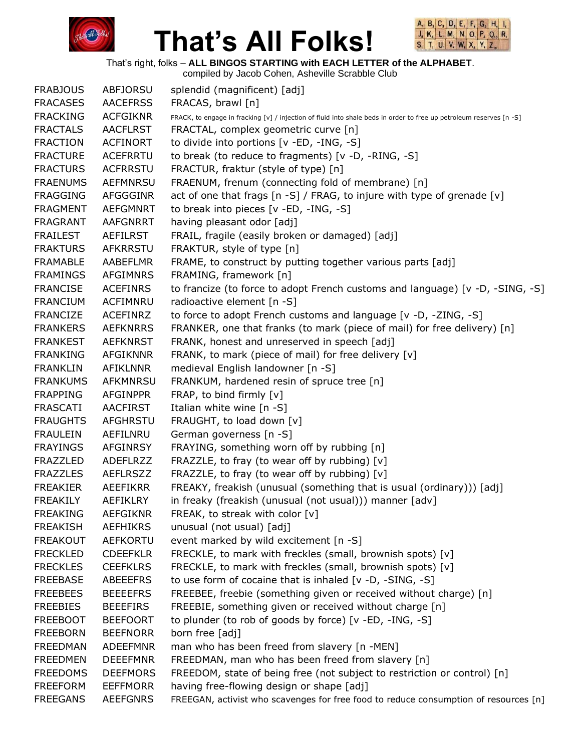# That's All Folks!

That's right, folks – **ALL BINGOS STARTING with EACH LETTER of the ALPHABET**.
compiled by Jacob Cohen, Asheville Scrabble Club

| | | |
|---|---|---|
| FRABJOUS | ABFJORSU | splendid (magnificent) [adj] |
| FRACASES | AACEFRSS | FRACAS, brawl [n] |
| FRACKING | ACFGIKNR | FRACK, to engage in fracking [v] / injection of fluid into shale beds in order to free up petroleum reserves [n -S] |
| FRACTALS | AACFLRST | FRACTAL, complex geometric curve [n] |
| FRACTION | ACFINORT | to divide into portions [v -ED, -ING, -S] |
| FRACTURE | ACEFRRTU | to break (to reduce to fragments) [v -D, -RING, -S] |
| FRACTURS | ACFRRSTU | FRACTUR, fraktur (style of type) [n] |
| FRAENUMS | AEFMNRSU | FRAENUM, frenum (connecting fold of membrane) [n] |
| FRAGGING | AFGGGINR | act of one that frags [n -S] / FRAG, to injure with type of grenade [v] |
| FRAGMENT | AEFGMNRT | to break into pieces [v -ED, -ING, -S] |
| FRAGRANT | AAFGNRRT | having pleasant odor [adj] |
| FRAILEST | AEFILRST | FRAIL, fragile (easily broken or damaged) [adj] |
| FRAKTURS | AFKRRSTU | FRAKTUR, style of type [n] |
| FRAMABLE | AABEFLMR | FRAME, to construct by putting together various parts [adj] |
| FRAMINGS | AFGIMNRS | FRAMING, framework [n] |
| FRANCISE | ACEFINRS | to francize (to force to adopt French customs and language) [v -D, -SING, -S] |
| FRANCIUM | ACFIMNRU | radioactive element [n -S] |
| FRANCIZE | ACEFINRZ | to force to adopt French customs and language [v -D, -ZING, -S] |
| FRANKERS | AEFKNRRS | FRANKER, one that franks (to mark (piece of mail) for free delivery) [n] |
| FRANKEST | AEFKNRST | FRANK, honest and unreserved in speech [adj] |
| FRANKING | AFGIKNNR | FRANK, to mark (piece of mail) for free delivery [v] |
| FRANKLIN | AFIKLNNR | medieval English landowner [n -S] |
| FRANKUMS | AFKMNRSU | FRANKUM, hardened resin of spruce tree [n] |
| FRAPPING | AFGINPPR | FRAP, to bind firmly [v] |
| FRASCATI | AACFIRST | Italian white wine [n -S] |
| FRAUGHTS | AFGHRSTU | FRAUGHT, to load down [v] |
| FRAULEIN | AEFILNRU | German governess [n -S] |
| FRAYINGS | AFGINRSY | FRAYING, something worn off by rubbing [n] |
| FRAZZLED | ADEFLRZZ | FRAZZLE, to fray (to wear off by rubbing) [v] |
| FRAZZLES | AEFLRSZZ | FRAZZLE, to fray (to wear off by rubbing) [v] |
| FREAKIER | AEEFIKRR | FREAKY, freakish (unusual (something that is usual (ordinary))) [adj] |
| FREAKILY | AEFIKLRY | in freaky (freakish (unusual (not usual))) manner [adv] |
| FREAKING | AEFGIKNR | FREAK, to streak with color [v] |
| FREAKISH | AEFHIKRS | unusual (not usual) [adj] |
| FREAKOUT | AEFKORTU | event marked by wild excitement [n -S] |
| FRECKLED | CDEEFKLR | FRECKLE, to mark with freckles (small, brownish spots) [v] |
| FRECKLES | CEEFKLRS | FRECKLE, to mark with freckles (small, brownish spots) [v] |
| FREEBASE | ABEEEFRS | to use form of cocaine that is inhaled [v -D, -SING, -S] |
| FREEBEES | BEEEEFRS | FREEBEE, freebie (something given or received without charge) [n] |
| FREEBIES | BEEEFIRS | FREEBIE, something given or received without charge [n] |
| FREEBOOT | BEEFOORT | to plunder (to rob of goods by force) [v -ED, -ING, -S] |
| FREEBORN | BEEFNORR | born free [adj] |
| FREEDMAN | ADEEFMNR | man who has been freed from slavery [n -MEN] |
| FREEDMEN | DEEEFMNR | FREEDMAN, man who has been freed from slavery [n] |
| FREEDOMS | DEEFMORS | FREEDOM, state of being free (not subject to restriction or control) [n] |
| FREEFORM | EEFFMORR | having free-flowing design or shape [adj] |
| FREEGANS | AEEFGNRS | FREEGAN, activist who scavenges for free food to reduce consumption of resources [n] |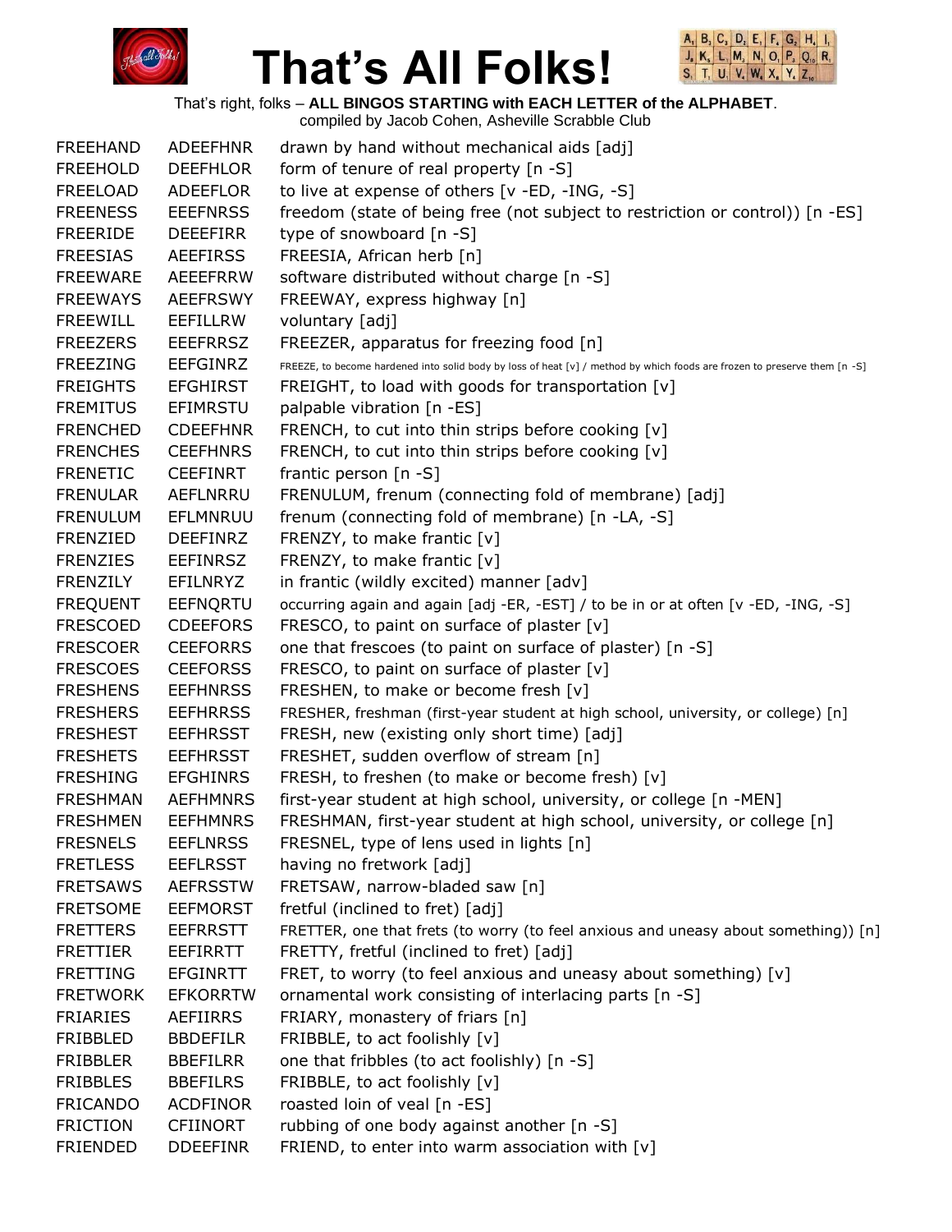# That's All Folks!

That's right, folks – **ALL BINGOS STARTING with EACH LETTER of the ALPHABET**.
compiled by Jacob Cohen, Asheville Scrabble Club

| | | |
|---|---|---|
| FREEHAND | ADEEFHNR | drawn by hand without mechanical aids [adj] |
| FREEHOLD | DEEFHLOR | form of tenure of real property [n -S] |
| FREELOAD | ADEEFLOR | to live at expense of others [v -ED, -ING, -S] |
| FREENESS | EEEFNRSS | freedom (state of being free (not subject to restriction or control)) [n -ES] |
| FREERIDE | DEEEFIRR | type of snowboard [n -S] |
| FREESIAS | AEEFIRSS | FREESIA, African herb [n] |
| FREEWARE | AEEEFRRW | software distributed without charge [n -S] |
| FREEWAYS | AEEFRSWY | FREEWAY, express highway [n] |
| FREEWILL | EEFILLRW | voluntary [adj] |
| FREEZERS | EEEFRRSZ | FREEZER, apparatus for freezing food [n] |
| FREEZING | EEFGINRZ | FREEZE, to become hardened into solid body by loss of heat [v] / method by which foods are frozen to preserve them [n -S] |
| FREIGHTS | EFGHIRST | FREIGHT, to load with goods for transportation [v] |
| FREMITUS | EFIMRSTU | palpable vibration [n -ES] |
| FRENCHED | CDEEFHNR | FRENCH, to cut into thin strips before cooking [v] |
| FRENCHES | CEEFHNRS | FRENCH, to cut into thin strips before cooking [v] |
| FRENETIC | CEEFINRT | frantic person [n -S] |
| FRENULAR | AEFLNRRU | FRENULUM, frenum (connecting fold of membrane) [adj] |
| FRENULUM | EFLMNRUU | frenum (connecting fold of membrane) [n -LA, -S] |
| FRENZIED | DEEFINRZ | FRENZY, to make frantic [v] |
| FRENZIES | EEFINRSZ | FRENZY, to make frantic [v] |
| FRENZILY | EFILNRYZ | in frantic (wildly excited) manner [adv] |
| FREQUENT | EEFNQRTU | occurring again and again [adj -ER, -EST] / to be in or at often [v -ED, -ING, -S] |
| FRESCOED | CDEEFORS | FRESCO, to paint on surface of plaster [v] |
| FRESCOER | CEEFORRS | one that frescoes (to paint on surface of plaster) [n -S] |
| FRESCOES | CEEFORSS | FRESCO, to paint on surface of plaster [v] |
| FRESHENS | EEFHNRSS | FRESHEN, to make or become fresh [v] |
| FRESHERS | EEFHRRSS | FRESHER, freshman (first-year student at high school, university, or college) [n] |
| FRESHEST | EEFHRSST | FRESH, new (existing only short time) [adj] |
| FRESHETS | EEFHRSST | FRESHET, sudden overflow of stream [n] |
| FRESHING | EFGHINRS | FRESH, to freshen (to make or become fresh) [v] |
| FRESHMAN | AEFHMNRS | first-year student at high school, university, or college [n -MEN] |
| FRESHMEN | EEFHMNRS | FRESHMAN, first-year student at high school, university, or college [n] |
| FRESNELS | EEFLNRSS | FRESNEL, type of lens used in lights [n] |
| FRETLESS | EEFLRSST | having no fretwork [adj] |
| FRETSAWS | AEFRSSTW | FRETSAW, narrow-bladed saw [n] |
| FRETSOME | EEFMORST | fretful (inclined to fret) [adj] |
| FRETTERS | EEFRRSTT | FRETTER, one that frets (to worry (to feel anxious and uneasy about something)) [n] |
| FRETTIER | EEFIRRTT | FRETTY, fretful (inclined to fret) [adj] |
| FRETTING | EFGINRTT | FRET, to worry (to feel anxious and uneasy about something) [v] |
| FRETWORK | EFKORRTW | ornamental work consisting of interlacing parts [n -S] |
| FRIARIES | AEFIIRRS | FRIARY, monastery of friars [n] |
| FRIBBLED | BBDEFILR | FRIBBLE, to act foolishly [v] |
| FRIBBLER | BBEFILRR | one that fribbles (to act foolishly) [n -S] |
| FRIBBLES | BBEFILRS | FRIBBLE, to act foolishly [v] |
| FRICANDO | ACDFINOR | roasted loin of veal [n -ES] |
| FRICTION | CFIINORT | rubbing of one body against another [n -S] |
| FRIENDED | DDEEFINR | FRIEND, to enter into warm association with [v] |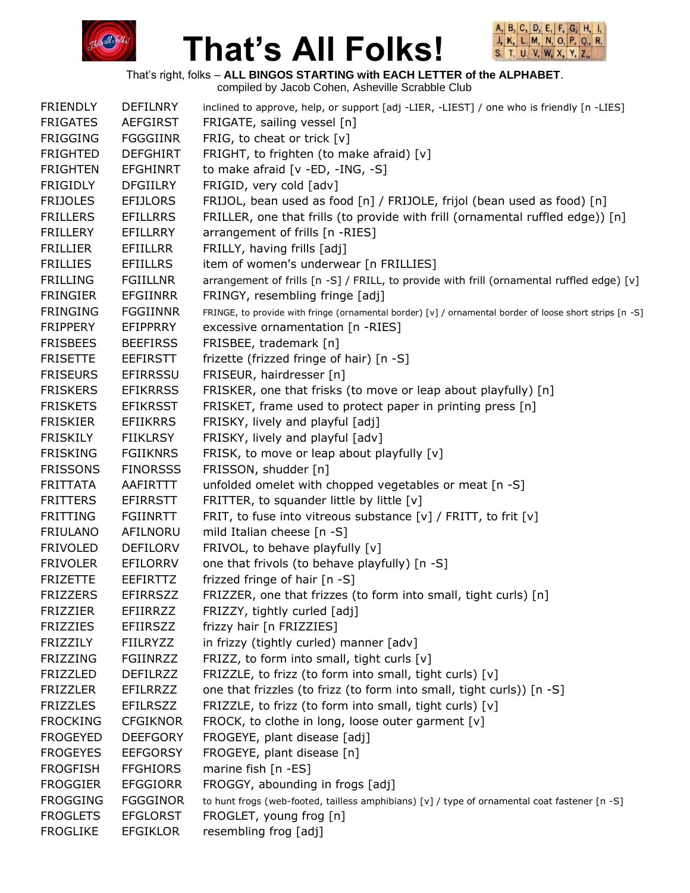# That's All Folks!

That's right, folks – **ALL BINGOS STARTING with EACH LETTER of the ALPHABET**.
compiled by Jacob Cohen, Asheville Scrabble Club

| | | |
|---|---|---|
| FRIENDLY | DEFILNRY | inclined to approve, help, or support [adj -LIER, -LIEST] / one who is friendly [n -LIES] |
| FRIGATES | AEFGIRST | FRIGATE, sailing vessel [n] |
| FRIGGING | FGGGIINR | FRIG, to cheat or trick [v] |
| FRIGHTED | DEFGHIRT | FRIGHT, to frighten (to make afraid) [v] |
| FRIGHTEN | EFGHINRT | to make afraid [v -ED, -ING, -S] |
| FRIGIDLY | DFGIILRY | FRIGID, very cold [adv] |
| FRIJOLES | EFIJLORS | FRIJOL, bean used as food [n] / FRIJOLE, frijol (bean used as food) [n] |
| FRILLERS | EFILLRRS | FRILLER, one that frills (to provide with frill (ornamental ruffled edge)) [n] |
| FRILLERY | EFILLRRY | arrangement of frills [n -RIES] |
| FRILLIER | EFIILLRR | FRILLY, having frills [adj] |
| FRILLIES | EFIILLRS | item of women's underwear [n FRILLIES] |
| FRILLING | FGIILLNR | arrangement of frills [n -S] / FRILL, to provide with frill (ornamental ruffled edge) [v] |
| FRINGIER | EFGIINRR | FRINGY, resembling fringe [adj] |
| FRINGING | FGGIINNR | FRINGE, to provide with fringe (ornamental border) [v] / ornamental border of loose short strips [n -S] |
| FRIPPERY | EFIPPRRY | excessive ornamentation [n -RIES] |
| FRISBEES | BEEFIRSS | FRISBEE, trademark [n] |
| FRISETTE | EEFIRSTT | frizette (frizzed fringe of hair) [n -S] |
| FRISEURS | EFIRRSSU | FRISEUR, hairdresser [n] |
| FRISKERS | EFIKRRSS | FRISKER, one that frisks (to move or leap about playfully) [n] |
| FRISKETS | EFIKRSST | FRISKET, frame used to protect paper in printing press [n] |
| FRISKIER | EFIIKRRS | FRISKY, lively and playful [adj] |
| FRISKILY | FIIKLRSY | FRISKY, lively and playful [adv] |
| FRISKING | FGIIKNRS | FRISK, to move or leap about playfully [v] |
| FRISSONS | FINORSSS | FRISSON, shudder [n] |
| FRITTATA | AAFIRTTT | unfolded omelet with chopped vegetables or meat [n -S] |
| FRITTERS | EFIRRSTT | FRITTER, to squander little by little [v] |
| FRITTING | FGIINRTT | FRIT, to fuse into vitreous substance [v] / FRITT, to frit [v] |
| FRIULANO | AFILNORU | mild Italian cheese [n -S] |
| FRIVOLED | DEFILORV | FRIVOL, to behave playfully [v] |
| FRIVOLER | EFILORRV | one that frivols (to behave playfully) [n -S] |
| FRIZETTE | EEFIRTTZ | frizzed fringe of hair [n -S] |
| FRIZZERS | EFIRRSZZ | FRIZZER, one that frizzes (to form into small, tight curls) [n] |
| FRIZZIER | EFIIRRZZ | FRIZZY, tightly curled [adj] |
| FRIZZIES | EFIIRSZZ | frizzy hair [n FRIZZIES] |
| FRIZZILY | FIILRYZZ | in frizzy (tightly curled) manner [adv] |
| FRIZZING | FGIINRZZ | FRIZZ, to form into small, tight curls [v] |
| FRIZZLED | DEFILRZZ | FRIZZLE, to frizz (to form into small, tight curls) [v] |
| FRIZZLER | EFILRRZZ | one that frizzles (to frizz (to form into small, tight curls)) [n -S] |
| FRIZZLES | EFILRSZZ | FRIZZLE, to frizz (to form into small, tight curls) [v] |
| FROCKING | CFGIKNOR | FROCK, to clothe in long, loose outer garment [v] |
| FROGEYED | DEEFGORY | FROGEYE, plant disease [adj] |
| FROGEYES | EEFGORSY | FROGEYE, plant disease [n] |
| FROGFISH | FFGHIORS | marine fish [n -ES] |
| FROGGIER | EFGGIORR | FROGGY, abounding in frogs [adj] |
| FROGGING | FGGGINOR | to hunt frogs (web-footed, tailless amphibians) [v] / type of ornamental coat fastener [n -S] |
| FROGLETS | EFGLORST | FROGLET, young frog [n] |
| FROGLIKE | EFGIKLOR | resembling frog [adj] |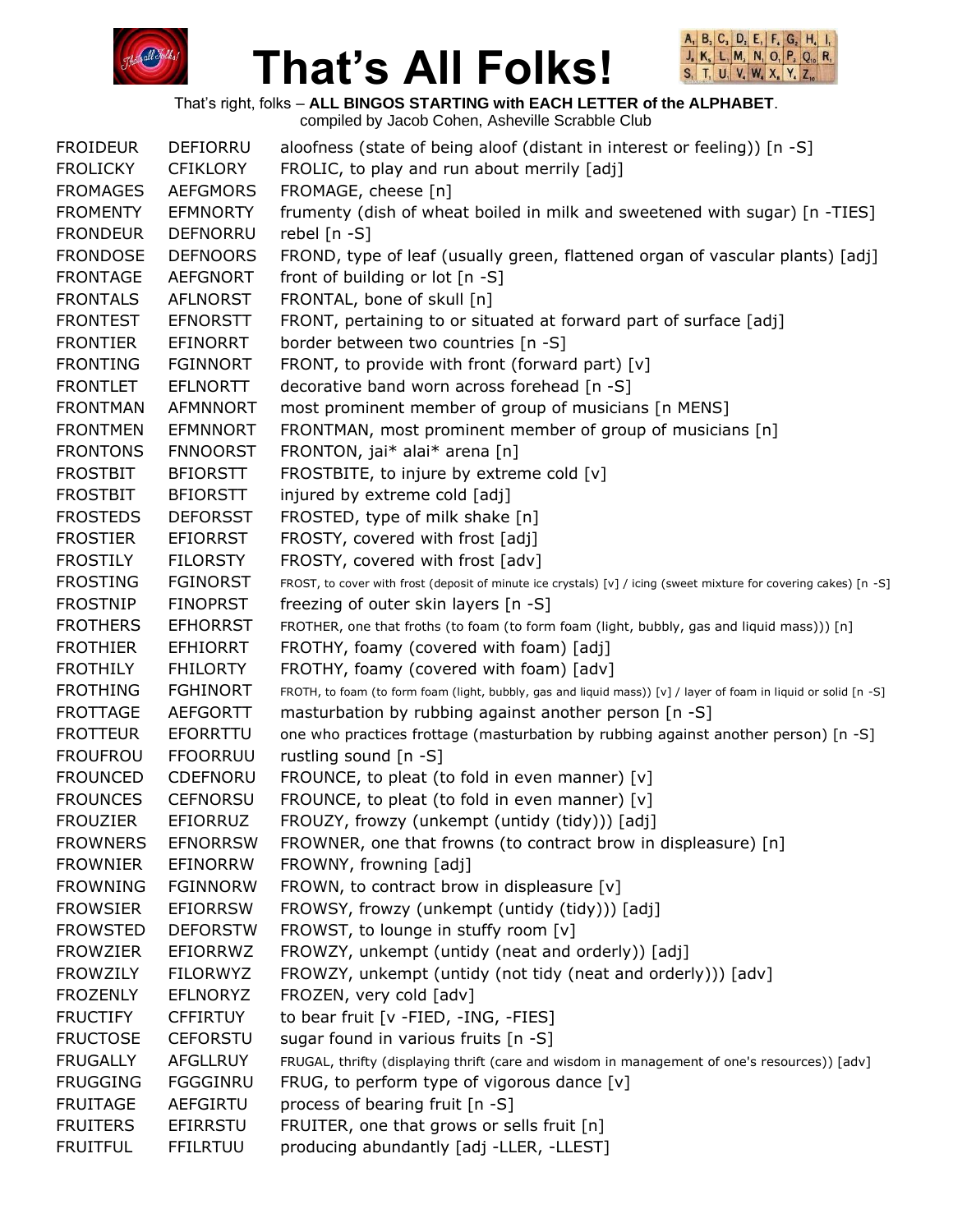# That's All Folks!

That's right, folks – **ALL BINGOS STARTING with EACH LETTER of the ALPHABET**.
compiled by Jacob Cohen, Asheville Scrabble Club

| | | |
|---|---|---|
| FROIDEUR | DEFIORRU | aloofness (state of being aloof (distant in interest or feeling)) [n -S] |
| FROLICKY | CFIKLORY | FROLIC, to play and run about merrily [adj] |
| FROMAGES | AEFGMORS | FROMAGE, cheese [n] |
| FROMENTY | EFMNORTY | frumenty (dish of wheat boiled in milk and sweetened with sugar) [n -TIES] |
| FRONDEUR | DEFNORRU | rebel [n -S] |
| FRONDOSE | DEFNOORS | FROND, type of leaf (usually green, flattened organ of vascular plants) [adj] |
| FRONTAGE | AEFGNORT | front of building or lot [n -S] |
| FRONTALS | AFLNORST | FRONTAL, bone of skull [n] |
| FRONTEST | EFNORSTT | FRONT, pertaining to or situated at forward part of surface [adj] |
| FRONTIER | EFINORRT | border between two countries [n -S] |
| FRONTING | FGINNORT | FRONT, to provide with front (forward part) [v] |
| FRONTLET | EFLNORTT | decorative band worn across forehead [n -S] |
| FRONTMAN | AFMNNORT | most prominent member of group of musicians [n MENS] |
| FRONTMEN | EFMNNORT | FRONTMAN, most prominent member of group of musicians [n] |
| FRONTONS | FNNOORST | FRONTON, jai* alai* arena [n] |
| FROSTBIT | BFIORSTT | FROSTBITE, to injure by extreme cold [v] |
| FROSTBIT | BFIORSTT | injured by extreme cold [adj] |
| FROSTEDS | DEFORSST | FROSTED, type of milk shake [n] |
| FROSTIER | EFIORRST | FROSTY, covered with frost [adj] |
| FROSTILY | FILORSTY | FROSTY, covered with frost [adv] |
| FROSTING | FGINORST | FROST, to cover with frost (deposit of minute ice crystals) [v] / icing (sweet mixture for covering cakes) [n -S] |
| FROSTNIP | FINOPRST | freezing of outer skin layers [n -S] |
| FROTHERS | EFHORRST | FROTHER, one that froths (to foam (to form foam (light, bubbly, gas and liquid mass))) [n] |
| FROTHIER | EFHIORRT | FROTHY, foamy (covered with foam) [adj] |
| FROTHILY | FHILORTY | FROTHY, foamy (covered with foam) [adv] |
| FROTHING | FGHINORT | FROTH, to foam (to form foam (light, bubbly, gas and liquid mass)) [v] / layer of foam in liquid or solid [n -S] |
| FROTTAGE | AEFGORTT | masturbation by rubbing against another person [n -S] |
| FROTTEUR | EFORRTTU | one who practices frottage (masturbation by rubbing against another person) [n -S] |
| FROUFROU | FFOORRUU | rustling sound [n -S] |
| FROUNCED | CDEFNORU | FROUNCE, to pleat (to fold in even manner) [v] |
| FROUNCES | CEFNORSU | FROUNCE, to pleat (to fold in even manner) [v] |
| FROUZIER | EFIORRUZ | FROUZY, frowzy (unkempt (untidy (tidy))) [adj] |
| FROWNERS | EFNORRSW | FROWNER, one that frowns (to contract brow in displeasure) [n] |
| FROWNIER | EFINORRW | FROWNY, frowning [adj] |
| FROWNING | FGINNORW | FROWN, to contract brow in displeasure [v] |
| FROWSIER | EFIORRSW | FROWSY, frowzy (unkempt (untidy (tidy))) [adj] |
| FROWSTED | DEFORSTW | FROWST, to lounge in stuffy room [v] |
| FROWZIER | EFIORRWZ | FROWZY, unkempt (untidy (neat and orderly)) [adj] |
| FROWZILY | FILORWYZ | FROWZY, unkempt (untidy (not tidy (neat and orderly))) [adv] |
| FROZENLY | EFLNORYZ | FROZEN, very cold [adv] |
| FRUCTIFY | CFFIRTUY | to bear fruit [v -FIED, -ING, -FIES] |
| FRUCTOSE | CEFORSTU | sugar found in various fruits [n -S] |
| FRUGALLY | AFGLLRUY | FRUGAL, thrifty (displaying thrift (care and wisdom in management of one's resources)) [adv] |
| FRUGGING | FGGGINRU | FRUG, to perform type of vigorous dance [v] |
| FRUITAGE | AEFGIRTU | process of bearing fruit [n -S] |
| FRUITERS | EFIRRSTU | FRUITER, one that grows or sells fruit [n] |
| FRUITFUL | FFILRTUU | producing abundantly [adj -LLER, -LLEST] |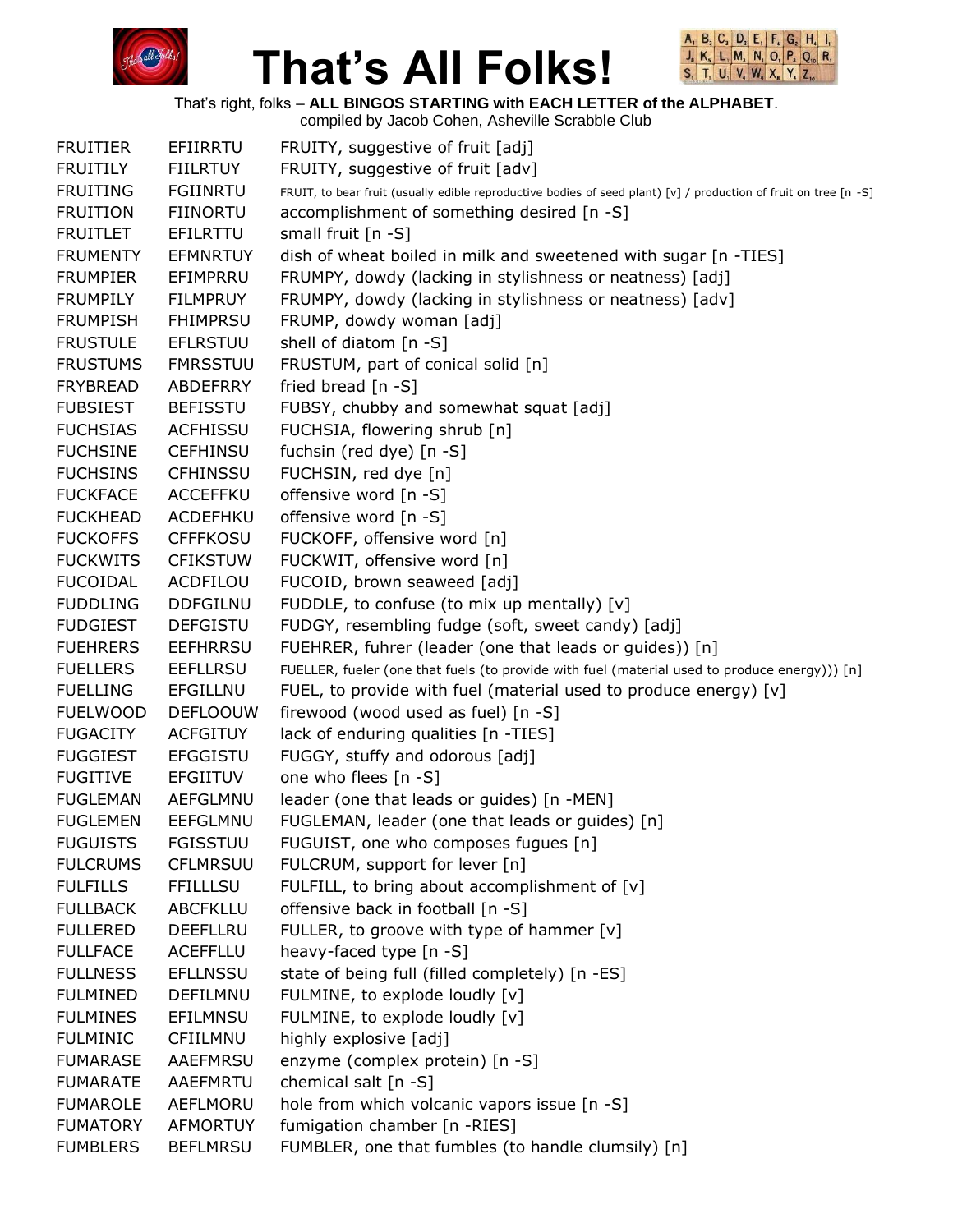# That's All Folks!

That's right, folks – **ALL BINGOS STARTING with EACH LETTER of the ALPHABET**.
compiled by Jacob Cohen, Asheville Scrabble Club

| | | |
|---|---|---|
| FRUITIER | EFIIRRTU | FRUITY, suggestive of fruit [adj] |
| FRUITILY | FIILRTUY | FRUITY, suggestive of fruit [adv] |
| FRUITING | FGIINRTU | FRUIT, to bear fruit (usually edible reproductive bodies of seed plant) [v] / production of fruit on tree [n -S] |
| FRUITION | FIINORTU | accomplishment of something desired [n -S] |
| FRUITLET | EFILRTTU | small fruit [n -S] |
| FRUMENTY | EFMNRTUY | dish of wheat boiled in milk and sweetened with sugar [n -TIES] |
| FRUMPIER | EFIMPRRU | FRUMPY, dowdy (lacking in stylishness or neatness) [adj] |
| FRUMPILY | FILMPRUY | FRUMPY, dowdy (lacking in stylishness or neatness) [adv] |
| FRUMPISH | FHIMPRSU | FRUMP, dowdy woman [adj] |
| FRUSTULE | EFLRSTUU | shell of diatom [n -S] |
| FRUSTUMS | FMRSSTUU | FRUSTUM, part of conical solid [n] |
| FRYBREAD | ABDEFRRY | fried bread [n -S] |
| FUBSIEST | BEFISSTU | FUBSY, chubby and somewhat squat [adj] |
| FUCHSIAS | ACFHISSU | FUCHSIA, flowering shrub [n] |
| FUCHSINE | CEFHINSU | fuchsin (red dye) [n -S] |
| FUCHSINS | CFHINSSU | FUCHSIN, red dye [n] |
| FUCKFACE | ACCEFFKU | offensive word [n -S] |
| FUCKHEAD | ACDEFHKU | offensive word [n -S] |
| FUCKOFFS | CFFFKOSU | FUCKOFF, offensive word [n] |
| FUCKWITS | CFIKSTUW | FUCKWIT, offensive word [n] |
| FUCOIDAL | ACDFILOU | FUCOID, brown seaweed [adj] |
| FUDDLING | DDFGILNU | FUDDLE, to confuse (to mix up mentally) [v] |
| FUDGIEST | DEFGISTU | FUDGY, resembling fudge (soft, sweet candy) [adj] |
| FUEHRERS | EEFHRRSU | FUEHRER, fuhrer (leader (one that leads or guides)) [n] |
| FUELLERS | EEFLLRSU | FUELLER, fueler (one that fuels (to provide with fuel (material used to produce energy))) [n] |
| FUELLING | EFGILLNU | FUEL, to provide with fuel (material used to produce energy) [v] |
| FUELWOOD | DEFLOOUW | firewood (wood used as fuel) [n -S] |
| FUGACITY | ACFGITUY | lack of enduring qualities [n -TIES] |
| FUGGIEST | EFGGISTU | FUGGY, stuffy and odorous [adj] |
| FUGITIVE | EFGIITUV | one who flees [n -S] |
| FUGLEMAN | AEFGLMNU | leader (one that leads or guides) [n -MEN] |
| FUGLEMEN | EEFGLMNU | FUGLEMAN, leader (one that leads or guides) [n] |
| FUGUISTS | FGISSTUU | FUGUIST, one who composes fugues [n] |
| FULCRUMS | CFLMRSUU | FULCRUM, support for lever [n] |
| FULFILLS | FFILLLSU | FULFILL, to bring about accomplishment of [v] |
| FULLBACK | ABCFKLLU | offensive back in football [n -S] |
| FULLERED | DEEFLLRU | FULLER, to groove with type of hammer [v] |
| FULLFACE | ACEFFLLU | heavy-faced type [n -S] |
| FULLNESS | EFLLNSSU | state of being full (filled completely) [n -ES] |
| FULMINED | DEFILMNU | FULMINE, to explode loudly [v] |
| FULMINES | EFILMNSU | FULMINE, to explode loudly [v] |
| FULMINIC | CFIILMNU | highly explosive [adj] |
| FUMARASE | AAEFMRSU | enzyme (complex protein) [n -S] |
| FUMARATE | AAEFMRTU | chemical salt [n -S] |
| FUMAROLE | AEFLMORU | hole from which volcanic vapors issue [n -S] |
| FUMATORY | AFMORTUY | fumigation chamber [n -RIES] |
| FUMBLERS | BEFLMRSU | FUMBLER, one that fumbles (to handle clumsily) [n] |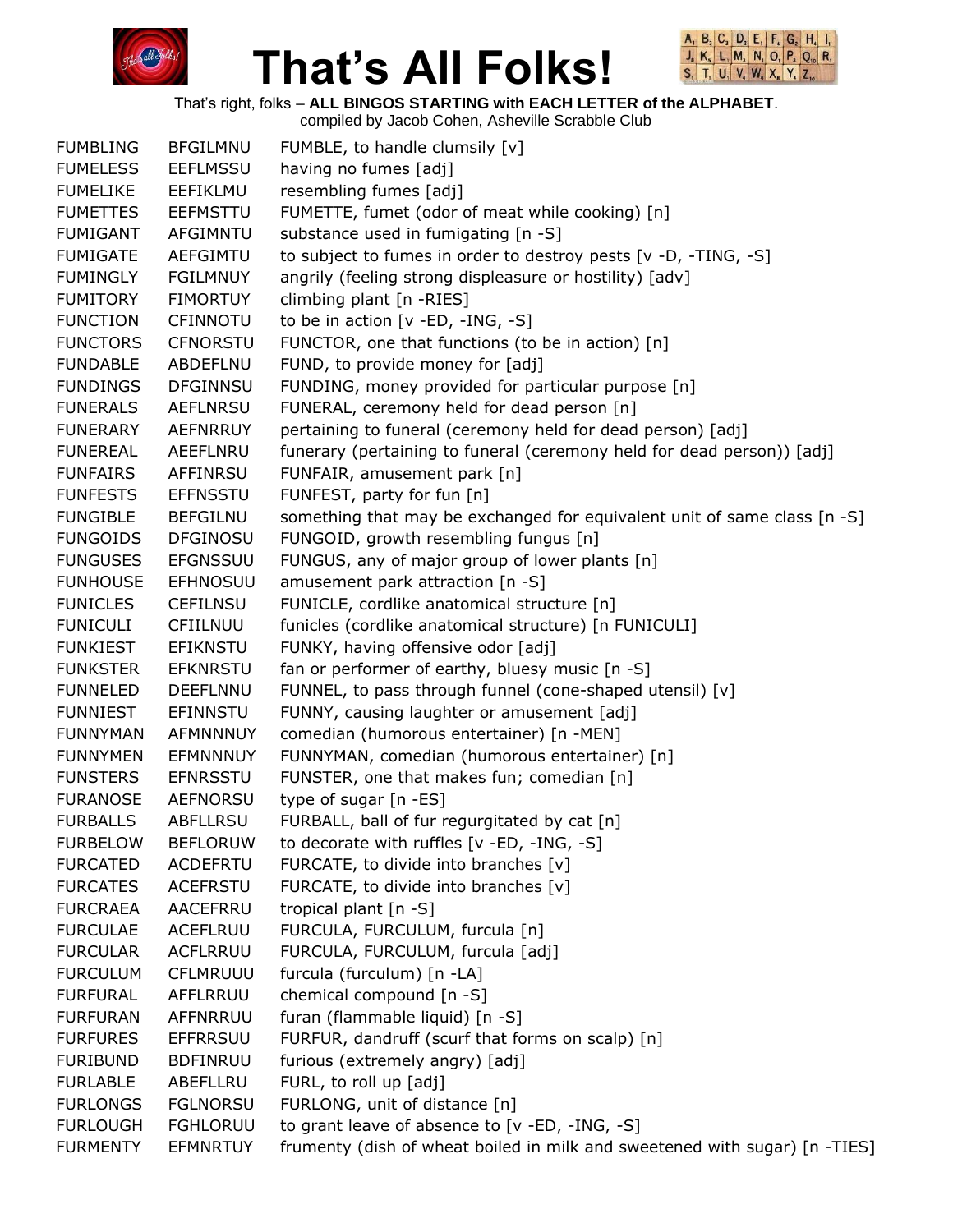# That's All Folks!

That's right, folks – **ALL BINGOS STARTING with EACH LETTER of the ALPHABET**.
compiled by Jacob Cohen, Asheville Scrabble Club

| | | |
|---|---|---|
| FUMBLING | BFGILMNU | FUMBLE, to handle clumsily [v] |
| FUMELESS | EEFLMSSU | having no fumes [adj] |
| FUMELIKE | EEFIKLMU | resembling fumes [adj] |
| FUMETTES | EEFMSTTU | FUMETTE, fumet (odor of meat while cooking) [n] |
| FUMIGANT | AFGIMNTU | substance used in fumigating [n -S] |
| FUMIGATE | AEFGIMTU | to subject to fumes in order to destroy pests [v -D, -TING, -S] |
| FUMINGLY | FGILMNUY | angrily (feeling strong displeasure or hostility) [adv] |
| FUMITORY | FIMORTUY | climbing plant [n -RIES] |
| FUNCTION | CFINNOTU | to be in action [v -ED, -ING, -S] |
| FUNCTORS | CFNORSTU | FUNCTOR, one that functions (to be in action) [n] |
| FUNDABLE | ABDEFLNU | FUND, to provide money for [adj] |
| FUNDINGS | DFGINNSU | FUNDING, money provided for particular purpose [n] |
| FUNERALS | AEFLNRSU | FUNERAL, ceremony held for dead person [n] |
| FUNERARY | AEFNRRUY | pertaining to funeral (ceremony held for dead person) [adj] |
| FUNEREAL | AEEFLNRU | funerary (pertaining to funeral (ceremony held for dead person)) [adj] |
| FUNFAIRS | AFFINRSU | FUNFAIR, amusement park [n] |
| FUNFESTS | EFFNSSTU | FUNFEST, party for fun [n] |
| FUNGIBLE | BEFGILNU | something that may be exchanged for equivalent unit of same class [n -S] |
| FUNGOIDS | DFGINOSU | FUNGOID, growth resembling fungus [n] |
| FUNGUSES | EFGNSSUU | FUNGUS, any of major group of lower plants [n] |
| FUNHOUSE | EFHNOSUU | amusement park attraction [n -S] |
| FUNICLES | CEFILNSU | FUNICLE, cordlike anatomical structure [n] |
| FUNICULI | CFIILNUU | funicles (cordlike anatomical structure) [n FUNICULI] |
| FUNKIEST | EFIKNSTU | FUNKY, having offensive odor [adj] |
| FUNKSTER | EFKNRSTU | fan or performer of earthy, bluesy music [n -S] |
| FUNNELED | DEEFLNNU | FUNNEL, to pass through funnel (cone-shaped utensil) [v] |
| FUNNIEST | EFINNSTU | FUNNY, causing laughter or amusement [adj] |
| FUNNYMAN | AFMNNNUY | comedian (humorous entertainer) [n -MEN] |
| FUNNYMEN | EFMNNNUY | FUNNYMAN, comedian (humorous entertainer) [n] |
| FUNSTERS | EFNRSSTU | FUNSTER, one that makes fun; comedian [n] |
| FURANOSE | AEFNORSU | type of sugar [n -ES] |
| FURBALLS | ABFLLRSU | FURBALL, ball of fur regurgitated by cat [n] |
| FURBELOW | BEFLORUW | to decorate with ruffles [v -ED, -ING, -S] |
| FURCATED | ACDEFRTU | FURCATE, to divide into branches [v] |
| FURCATES | ACEFRSTU | FURCATE, to divide into branches [v] |
| FURCRAEA | AACEFRRU | tropical plant [n -S] |
| FURCULAE | ACEFLRUU | FURCULA, FURCULUM, furcula [n] |
| FURCULAR | ACFLRRUU | FURCULA, FURCULUM, furcula [adj] |
| FURCULUM | CFLMRUUU | furcula (furculum) [n -LA] |
| FURFURAL | AFFLRRUU | chemical compound [n -S] |
| FURFURAN | AFFNRRUU | furan (flammable liquid) [n -S] |
| FURFURES | EFFRRSUU | FURFUR, dandruff (scurf that forms on scalp) [n] |
| FURIBUND | BDFINRUU | furious (extremely angry) [adj] |
| FURLABLE | ABEFLLRU | FURL, to roll up [adj] |
| FURLONGS | FGLNORSU | FURLONG, unit of distance [n] |
| FURLOUGH | FGHLORUU | to grant leave of absence to [v -ED, -ING, -S] |
| FURMENTY | EFMNRTUY | frumenty (dish of wheat boiled in milk and sweetened with sugar) [n -TIES] |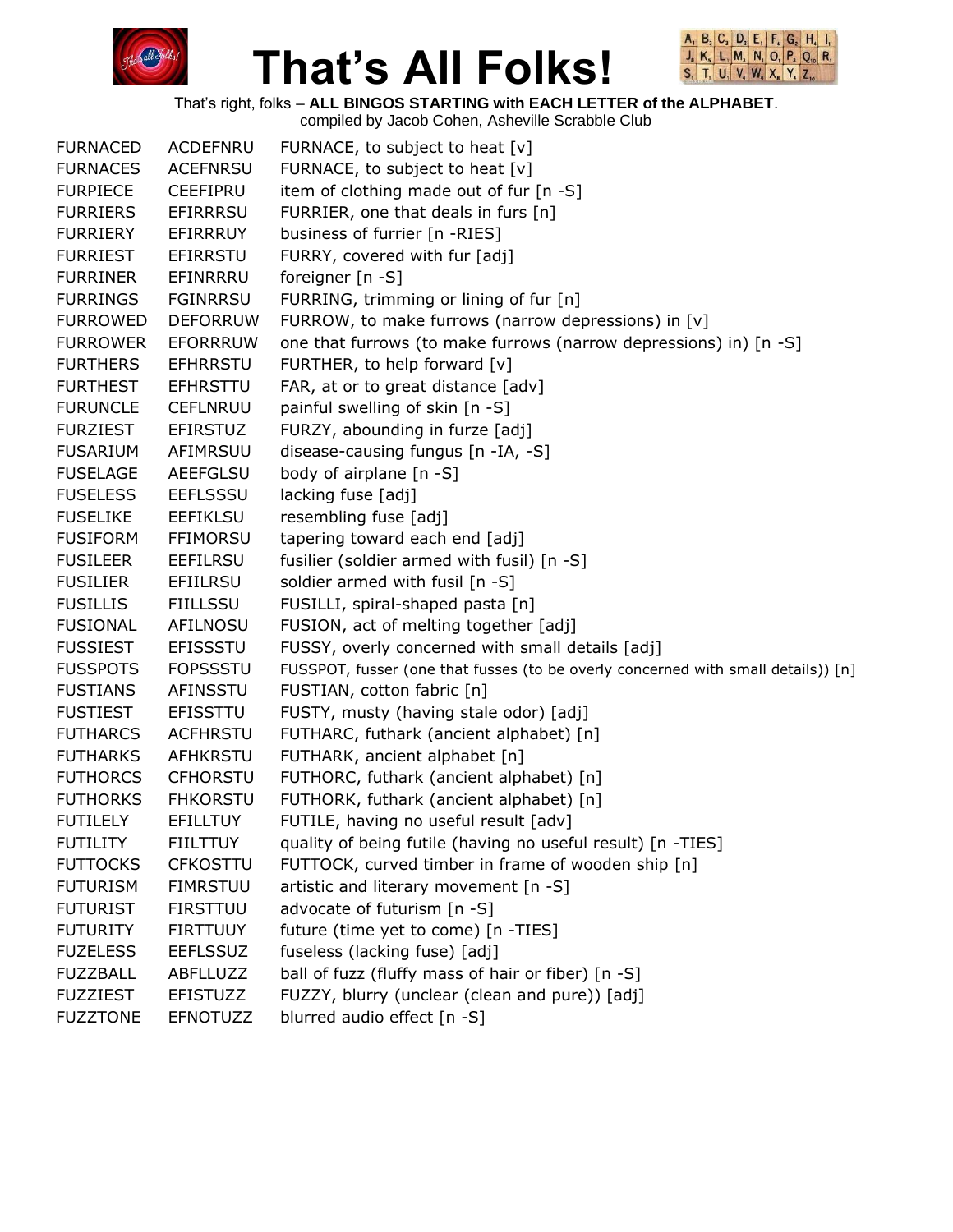# That's All Folks!

That's right, folks – **ALL BINGOS STARTING with EACH LETTER of the ALPHABET**.
compiled by Jacob Cohen, Asheville Scrabble Club

| | | |
|---|---|---|
| FURNACED | ACDEFNRU | FURNACE, to subject to heat [v] |
| FURNACES | ACEFNRSU | FURNACE, to subject to heat [v] |
| FURPIECE | CEEFIPRU | item of clothing made out of fur [n -S] |
| FURRIERS | EFIRRRSU | FURRIER, one that deals in furs [n] |
| FURRIERY | EFIRRRUY | business of furrier [n -RIES] |
| FURRIEST | EFIRRSTU | FURRY, covered with fur [adj] |
| FURRINER | EFINRRRU | foreigner [n -S] |
| FURRINGS | FGINRRSU | FURRING, trimming or lining of fur [n] |
| FURROWED | DEFORRUW | FURROW, to make furrows (narrow depressions) in [v] |
| FURROWER | EFORRRUW | one that furrows (to make furrows (narrow depressions) in) [n -S] |
| FURTHERS | EFHRRSTU | FURTHER, to help forward [v] |
| FURTHEST | EFHRSTTU | FAR, at or to great distance [adv] |
| FURUNCLE | CEFLNRUU | painful swelling of skin [n -S] |
| FURZIEST | EFIRSTUZ | FURZY, abounding in furze [adj] |
| FUSARIUM | AFIMRSUU | disease-causing fungus [n -IA, -S] |
| FUSELAGE | AEEFGLSU | body of airplane [n -S] |
| FUSELESS | EEFLSSSU | lacking fuse [adj] |
| FUSELIKE | EEFIKLSU | resembling fuse [adj] |
| FUSIFORM | FFIMORSU | tapering toward each end [adj] |
| FUSILEER | EEFILRSU | fusilier (soldier armed with fusil) [n -S] |
| FUSILIER | EFIILRSU | soldier armed with fusil [n -S] |
| FUSILLIS | FIILLSSU | FUSILLI, spiral-shaped pasta [n] |
| FUSIONAL | AFILNOSU | FUSION, act of melting together [adj] |
| FUSSIEST | EFISSSTU | FUSSY, overly concerned with small details [adj] |
| FUSSPOTS | FOPSSSTU | FUSSPOT, fusser (one that fusses (to be overly concerned with small details)) [n] |
| FUSTIANS | AFINSSTU | FUSTIAN, cotton fabric [n] |
| FUSTIEST | EFISSTTU | FUSTY, musty (having stale odor) [adj] |
| FUTHARCS | ACFHRSTU | FUTHARC, futhark (ancient alphabet) [n] |
| FUTHARKS | AFHKRSTU | FUTHARK, ancient alphabet [n] |
| FUTHORCS | CFHORSTU | FUTHORC, futhark (ancient alphabet) [n] |
| FUTHORKS | FHKORSTU | FUTHORK, futhark (ancient alphabet) [n] |
| FUTILELY | EFILLTUY | FUTILE, having no useful result [adv] |
| FUTILITY | FIILTTUY | quality of being futile (having no useful result) [n -TIES] |
| FUTTOCKS | CFKOSTTU | FUTTOCK, curved timber in frame of wooden ship [n] |
| FUTURISM | FIMRSTUU | artistic and literary movement [n -S] |
| FUTURIST | FIRSTTUU | advocate of futurism [n -S] |
| FUTURITY | FIRTTUUY | future (time yet to come) [n -TIES] |
| FUZELESS | EEFLSSUZ | fuseless (lacking fuse) [adj] |
| FUZZBALL | ABFLLUZZ | ball of fuzz (fluffy mass of hair or fiber) [n -S] |
| FUZZIEST | EFISTUZZ | FUZZY, blurry (unclear (clean and pure)) [adj] |
| FUZZTONE | EFNOTUZZ | blurred audio effect [n -S] |